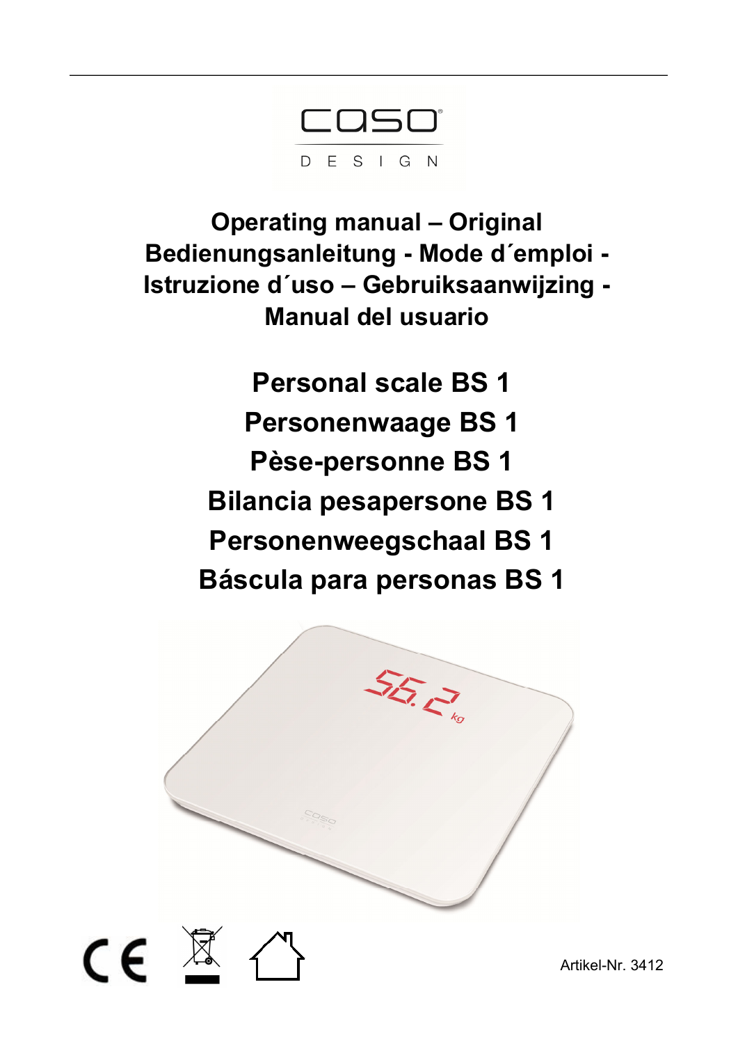caso DESIGN

**Operating manual – Original**
**Bedienungsanleitung - Mode d´emploi -**
**Istruzione d´uso – Gebruiksaanwijzing -**
**Manual del usuario**

# Personal scale BS 1
# Personenwaage BS 1
# Pèse-personne BS 1
# Bilancia pesapersone BS 1
# Personenweegschaal BS 1
# Báscula para personas BS 1

Artikel-Nr. 3412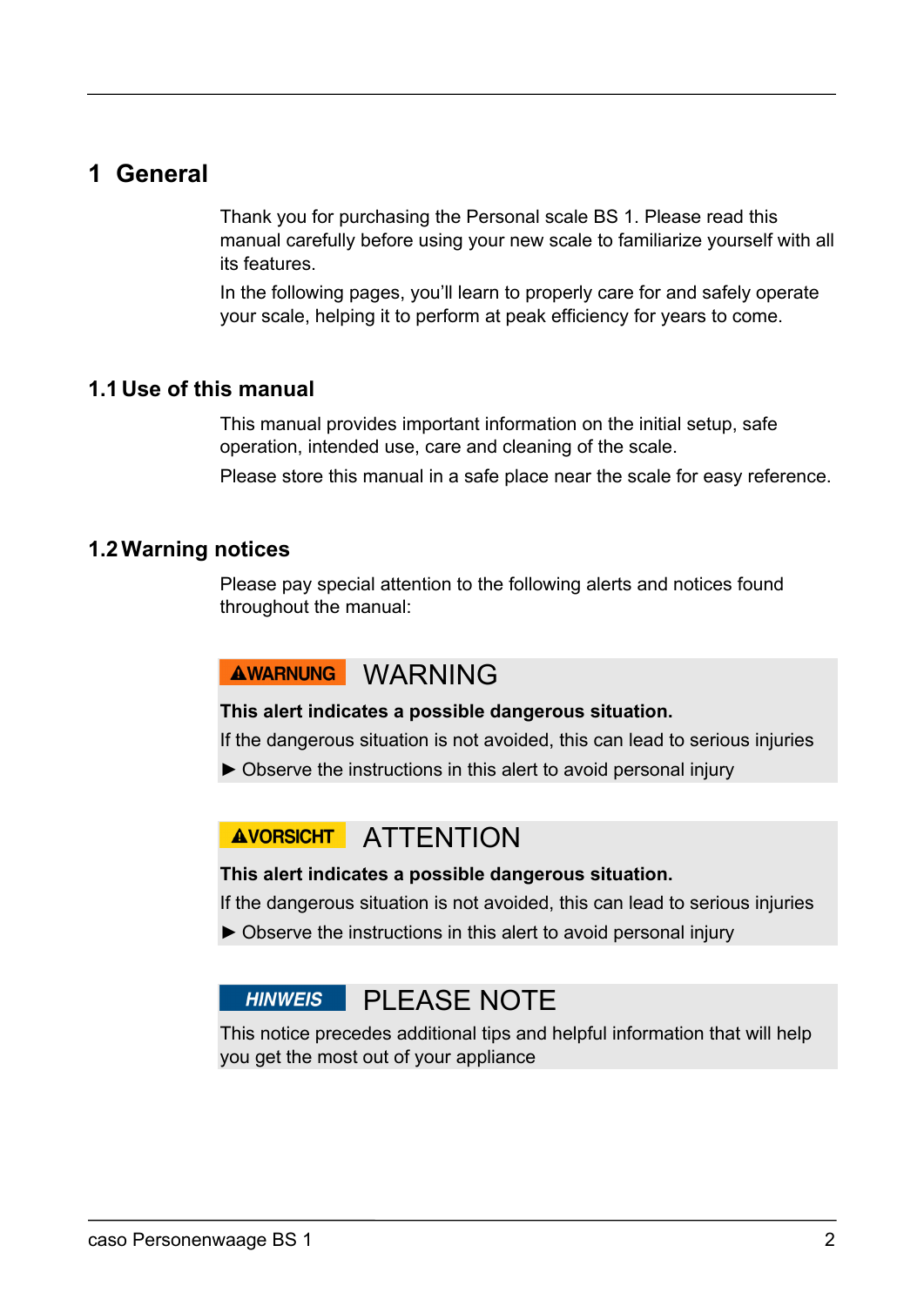# 1 General

Thank you for purchasing the Personal scale BS 1. Please read this manual carefully before using your new scale to familiarize yourself with all its features.

In the following pages, you'll learn to properly care for and safely operate your scale, helping it to perform at peak efficiency for years to come.

## 1.1 Use of this manual

This manual provides important information on the initial setup, safe operation, intended use, care and cleaning of the scale.

Please store this manual in a safe place near the scale for easy reference.

## 1.2 Warning notices

Please pay special attention to the following alerts and notices found throughout the manual:

**⚠WARNUNG** WARNING

**This alert indicates a possible dangerous situation.**

If the dangerous situation is not avoided, this can lead to serious injuries

► Observe the instructions in this alert to avoid personal injury

**⚠VORSICHT** ATTENTION

**This alert indicates a possible dangerous situation.**

If the dangerous situation is not avoided, this can lead to serious injuries

► Observe the instructions in this alert to avoid personal injury

***HINWEIS*** PLEASE NOTE

This notice precedes additional tips and helpful information that will help you get the most out of your appliance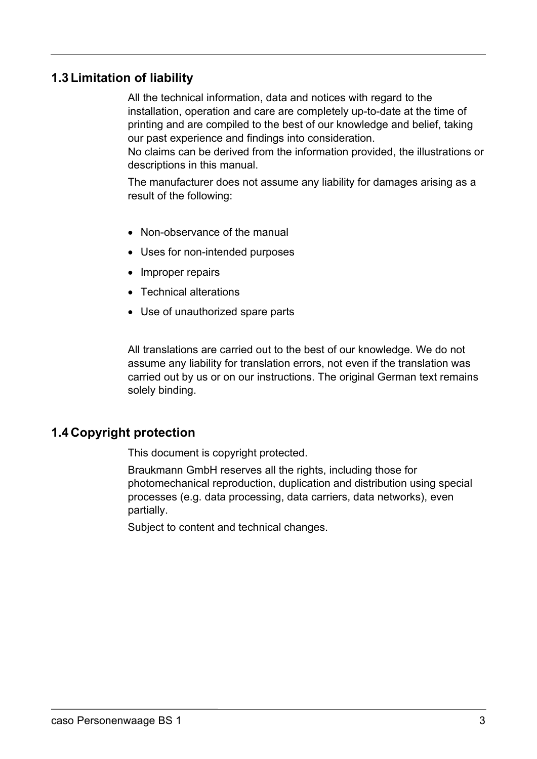## 1.3 Limitation of liability

All the technical information, data and notices with regard to the installation, operation and care are completely up-to-date at the time of printing and are compiled to the best of our knowledge and belief, taking our past experience and findings into consideration.
No claims can be derived from the information provided, the illustrations or descriptions in this manual.

The manufacturer does not assume any liability for damages arising as a result of the following:

- Non-observance of the manual
- Uses for non-intended purposes
- Improper repairs
- Technical alterations
- Use of unauthorized spare parts

All translations are carried out to the best of our knowledge. We do not assume any liability for translation errors, not even if the translation was carried out by us or on our instructions. The original German text remains solely binding.

## 1.4 Copyright protection

This document is copyright protected.

Braukmann GmbH reserves all the rights, including those for photomechanical reproduction, duplication and distribution using special processes (e.g. data processing, data carriers, data networks), even partially.

Subject to content and technical changes.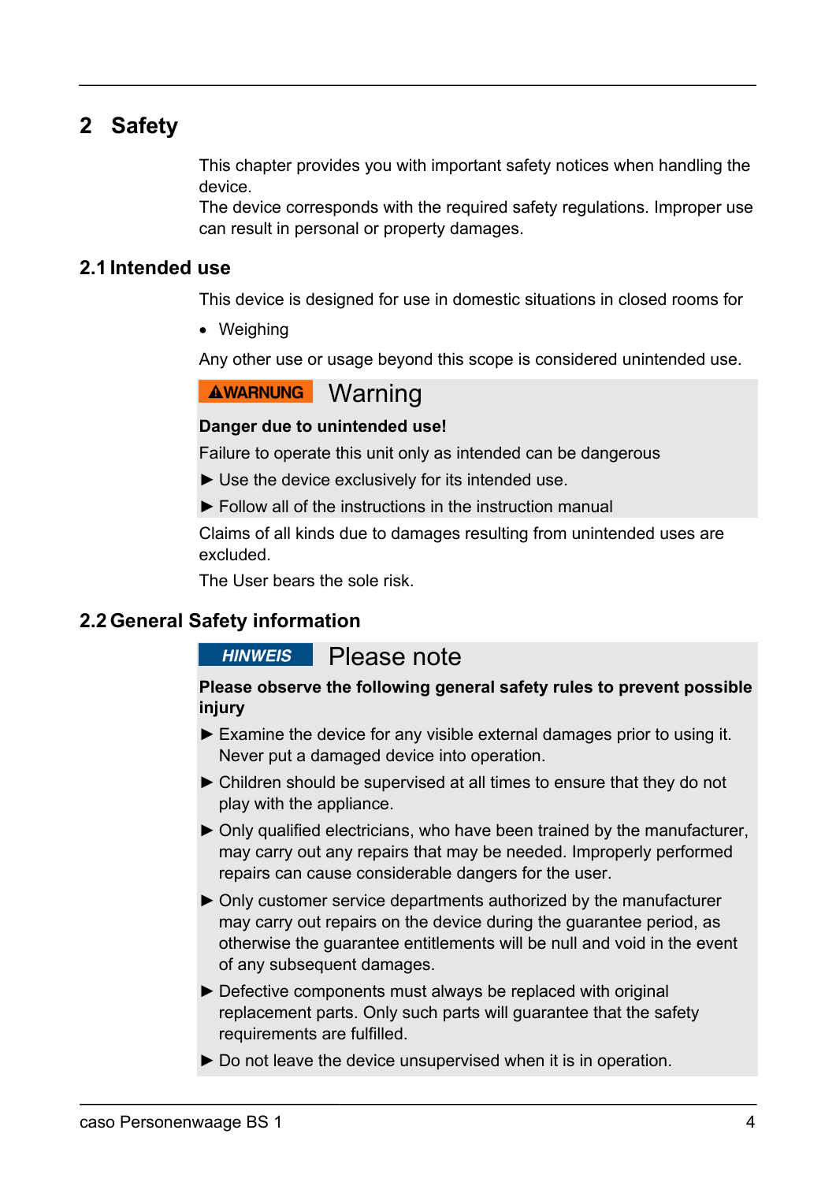# 2 Safety

This chapter provides you with important safety notices when handling the device.
The device corresponds with the required safety regulations. Improper use can result in personal or property damages.

## 2.1 Intended use

This device is designed for use in domestic situations in closed rooms for

- Weighing

Any other use or usage beyond this scope is considered unintended use.

**⚠WARNUNG** Warning

**Danger due to unintended use!**

Failure to operate this unit only as intended can be dangerous

► Use the device exclusively for its intended use.

► Follow all of the instructions in the instruction manual

Claims of all kinds due to damages resulting from unintended uses are excluded.

The User bears the sole risk.

## 2.2 General Safety information

**HINWEIS** Please note

**Please observe the following general safety rules to prevent possible injury**

► Examine the device for any visible external damages prior to using it. Never put a damaged device into operation.

► Children should be supervised at all times to ensure that they do not play with the appliance.

► Only qualified electricians, who have been trained by the manufacturer, may carry out any repairs that may be needed. Improperly performed repairs can cause considerable dangers for the user.

► Only customer service departments authorized by the manufacturer may carry out repairs on the device during the guarantee period, as otherwise the guarantee entitlements will be null and void in the event of any subsequent damages.

► Defective components must always be replaced with original replacement parts. Only such parts will guarantee that the safety requirements are fulfilled.

► Do not leave the device unsupervised when it is in operation.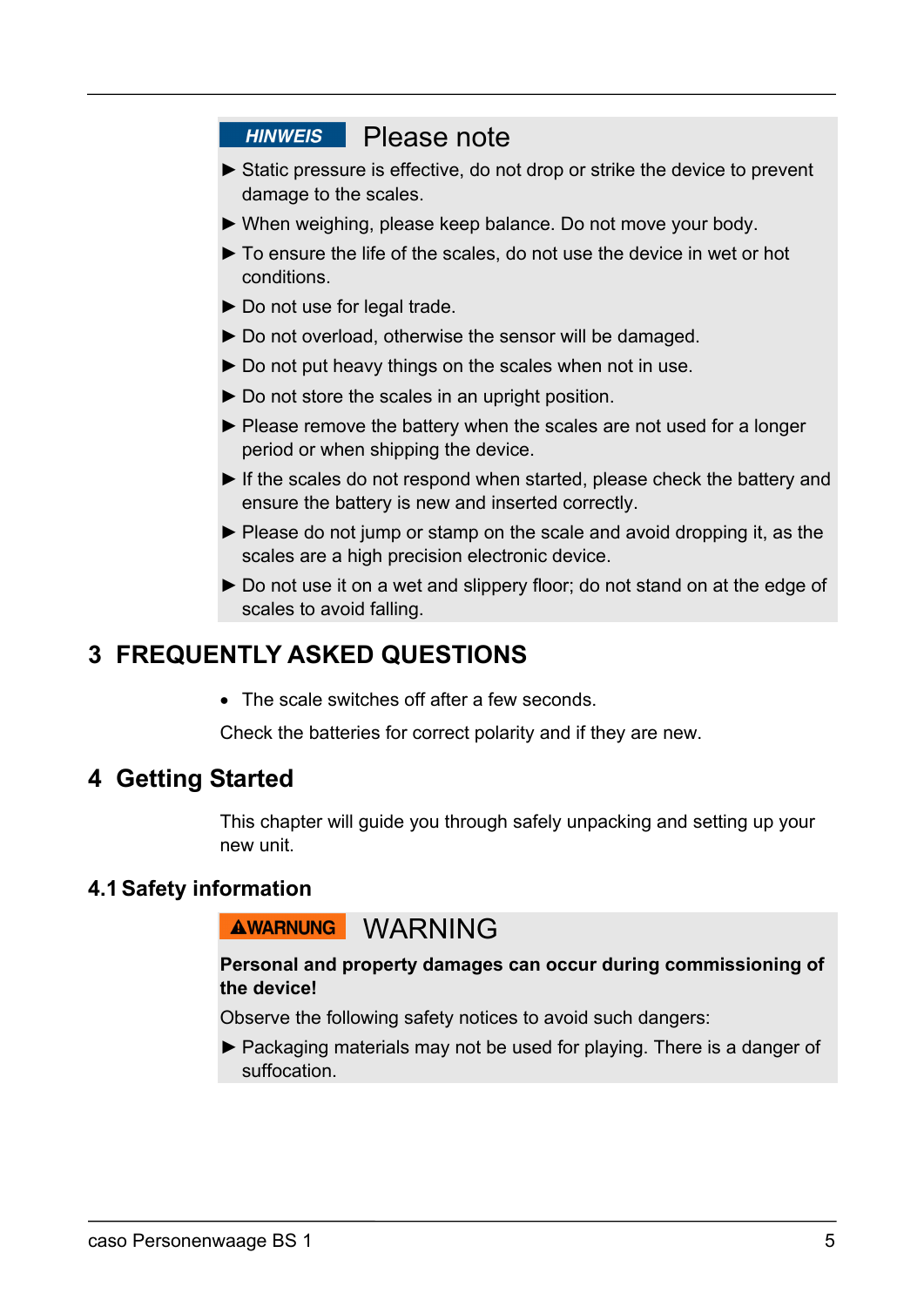**HINWEIS** Please note

- Static pressure is effective, do not drop or strike the device to prevent damage to the scales.
- When weighing, please keep balance. Do not move your body.
- To ensure the life of the scales, do not use the device in wet or hot conditions.
- Do not use for legal trade.
- Do not overload, otherwise the sensor will be damaged.
- Do not put heavy things on the scales when not in use.
- Do not store the scales in an upright position.
- Please remove the battery when the scales are not used for a longer period or when shipping the device.
- If the scales do not respond when started, please check the battery and ensure the battery is new and inserted correctly.
- Please do not jump or stamp on the scale and avoid dropping it, as the scales are a high precision electronic device.
- Do not use it on a wet and slippery floor; do not stand on at the edge of scales to avoid falling.

# 3 FREQUENTLY ASKED QUESTIONS

- The scale switches off after a few seconds.

Check the batteries for correct polarity and if they are new.

# 4 Getting Started

This chapter will guide you through safely unpacking and setting up your new unit.

## 4.1 Safety information

**⚠WARNUNG** WARNING

**Personal and property damages can occur during commissioning of the device!**

Observe the following safety notices to avoid such dangers:

- Packaging materials may not be used for playing. There is a danger of suffocation.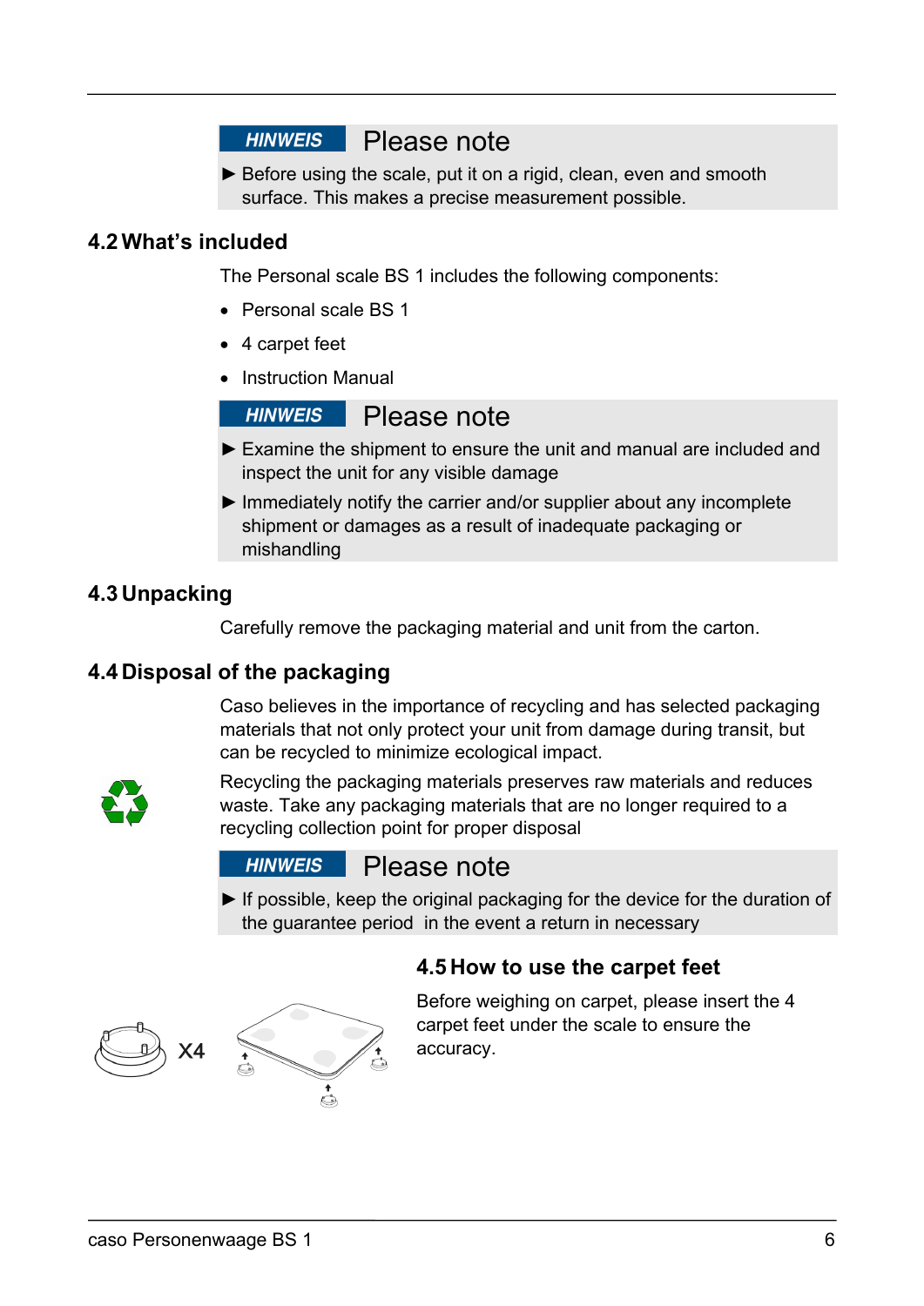**HINWEIS** Please note

► Before using the scale, put it on a rigid, clean, even and smooth surface. This makes a precise measurement possible.

## 4.2 What's included

The Personal scale BS 1 includes the following components:

- Personal scale BS 1
- 4 carpet feet
- Instruction Manual

**HINWEIS** Please note

► Examine the shipment to ensure the unit and manual are included and inspect the unit for any visible damage

► Immediately notify the carrier and/or supplier about any incomplete shipment or damages as a result of inadequate packaging or mishandling

## 4.3 Unpacking

Carefully remove the packaging material and unit from the carton.

## 4.4 Disposal of the packaging

Caso believes in the importance of recycling and has selected packaging materials that not only protect your unit from damage during transit, but can be recycled to minimize ecological impact.

Recycling the packaging materials preserves raw materials and reduces waste. Take any packaging materials that are no longer required to a recycling collection point for proper disposal

**HINWEIS** Please note

► If possible, keep the original packaging for the device for the duration of the guarantee period in the event a return in necessary

## 4.5 How to use the carpet feet

X4

Before weighing on carpet, please insert the 4 carpet feet under the scale to ensure the accuracy.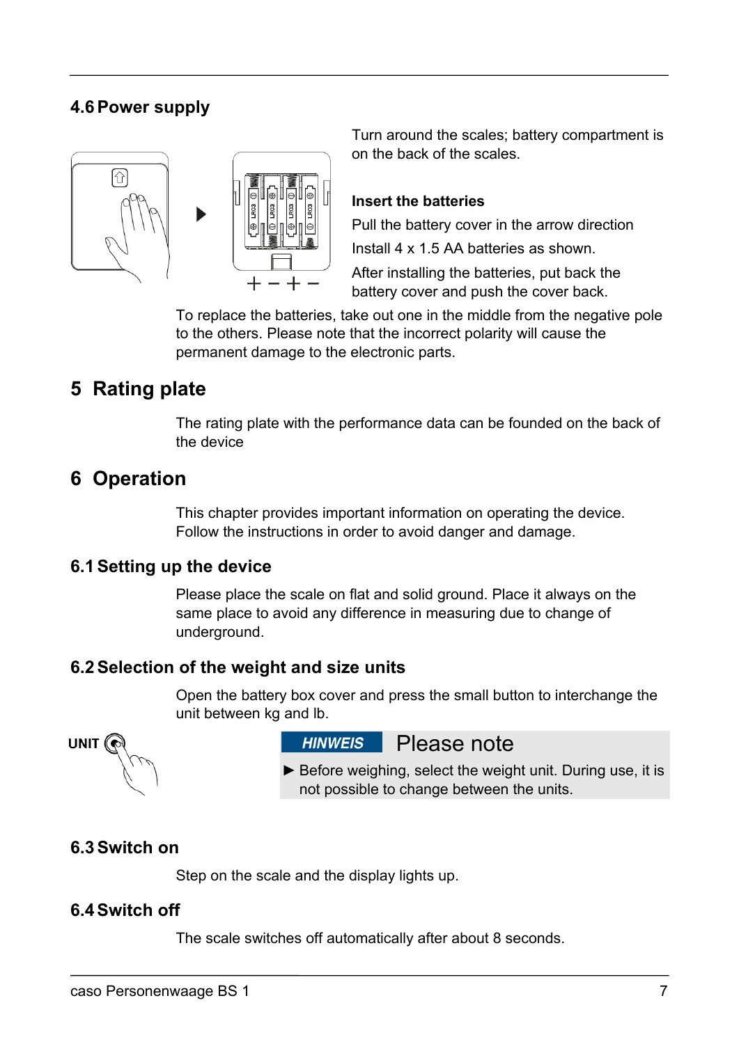## 4.6 Power supply

Turn around the scales; battery compartment is on the back of the scales.

**Insert the batteries**

Pull the battery cover in the arrow direction

Install 4 x 1.5 AA batteries as shown.

After installing the batteries, put back the battery cover and push the cover back.

To replace the batteries, take out one in the middle from the negative pole to the others. Please note that the incorrect polarity will cause the permanent damage to the electronic parts.

# 5 Rating plate

The rating plate with the performance data can be founded on the back of the device

# 6 Operation

This chapter provides important information on operating the device. Follow the instructions in order to avoid danger and damage.

## 6.1 Setting up the device

Please place the scale on flat and solid ground. Place it always on the same place to avoid any difference in measuring due to change of underground.

## 6.2 Selection of the weight and size units

Open the battery box cover and press the small button to interchange the unit between kg and lb.

UNIT

**HINWEIS** Please note

► Before weighing, select the weight unit. During use, it is not possible to change between the units.

## 6.3 Switch on

Step on the scale and the display lights up.

## 6.4 Switch off

The scale switches off automatically after about 8 seconds.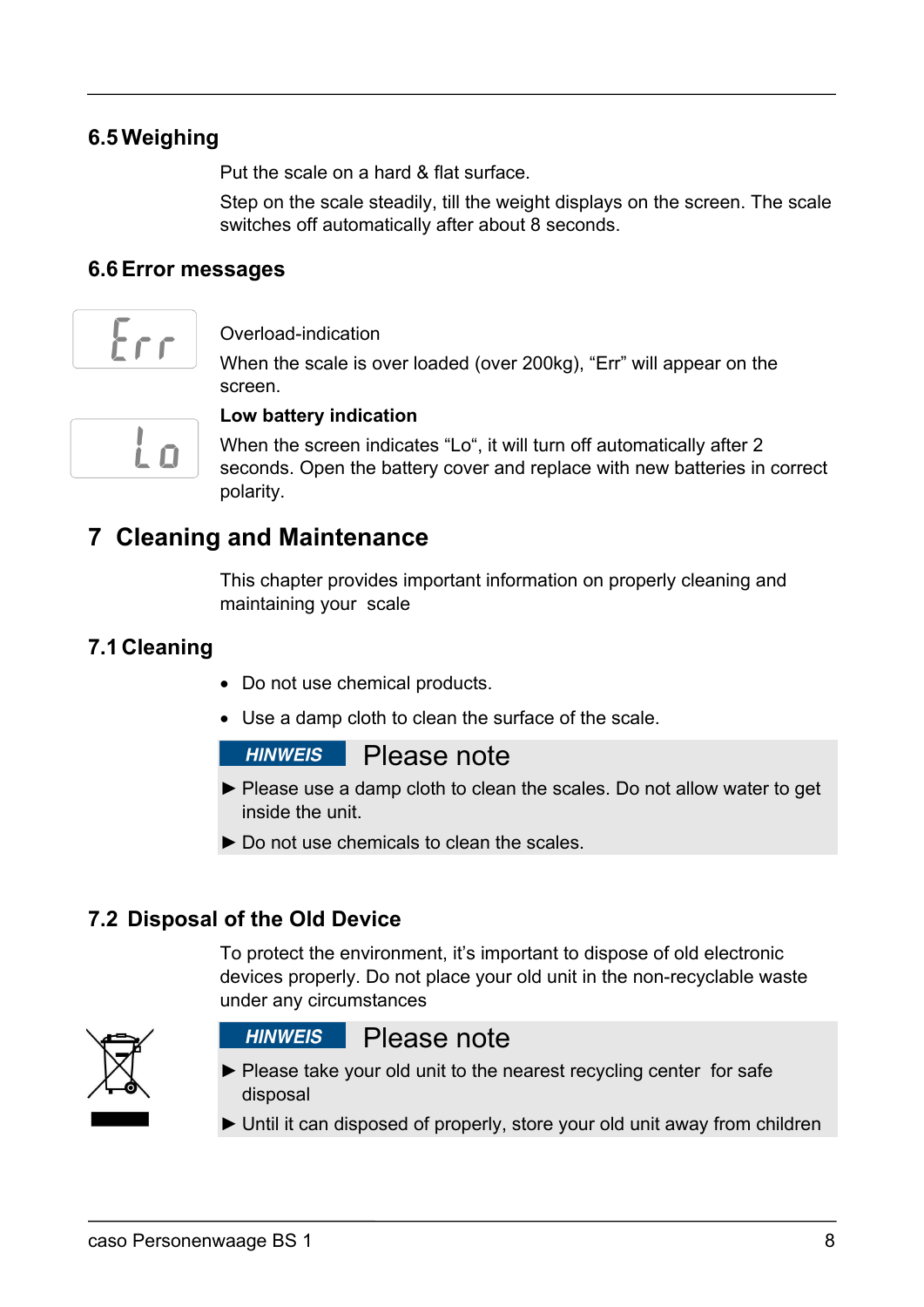## 6.5 Weighing

Put the scale on a hard & flat surface.

Step on the scale steadily, till the weight displays on the screen. The scale switches off automatically after about 8 seconds.

## 6.6 Error messages

Overload-indication

When the scale is over loaded (over 200kg), “Err” will appear on the screen.

**Low battery indication**

When the screen indicates “Lo“, it will turn off automatically after 2 seconds. Open the battery cover and replace with new batteries in correct polarity.

# 7 Cleaning and Maintenance

This chapter provides important information on properly cleaning and maintaining your scale

## 7.1 Cleaning

- Do not use chemical products.
- Use a damp cloth to clean the surface of the scale.

**HINWEIS** Please note

► Please use a damp cloth to clean the scales. Do not allow water to get inside the unit.

► Do not use chemicals to clean the scales.

## 7.2 Disposal of the Old Device

To protect the environment, it’s important to dispose of old electronic devices properly. Do not place your old unit in the non-recyclable waste under any circumstances

**HINWEIS** Please note

► Please take your old unit to the nearest recycling center for safe disposal

► Until it can disposed of properly, store your old unit away from children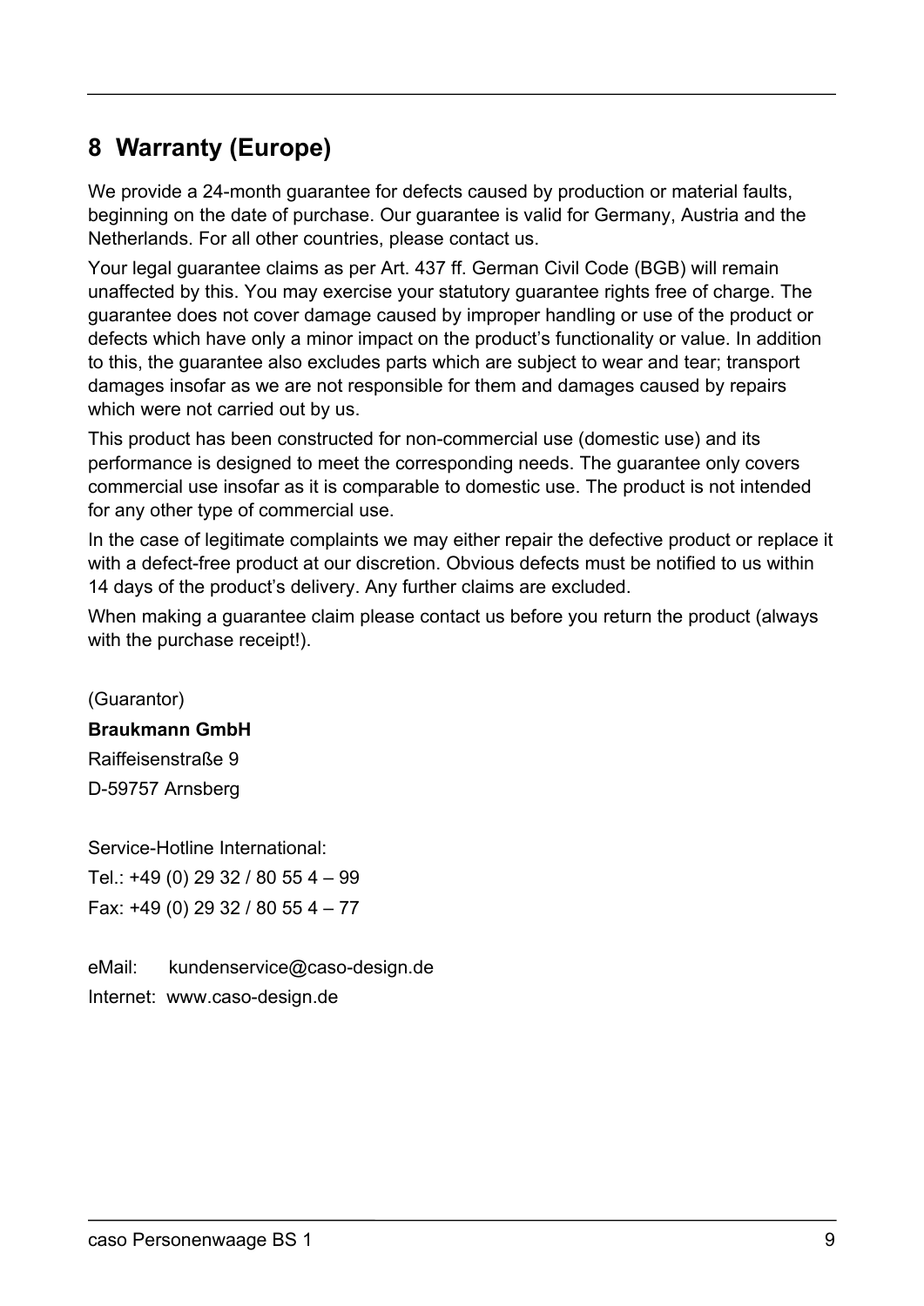## 8 Warranty (Europe)

We provide a 24-month guarantee for defects caused by production or material faults, beginning on the date of purchase. Our guarantee is valid for Germany, Austria and the Netherlands. For all other countries, please contact us.

Your legal guarantee claims as per Art. 437 ff. German Civil Code (BGB) will remain unaffected by this. You may exercise your statutory guarantee rights free of charge. The guarantee does not cover damage caused by improper handling or use of the product or defects which have only a minor impact on the product's functionality or value. In addition to this, the guarantee also excludes parts which are subject to wear and tear; transport damages insofar as we are not responsible for them and damages caused by repairs which were not carried out by us.

This product has been constructed for non-commercial use (domestic use) and its performance is designed to meet the corresponding needs. The guarantee only covers commercial use insofar as it is comparable to domestic use. The product is not intended for any other type of commercial use.

In the case of legitimate complaints we may either repair the defective product or replace it with a defect-free product at our discretion. Obvious defects must be notified to us within 14 days of the product's delivery. Any further claims are excluded.

When making a guarantee claim please contact us before you return the product (always with the purchase receipt!).

(Guarantor)

**Braukmann GmbH**

Raiffeisenstraße 9

D-59757 Arnsberg

Service-Hotline International:

Tel.: +49 (0) 29 32 / 80 55 4 – 99

Fax: +49 (0) 29 32 / 80 55 4 – 77

eMail: kundenservice@caso-design.de

Internet: www.caso-design.de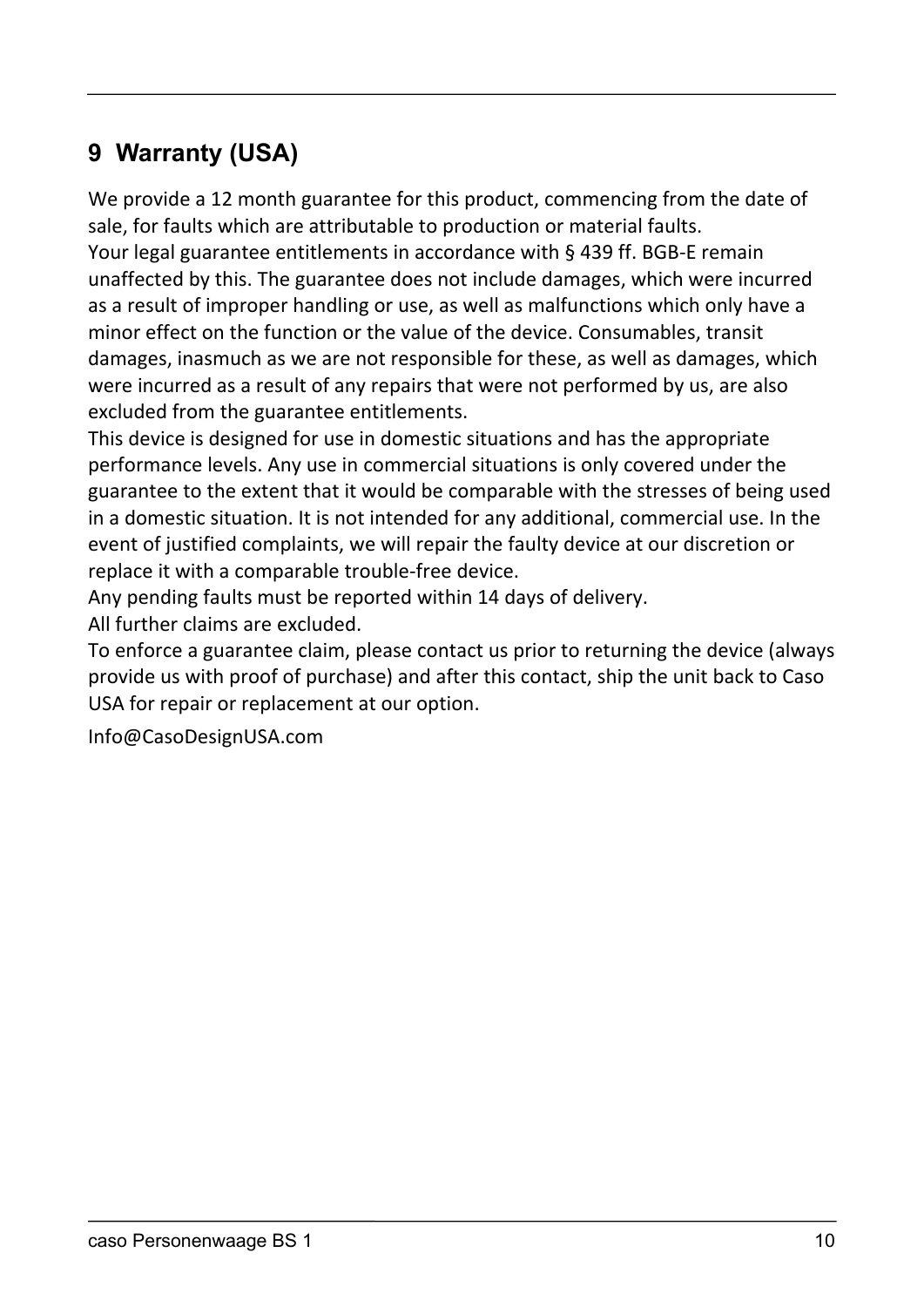## 9 Warranty (USA)

We provide a 12 month guarantee for this product, commencing from the date of sale, for faults which are attributable to production or material faults.
Your legal guarantee entitlements in accordance with § 439 ff. BGB-E remain unaffected by this. The guarantee does not include damages, which were incurred as a result of improper handling or use, as well as malfunctions which only have a minor effect on the function or the value of the device. Consumables, transit damages, inasmuch as we are not responsible for these, as well as damages, which were incurred as a result of any repairs that were not performed by us, are also excluded from the guarantee entitlements.
This device is designed for use in domestic situations and has the appropriate performance levels. Any use in commercial situations is only covered under the guarantee to the extent that it would be comparable with the stresses of being used in a domestic situation. It is not intended for any additional, commercial use. In the event of justified complaints, we will repair the faulty device at our discretion or replace it with a comparable trouble-free device.
Any pending faults must be reported within 14 days of delivery.
All further claims are excluded.
To enforce a guarantee claim, please contact us prior to returning the device (always provide us with proof of purchase) and after this contact, ship the unit back to Caso USA for repair or replacement at our option.

Info@CasoDesignUSA.com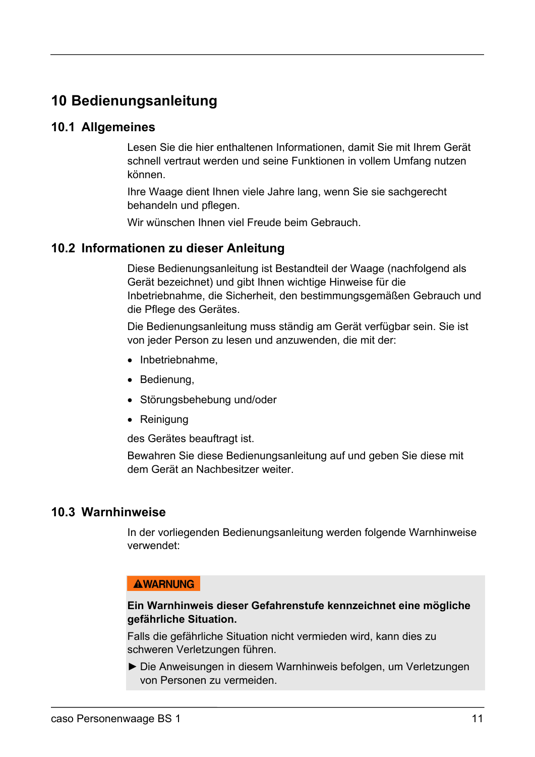# 10 Bedienungsanleitung

## 10.1 Allgemeines

Lesen Sie die hier enthaltenen Informationen, damit Sie mit Ihrem Gerät schnell vertraut werden und seine Funktionen in vollem Umfang nutzen können.

Ihre Waage dient Ihnen viele Jahre lang, wenn Sie sie sachgerecht behandeln und pflegen.

Wir wünschen Ihnen viel Freude beim Gebrauch.

## 10.2 Informationen zu dieser Anleitung

Diese Bedienungsanleitung ist Bestandteil der Waage (nachfolgend als Gerät bezeichnet) und gibt Ihnen wichtige Hinweise für die Inbetriebnahme, die Sicherheit, den bestimmungsgemäßen Gebrauch und die Pflege des Gerätes.

Die Bedienungsanleitung muss ständig am Gerät verfügbar sein. Sie ist von jeder Person zu lesen und anzuwenden, die mit der:

- Inbetriebnahme,
- Bedienung,
- Störungsbehebung und/oder
- Reinigung

des Gerätes beauftragt ist.

Bewahren Sie diese Bedienungsanleitung auf und geben Sie diese mit dem Gerät an Nachbesitzer weiter.

## 10.3 Warnhinweise

In der vorliegenden Bedienungsanleitung werden folgende Warnhinweise verwendet:

**⚠WARNUNG**

**Ein Warnhinweis dieser Gefahrenstufe kennzeichnet eine mögliche gefährliche Situation.**

Falls die gefährliche Situation nicht vermieden wird, kann dies zu schweren Verletzungen führen.

► Die Anweisungen in diesem Warnhinweis befolgen, um Verletzungen von Personen zu vermeiden.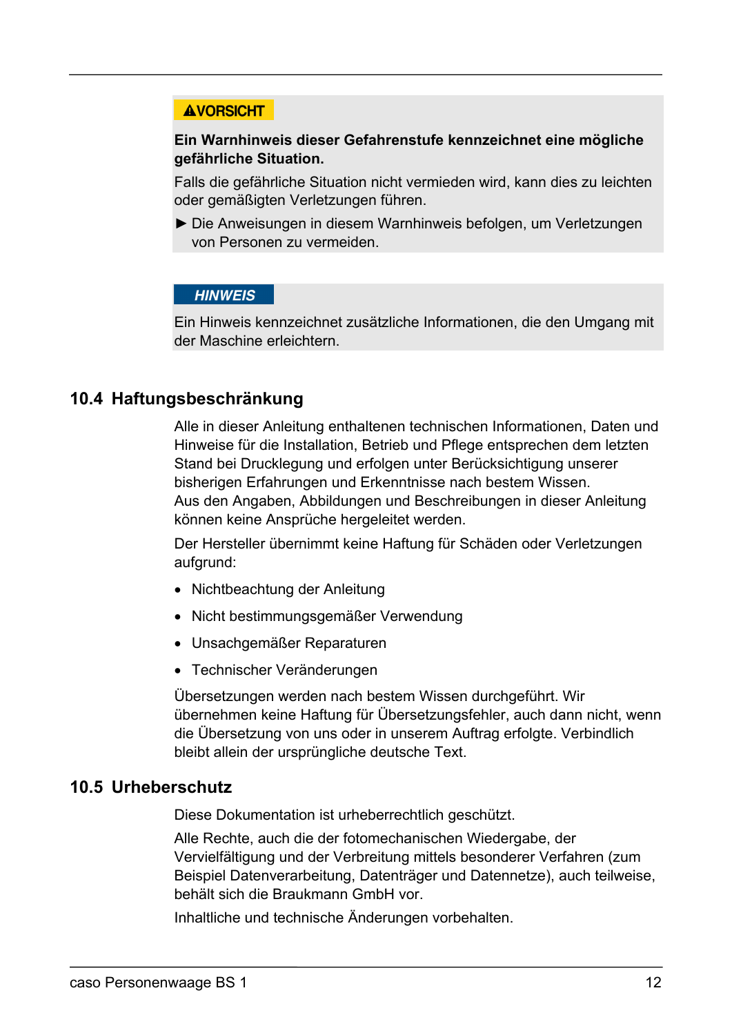**⚠VORSICHT**

**Ein Warnhinweis dieser Gefahrenstufe kennzeichnet eine mögliche gefährliche Situation.**

Falls die gefährliche Situation nicht vermieden wird, kann dies zu leichten oder gemäßigten Verletzungen führen.

► Die Anweisungen in diesem Warnhinweis befolgen, um Verletzungen von Personen zu vermeiden.

***HINWEIS***

Ein Hinweis kennzeichnet zusätzliche Informationen, die den Umgang mit der Maschine erleichtern.

## 10.4 Haftungsbeschränkung

Alle in dieser Anleitung enthaltenen technischen Informationen, Daten und Hinweise für die Installation, Betrieb und Pflege entsprechen dem letzten Stand bei Drucklegung und erfolgen unter Berücksichtigung unserer bisherigen Erfahrungen und Erkenntnisse nach bestem Wissen.
Aus den Angaben, Abbildungen und Beschreibungen in dieser Anleitung können keine Ansprüche hergeleitet werden.

Der Hersteller übernimmt keine Haftung für Schäden oder Verletzungen aufgrund:

- Nichtbeachtung der Anleitung
- Nicht bestimmungsgemäßer Verwendung
- Unsachgemäßer Reparaturen
- Technischer Veränderungen

Übersetzungen werden nach bestem Wissen durchgeführt. Wir übernehmen keine Haftung für Übersetzungsfehler, auch dann nicht, wenn die Übersetzung von uns oder in unserem Auftrag erfolgte. Verbindlich bleibt allein der ursprüngliche deutsche Text.

## 10.5 Urheberschutz

Diese Dokumentation ist urheberrechtlich geschützt.

Alle Rechte, auch die der fotomechanischen Wiedergabe, der Vervielfältigung und der Verbreitung mittels besonderer Verfahren (zum Beispiel Datenverarbeitung, Datenträger und Datennetze), auch teilweise, behält sich die Braukmann GmbH vor.

Inhaltliche und technische Änderungen vorbehalten.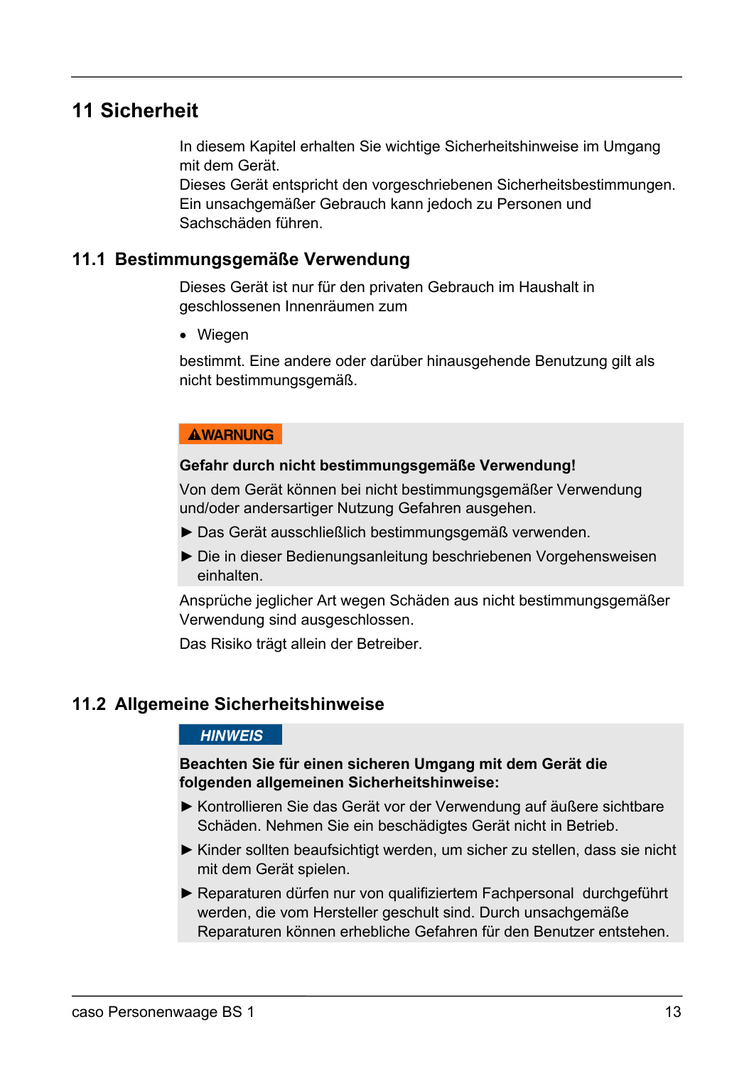# 11 Sicherheit

In diesem Kapitel erhalten Sie wichtige Sicherheitshinweise im Umgang mit dem Gerät.
Dieses Gerät entspricht den vorgeschriebenen Sicherheitsbestimmungen. Ein unsachgemäßer Gebrauch kann jedoch zu Personen und Sachschäden führen.

## 11.1 Bestimmungsgemäße Verwendung

Dieses Gerät ist nur für den privaten Gebrauch im Haushalt in geschlossenen Innenräumen zum

- Wiegen

bestimmt. Eine andere oder darüber hinausgehende Benutzung gilt als nicht bestimmungsgemäß.

**⚠WARNUNG**

**Gefahr durch nicht bestimmungsgemäße Verwendung!**

Von dem Gerät können bei nicht bestimmungsgemäßer Verwendung und/oder andersartiger Nutzung Gefahren ausgehen.

- ► Das Gerät ausschließlich bestimmungsgemäß verwenden.
- ► Die in dieser Bedienungsanleitung beschriebenen Vorgehensweisen einhalten.

Ansprüche jeglicher Art wegen Schäden aus nicht bestimmungsgemäßer Verwendung sind ausgeschlossen.

Das Risiko trägt allein der Betreiber.

## 11.2 Allgemeine Sicherheitshinweise

***HINWEIS***

**Beachten Sie für einen sicheren Umgang mit dem Gerät die folgenden allgemeinen Sicherheitshinweise:**

- ► Kontrollieren Sie das Gerät vor der Verwendung auf äußere sichtbare Schäden. Nehmen Sie ein beschädigtes Gerät nicht in Betrieb.
- ► Kinder sollten beaufsichtigt werden, um sicher zu stellen, dass sie nicht mit dem Gerät spielen.
- ► Reparaturen dürfen nur von qualifiziertem Fachpersonal durchgeführt werden, die vom Hersteller geschult sind. Durch unsachgemäße Reparaturen können erhebliche Gefahren für den Benutzer entstehen.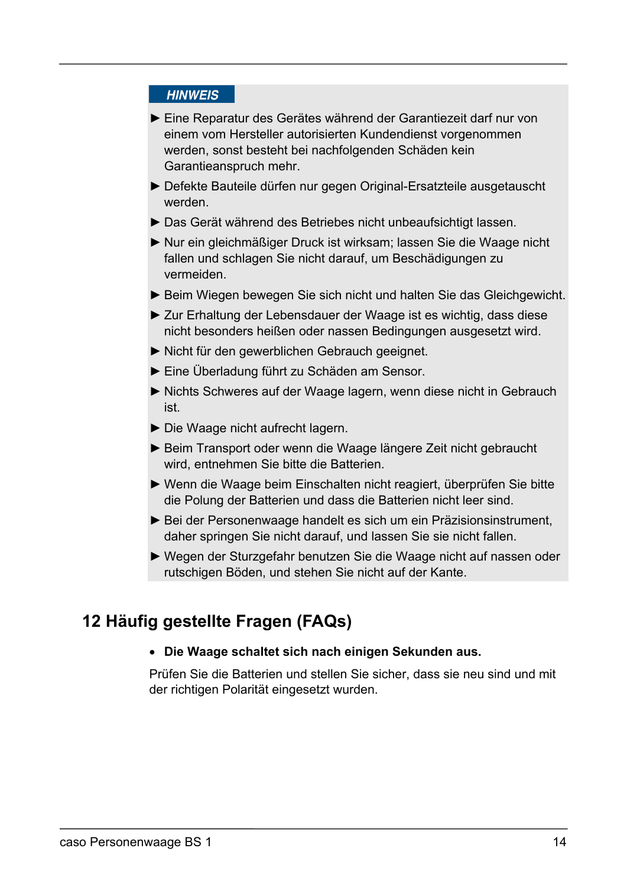**HINWEIS**

- ► Eine Reparatur des Gerätes während der Garantiezeit darf nur von einem vom Hersteller autorisierten Kundendienst vorgenommen werden, sonst besteht bei nachfolgenden Schäden kein Garantieanspruch mehr.
- ► Defekte Bauteile dürfen nur gegen Original-Ersatzteile ausgetauscht werden.
- ► Das Gerät während des Betriebes nicht unbeaufsichtigt lassen.
- ► Nur ein gleichmäßiger Druck ist wirksam; lassen Sie die Waage nicht fallen und schlagen Sie nicht darauf, um Beschädigungen zu vermeiden.
- ► Beim Wiegen bewegen Sie sich nicht und halten Sie das Gleichgewicht.
- ► Zur Erhaltung der Lebensdauer der Waage ist es wichtig, dass diese nicht besonders heißen oder nassen Bedingungen ausgesetzt wird.
- ► Nicht für den gewerblichen Gebrauch geeignet.
- ► Eine Überladung führt zu Schäden am Sensor.
- ► Nichts Schweres auf der Waage lagern, wenn diese nicht in Gebrauch ist.
- ► Die Waage nicht aufrecht lagern.
- ► Beim Transport oder wenn die Waage längere Zeit nicht gebraucht wird, entnehmen Sie bitte die Batterien.
- ► Wenn die Waage beim Einschalten nicht reagiert, überprüfen Sie bitte die Polung der Batterien und dass die Batterien nicht leer sind.
- ► Bei der Personenwaage handelt es sich um ein Präzisionsinstrument, daher springen Sie nicht darauf, und lassen Sie sie nicht fallen.
- ► Wegen der Sturzgefahr benutzen Sie die Waage nicht auf nassen oder rutschigen Böden, und stehen Sie nicht auf der Kante.

## 12 Häufig gestellte Fragen (FAQs)

- **Die Waage schaltet sich nach einigen Sekunden aus.**

Prüfen Sie die Batterien und stellen Sie sicher, dass sie neu sind und mit der richtigen Polarität eingesetzt wurden.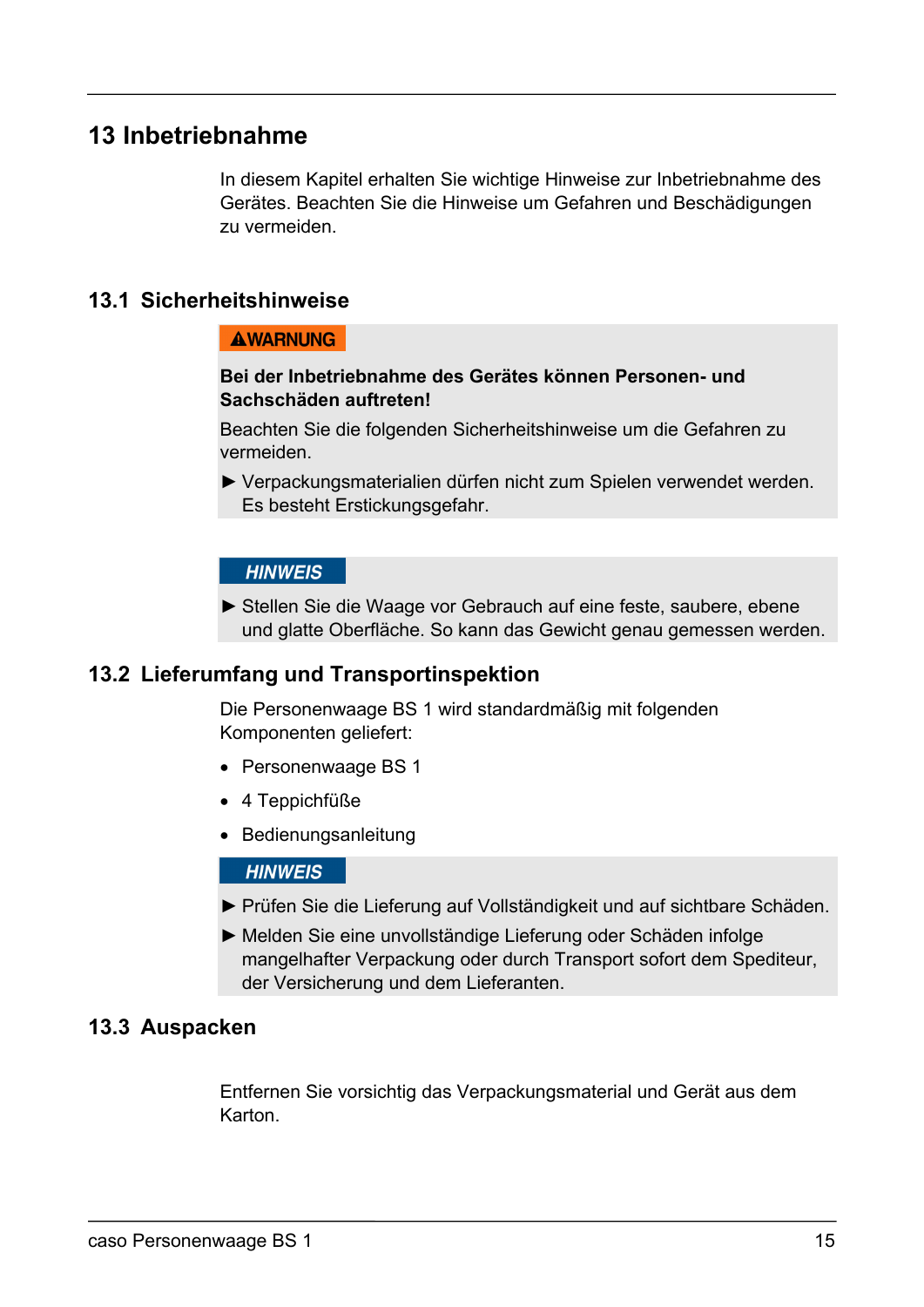# 13 Inbetriebnahme

In diesem Kapitel erhalten Sie wichtige Hinweise zur Inbetriebnahme des Gerätes. Beachten Sie die Hinweise um Gefahren und Beschädigungen zu vermeiden.

## 13.1 Sicherheitshinweise

**⚠WARNUNG**

**Bei der Inbetriebnahme des Gerätes können Personen- und Sachschäden auftreten!**

Beachten Sie die folgenden Sicherheitshinweise um die Gefahren zu vermeiden.

► Verpackungsmaterialien dürfen nicht zum Spielen verwendet werden. Es besteht Erstickungsgefahr.

***HINWEIS***

► Stellen Sie die Waage vor Gebrauch auf eine feste, saubere, ebene und glatte Oberfläche. So kann das Gewicht genau gemessen werden.

## 13.2 Lieferumfang und Transportinspektion

Die Personenwaage BS 1 wird standardmäßig mit folgenden Komponenten geliefert:

- Personenwaage BS 1
- 4 Teppichfüße
- Bedienungsanleitung

***HINWEIS***

► Prüfen Sie die Lieferung auf Vollständigkeit und auf sichtbare Schäden.

► Melden Sie eine unvollständige Lieferung oder Schäden infolge mangelhafter Verpackung oder durch Transport sofort dem Spediteur, der Versicherung und dem Lieferanten.

## 13.3 Auspacken

Entfernen Sie vorsichtig das Verpackungsmaterial und Gerät aus dem Karton.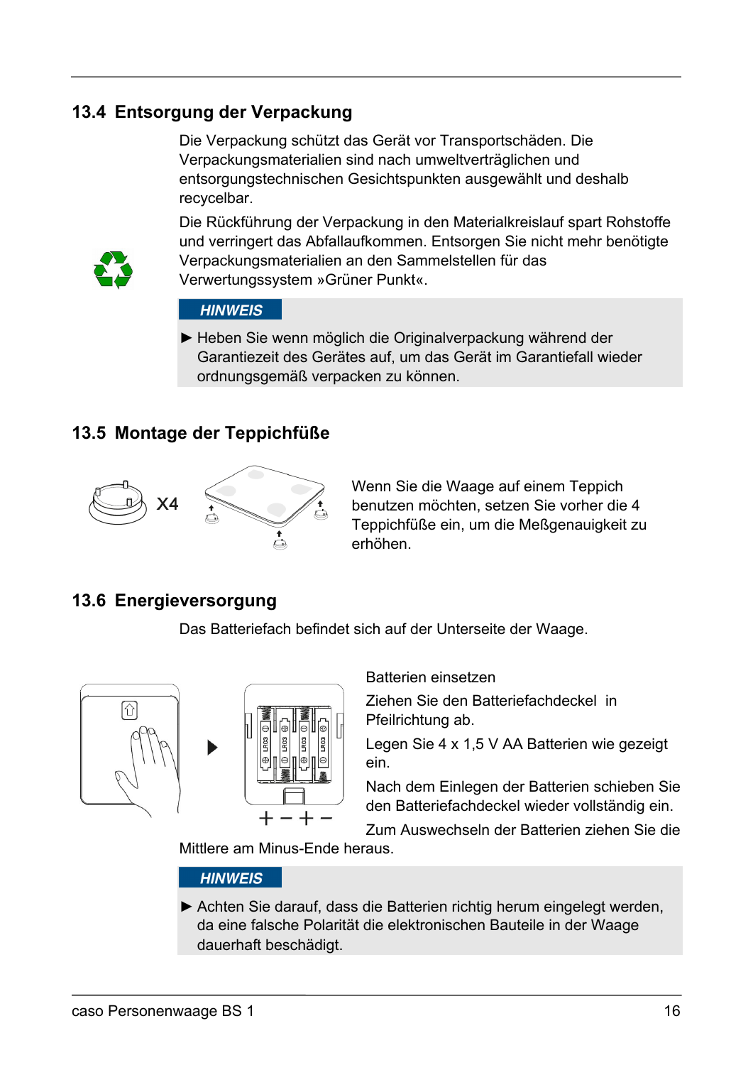## 13.4 Entsorgung der Verpackung

Die Verpackung schützt das Gerät vor Transportschäden. Die Verpackungsmaterialien sind nach umweltverträglichen und entsorgungstechnischen Gesichtspunkten ausgewählt und deshalb recycelbar.

Die Rückführung der Verpackung in den Materialkreislauf spart Rohstoffe und verringert das Abfallaufkommen. Entsorgen Sie nicht mehr benötigte Verpackungsmaterialien an den Sammelstellen für das Verwertungssystem »Grüner Punkt«.

**HINWEIS**

► Heben Sie wenn möglich die Originalverpackung während der Garantiezeit des Gerätes auf, um das Gerät im Garantiefall wieder ordnungsgemäß verpacken zu können.

## 13.5 Montage der Teppichfüße

X4

Wenn Sie die Waage auf einem Teppich benutzen möchten, setzen Sie vorher die 4 Teppichfüße ein, um die Meßgenauigkeit zu erhöhen.

## 13.6 Energieversorgung

Das Batteriefach befindet sich auf der Unterseite der Waage.

Batterien einsetzen

Ziehen Sie den Batteriefachdeckel in Pfeilrichtung ab.

Legen Sie 4 x 1,5 V AA Batterien wie gezeigt ein.

Nach dem Einlegen der Batterien schieben Sie den Batteriefachdeckel wieder vollständig ein.

Zum Auswechseln der Batterien ziehen Sie die Mittlere am Minus-Ende heraus.

**HINWEIS**

► Achten Sie darauf, dass die Batterien richtig herum eingelegt werden, da eine falsche Polarität die elektronischen Bauteile in der Waage dauerhaft beschädigt.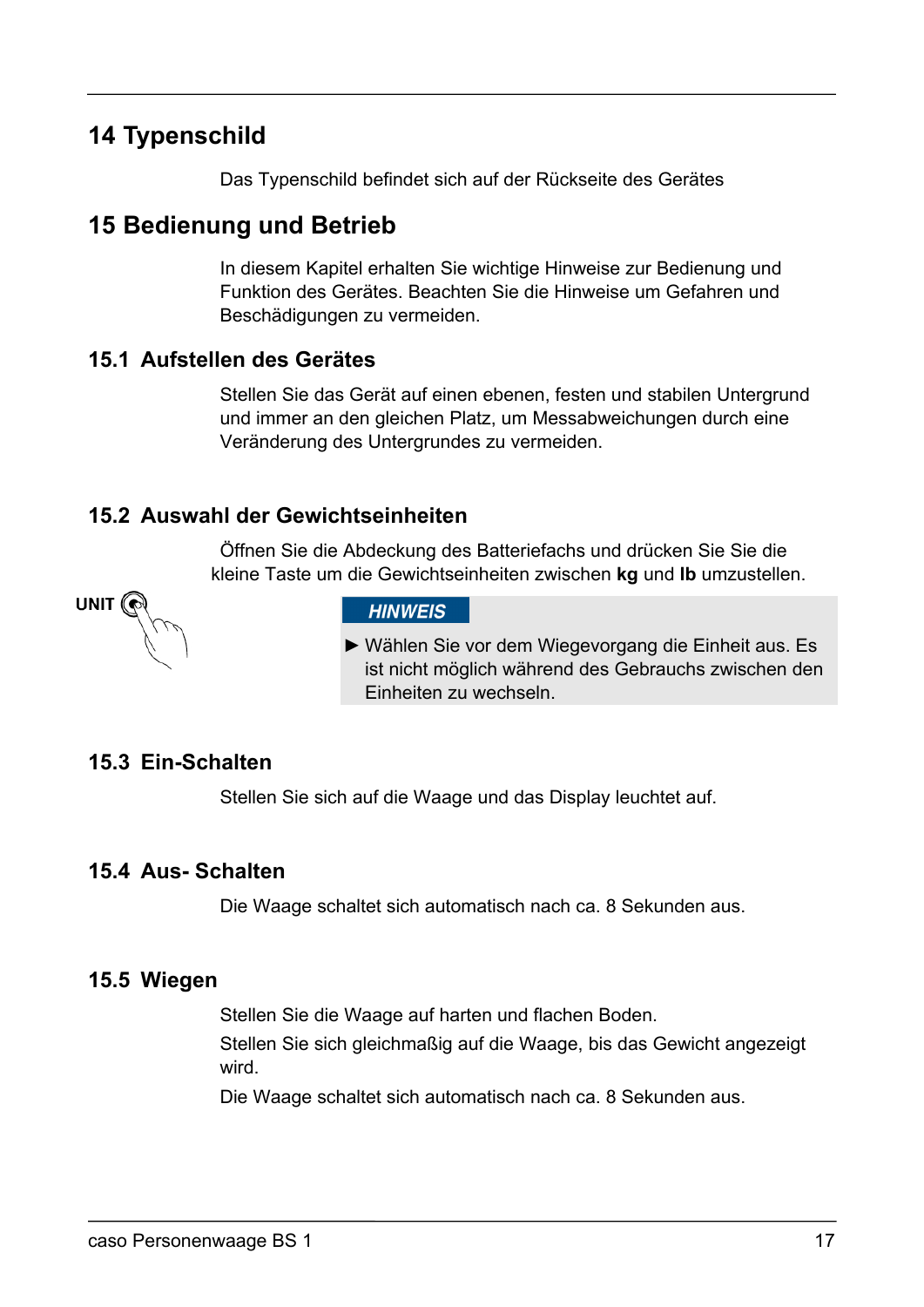# 14 Typenschild

Das Typenschild befindet sich auf der Rückseite des Gerätes

# 15 Bedienung und Betrieb

In diesem Kapitel erhalten Sie wichtige Hinweise zur Bedienung und Funktion des Gerätes. Beachten Sie die Hinweise um Gefahren und Beschädigungen zu vermeiden.

## 15.1 Aufstellen des Gerätes

Stellen Sie das Gerät auf einen ebenen, festen und stabilen Untergrund und immer an den gleichen Platz, um Messabweichungen durch eine Veränderung des Untergrundes zu vermeiden.

## 15.2 Auswahl der Gewichtseinheiten

Öffnen Sie die Abdeckung des Batteriefachs und drücken Sie Sie die kleine Taste um die Gewichtseinheiten zwischen **kg** und **lb** umzustellen.

UNIT

**HINWEIS**

► Wählen Sie vor dem Wiegevorgang die Einheit aus. Es ist nicht möglich während des Gebrauchs zwischen den Einheiten zu wechseln.

## 15.3 Ein-Schalten

Stellen Sie sich auf die Waage und das Display leuchtet auf.

## 15.4 Aus- Schalten

Die Waage schaltet sich automatisch nach ca. 8 Sekunden aus.

## 15.5 Wiegen

Stellen Sie die Waage auf harten und flachen Boden.

Stellen Sie sich gleichmaßig auf die Waage, bis das Gewicht angezeigt wird.

Die Waage schaltet sich automatisch nach ca. 8 Sekunden aus.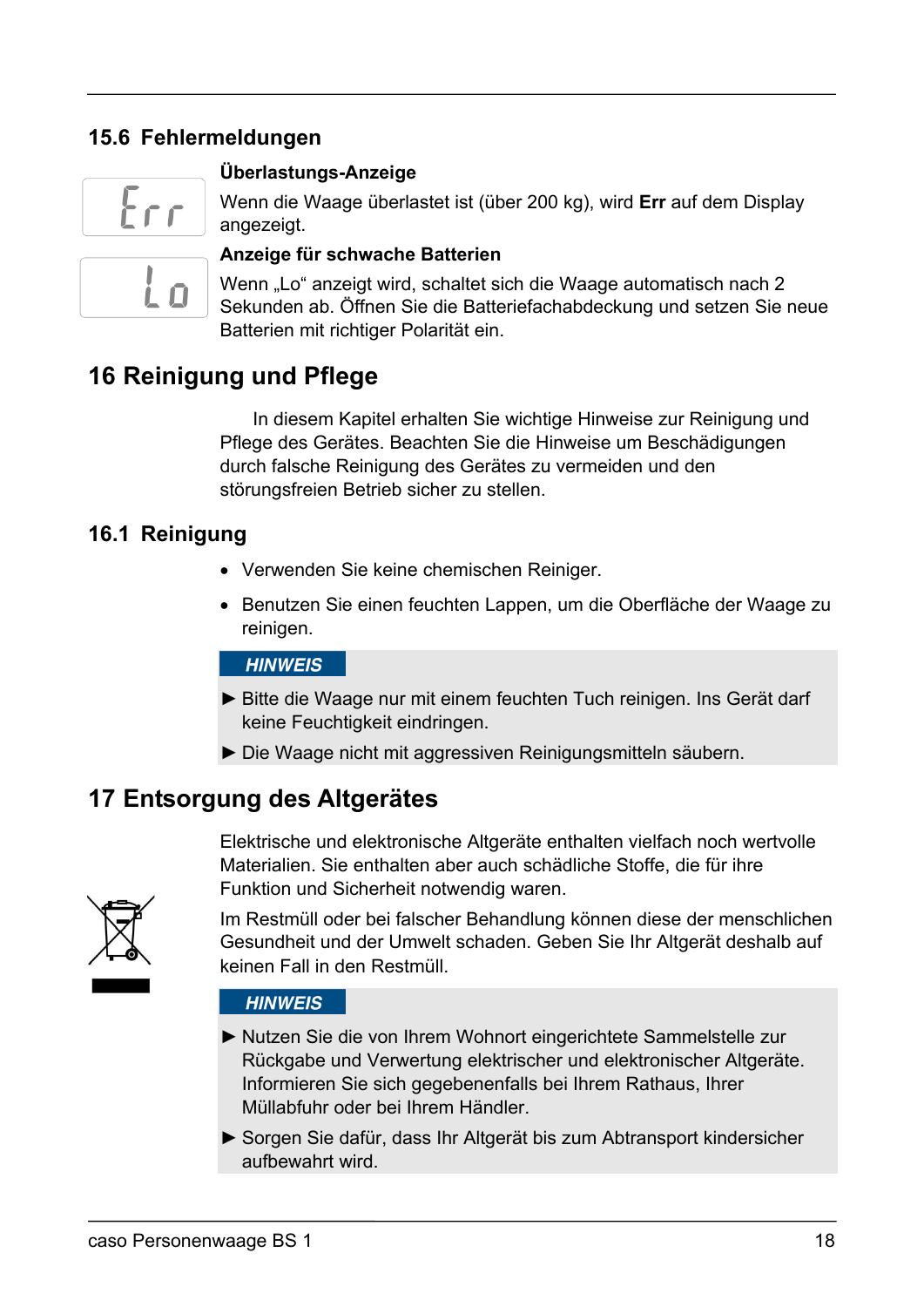### 15.6 Fehlermeldungen

**Überlastungs-Anzeige**

Wenn die Waage überlastet ist (über 200 kg), wird **Err** auf dem Display angezeigt.

**Anzeige für schwache Batterien**

Wenn „Lo“ anzeigt wird, schaltet sich die Waage automatisch nach 2 Sekunden ab. Öffnen Sie die Batteriefachabdeckung und setzen Sie neue Batterien mit richtiger Polarität ein.

## 16 Reinigung und Pflege

In diesem Kapitel erhalten Sie wichtige Hinweise zur Reinigung und Pflege des Gerätes. Beachten Sie die Hinweise um Beschädigungen durch falsche Reinigung des Gerätes zu vermeiden und den störungsfreien Betrieb sicher zu stellen.

### 16.1 Reinigung

- Verwenden Sie keine chemischen Reiniger.
- Benutzen Sie einen feuchten Lappen, um die Oberfläche der Waage zu reinigen.

**HINWEIS**

► Bitte die Waage nur mit einem feuchten Tuch reinigen. Ins Gerät darf keine Feuchtigkeit eindringen.

► Die Waage nicht mit aggressiven Reinigungsmitteln säubern.

## 17 Entsorgung des Altgerätes

Elektrische und elektronische Altgeräte enthalten vielfach noch wertvolle Materialien. Sie enthalten aber auch schädliche Stoffe, die für ihre Funktion und Sicherheit notwendig waren.

Im Restmüll oder bei falscher Behandlung können diese der menschlichen Gesundheit und der Umwelt schaden. Geben Sie Ihr Altgerät deshalb auf keinen Fall in den Restmüll.

**HINWEIS**

► Nutzen Sie die von Ihrem Wohnort eingerichtete Sammelstelle zur Rückgabe und Verwertung elektrischer und elektronischer Altgeräte. Informieren Sie sich gegebenenfalls bei Ihrem Rathaus, Ihrer Müllabfuhr oder bei Ihrem Händler.

► Sorgen Sie dafür, dass Ihr Altgerät bis zum Abtransport kindersicher aufbewahrt wird.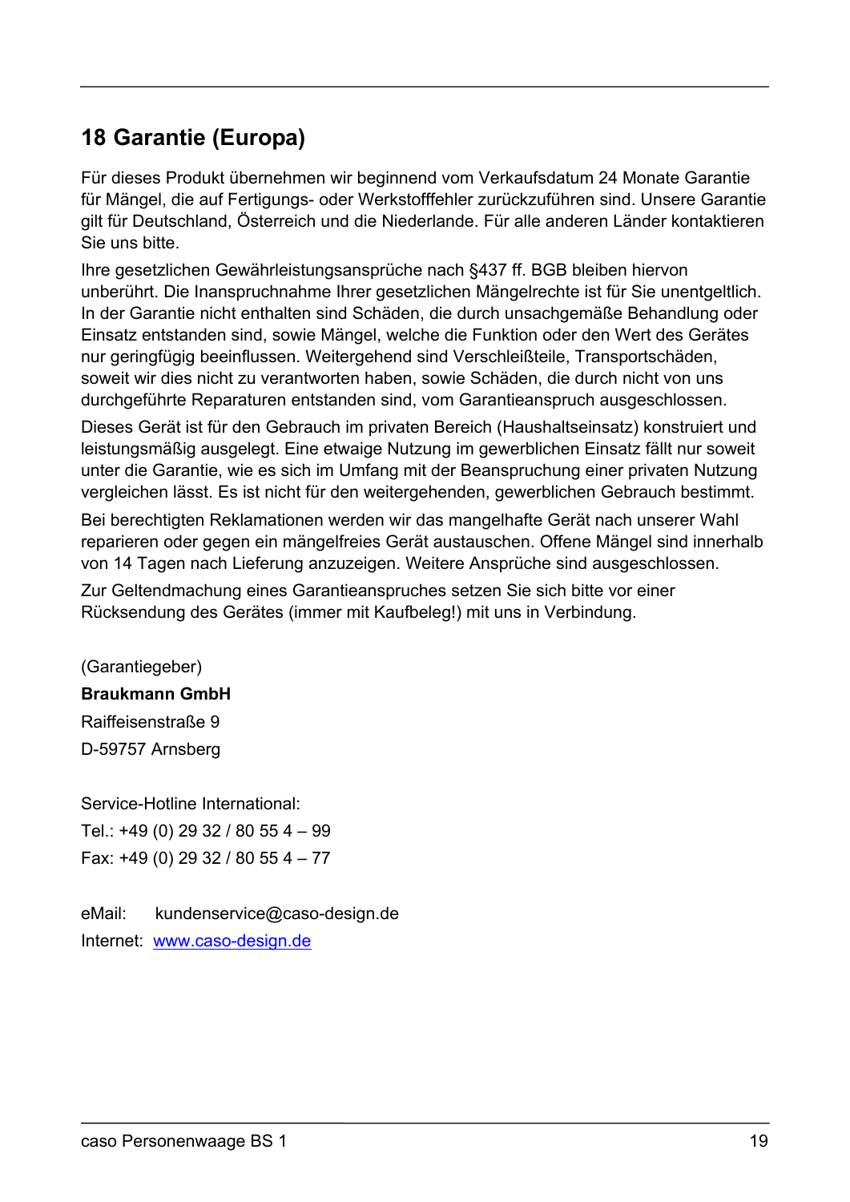## 18 Garantie (Europa)

Für dieses Produkt übernehmen wir beginnend vom Verkaufsdatum 24 Monate Garantie für Mängel, die auf Fertigungs- oder Werkstofffehler zurückzuführen sind. Unsere Garantie gilt für Deutschland, Österreich und die Niederlande. Für alle anderen Länder kontaktieren Sie uns bitte.

Ihre gesetzlichen Gewährleistungsansprüche nach §437 ff. BGB bleiben hiervon unberührt. Die Inanspruchnahme Ihrer gesetzlichen Mängelrechte ist für Sie unentgeltlich. In der Garantie nicht enthalten sind Schäden, die durch unsachgemäße Behandlung oder Einsatz entstanden sind, sowie Mängel, welche die Funktion oder den Wert des Gerätes nur geringfügig beeinflussen. Weitergehend sind Verschleißteile, Transportschäden, soweit wir dies nicht zu verantworten haben, sowie Schäden, die durch nicht von uns durchgeführte Reparaturen entstanden sind, vom Garantieanspruch ausgeschlossen.

Dieses Gerät ist für den Gebrauch im privaten Bereich (Haushaltseinsatz) konstruiert und leistungsmäßig ausgelegt. Eine etwaige Nutzung im gewerblichen Einsatz fällt nur soweit unter die Garantie, wie es sich im Umfang mit der Beanspruchung einer privaten Nutzung vergleichen lässt. Es ist nicht für den weitergehenden, gewerblichen Gebrauch bestimmt.

Bei berechtigten Reklamationen werden wir das mangelhafte Gerät nach unserer Wahl reparieren oder gegen ein mängelfreies Gerät austauschen. Offene Mängel sind innerhalb von 14 Tagen nach Lieferung anzuzeigen. Weitere Ansprüche sind ausgeschlossen.

Zur Geltendmachung eines Garantieanspruches setzen Sie sich bitte vor einer Rücksendung des Gerätes (immer mit Kaufbeleg!) mit uns in Verbindung.

(Garantiegeber)

**Braukmann GmbH**

Raiffeisenstraße 9

D-59757 Arnsberg

Service-Hotline International:

Tel.: +49 (0) 29 32 / 80 55 4 – 99

Fax: +49 (0) 29 32 / 80 55 4 – 77

eMail: kundenservice@caso-design.de

Internet: www.caso-design.de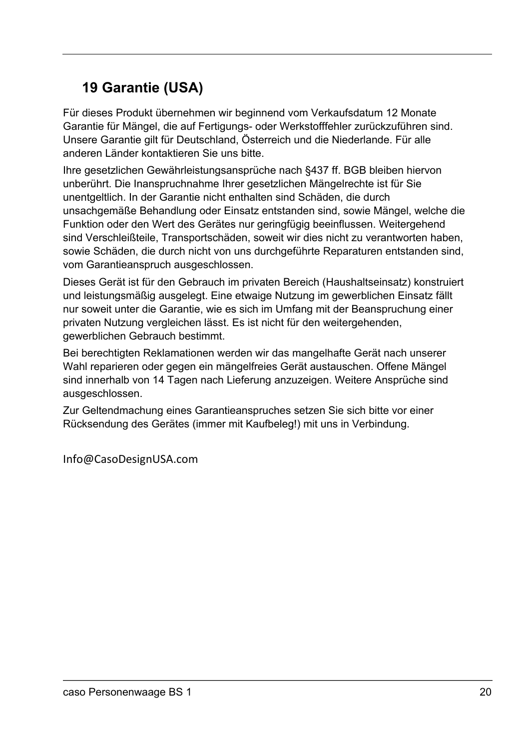## 19 Garantie (USA)

Für dieses Produkt übernehmen wir beginnend vom Verkaufsdatum 12 Monate Garantie für Mängel, die auf Fertigungs- oder Werkstofffehler zurückzuführen sind. Unsere Garantie gilt für Deutschland, Österreich und die Niederlande. Für alle anderen Länder kontaktieren Sie uns bitte.

Ihre gesetzlichen Gewährleistungsansprüche nach §437 ff. BGB bleiben hiervon unberührt. Die Inanspruchnahme Ihrer gesetzlichen Mängelrechte ist für Sie unentgeltlich. In der Garantie nicht enthalten sind Schäden, die durch unsachgemäße Behandlung oder Einsatz entstanden sind, sowie Mängel, welche die Funktion oder den Wert des Gerätes nur geringfügig beeinflussen. Weitergehend sind Verschleißteile, Transportschäden, soweit wir dies nicht zu verantworten haben, sowie Schäden, die durch nicht von uns durchgeführte Reparaturen entstanden sind, vom Garantieanspruch ausgeschlossen.

Dieses Gerät ist für den Gebrauch im privaten Bereich (Haushaltseinsatz) konstruiert und leistungsmäßig ausgelegt. Eine etwaige Nutzung im gewerblichen Einsatz fällt nur soweit unter die Garantie, wie es sich im Umfang mit der Beanspruchung einer privaten Nutzung vergleichen lässt. Es ist nicht für den weitergehenden, gewerblichen Gebrauch bestimmt.

Bei berechtigten Reklamationen werden wir das mangelhafte Gerät nach unserer Wahl reparieren oder gegen ein mängelfreies Gerät austauschen. Offene Mängel sind innerhalb von 14 Tagen nach Lieferung anzuzeigen. Weitere Ansprüche sind ausgeschlossen.

Zur Geltendmachung eines Garantieanspruches setzen Sie sich bitte vor einer Rücksendung des Gerätes (immer mit Kaufbeleg!) mit uns in Verbindung.

Info@CasoDesignUSA.com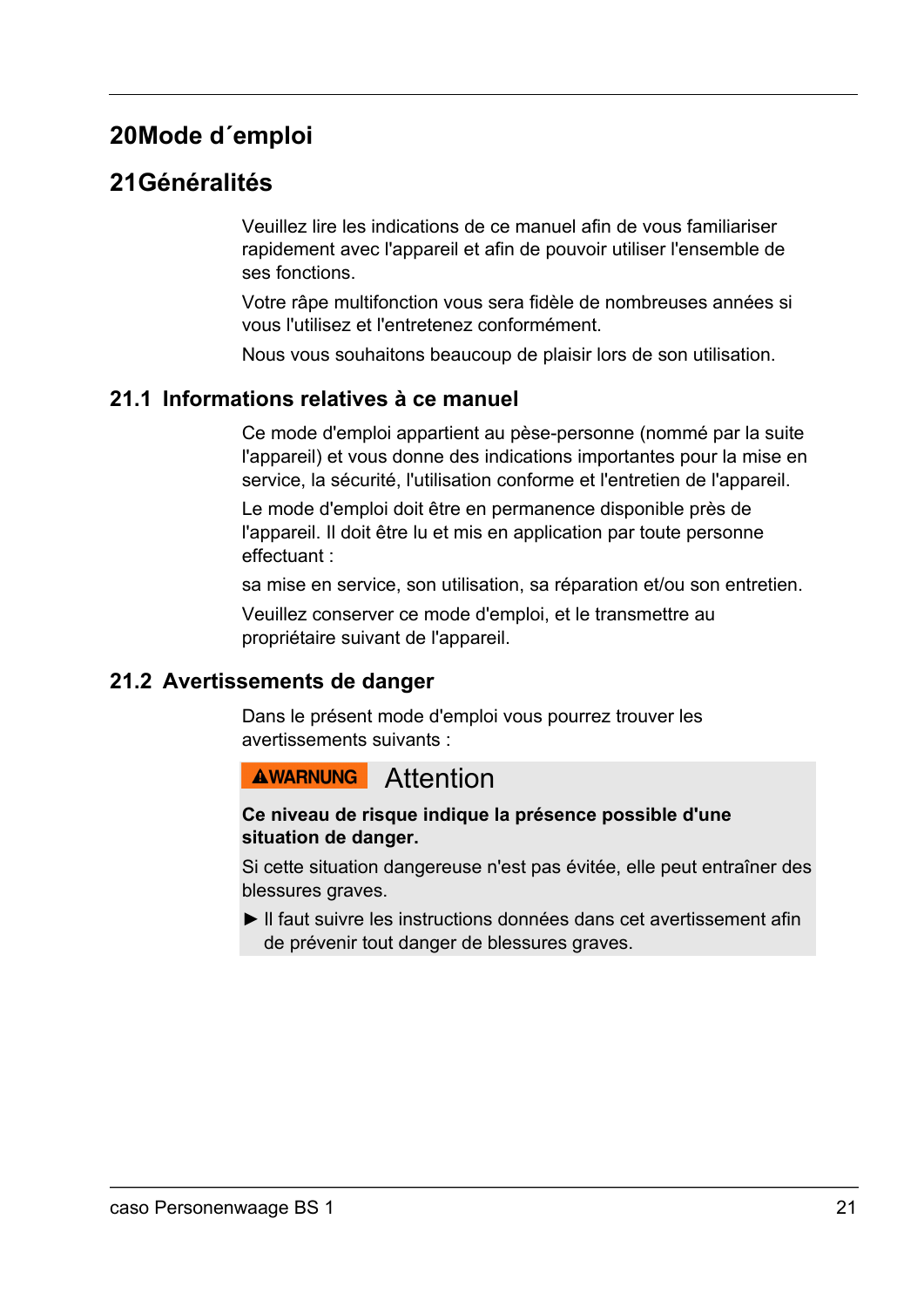# 20 Mode d´emploi

# 21 Généralités

Veuillez lire les indications de ce manuel afin de vous familiariser rapidement avec l'appareil et afin de pouvoir utiliser l'ensemble de ses fonctions.

Votre râpe multifonction vous sera fidèle de nombreuses années si vous l'utilisez et l'entretenez conformément.

Nous vous souhaitons beaucoup de plaisir lors de son utilisation.

## 21.1 Informations relatives à ce manuel

Ce mode d'emploi appartient au pèse-personne (nommé par la suite l'appareil) et vous donne des indications importantes pour la mise en service, la sécurité, l'utilisation conforme et l'entretien de l'appareil.

Le mode d'emploi doit être en permanence disponible près de l'appareil. Il doit être lu et mis en application par toute personne effectuant :

sa mise en service, son utilisation, sa réparation et/ou son entretien.

Veuillez conserver ce mode d'emploi, et le transmettre au propriétaire suivant de l'appareil.

## 21.2 Avertissements de danger

Dans le présent mode d'emploi vous pourrez trouver les avertissements suivants :

**⚠WARNUNG** Attention

**Ce niveau de risque indique la présence possible d'une situation de danger.**

Si cette situation dangereuse n'est pas évitée, elle peut entraîner des blessures graves.

► Il faut suivre les instructions données dans cet avertissement afin de prévenir tout danger de blessures graves.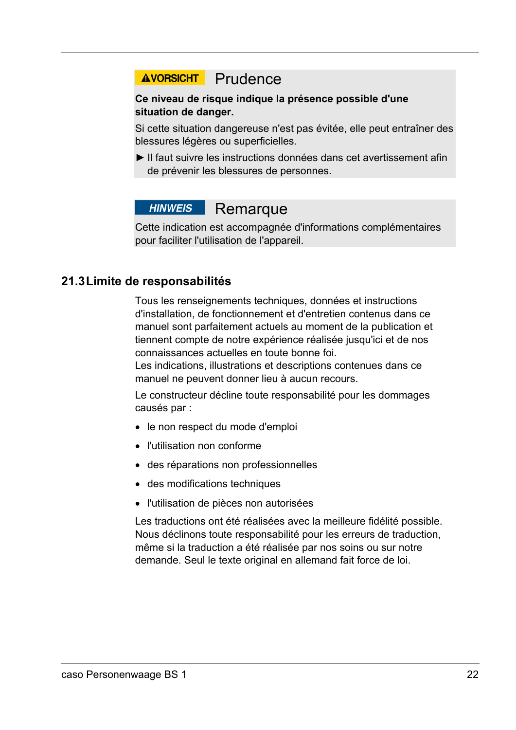**⚠VORSICHT** Prudence

**Ce niveau de risque indique la présence possible d'une situation de danger.**

Si cette situation dangereuse n'est pas évitée, elle peut entraîner des blessures légères ou superficielles.

► Il faut suivre les instructions données dans cet avertissement afin de prévenir les blessures de personnes.

***HINWEIS*** Remarque

Cette indication est accompagnée d'informations complémentaires pour faciliter l'utilisation de l'appareil.

## 21.3 Limite de responsabilités

Tous les renseignements techniques, données et instructions d'installation, de fonctionnement et d'entretien contenus dans ce manuel sont parfaitement actuels au moment de la publication et tiennent compte de notre expérience réalisée jusqu'ici et de nos connaissances actuelles en toute bonne foi.
Les indications, illustrations et descriptions contenues dans ce manuel ne peuvent donner lieu à aucun recours.

Le constructeur décline toute responsabilité pour les dommages causés par :

- le non respect du mode d'emploi
- l'utilisation non conforme
- des réparations non professionnelles
- des modifications techniques
- l'utilisation de pièces non autorisées

Les traductions ont été réalisées avec la meilleure fidélité possible. Nous déclinons toute responsabilité pour les erreurs de traduction, même si la traduction a été réalisée par nos soins ou sur notre demande. Seul le texte original en allemand fait force de loi.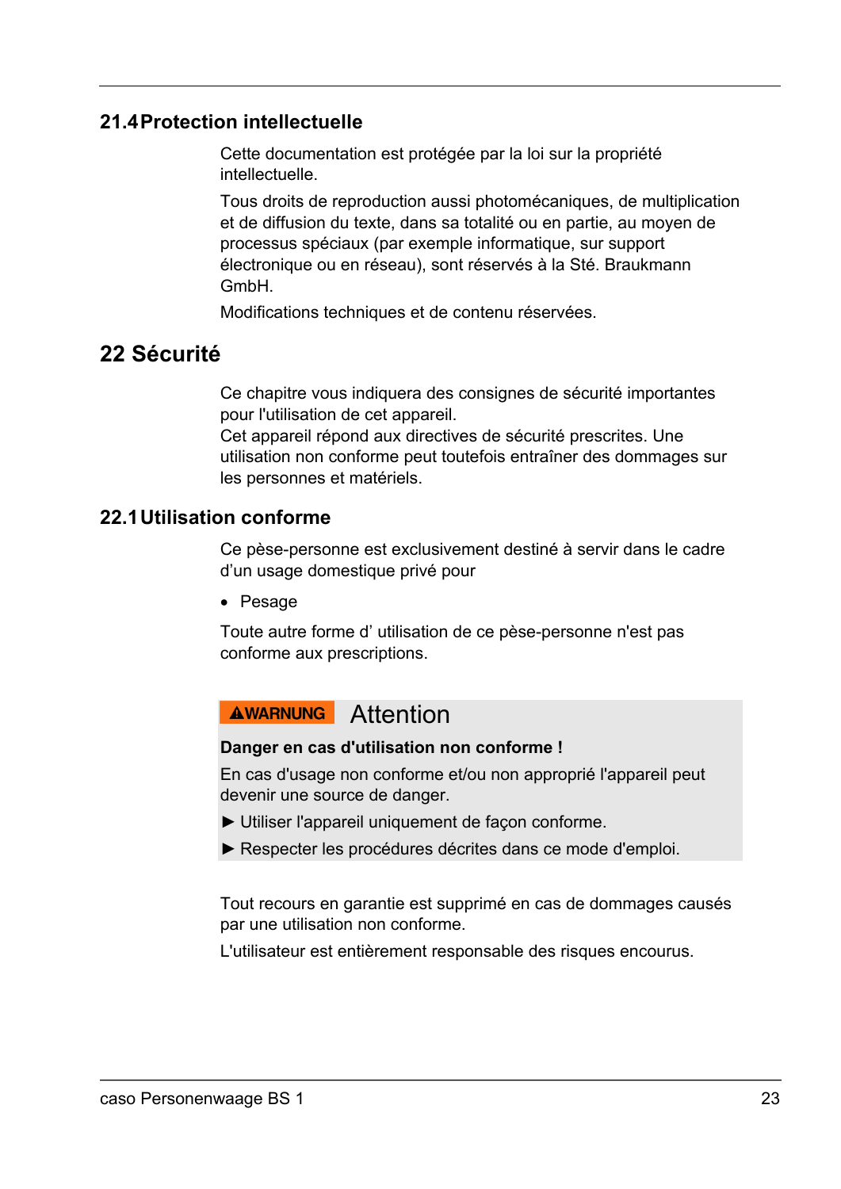### 21.4 Protection intellectuelle

Cette documentation est protégée par la loi sur la propriété intellectuelle.

Tous droits de reproduction aussi photomécaniques, de multiplication et de diffusion du texte, dans sa totalité ou en partie, au moyen de processus spéciaux (par exemple informatique, sur support électronique ou en réseau), sont réservés à la Sté. Braukmann GmbH.

Modifications techniques et de contenu réservées.

## 22 Sécurité

Ce chapitre vous indiquera des consignes de sécurité importantes pour l'utilisation de cet appareil.
Cet appareil répond aux directives de sécurité prescrites. Une utilisation non conforme peut toutefois entraîner des dommages sur les personnes et matériels.

### 22.1 Utilisation conforme

Ce pèse-personne est exclusivement destiné à servir dans le cadre d'un usage domestique privé pour

- Pesage

Toute autre forme d' utilisation de ce pèse-personne n'est pas conforme aux prescriptions.

**⚠WARNUNG** Attention

**Danger en cas d'utilisation non conforme !**

En cas d'usage non conforme et/ou non approprié l'appareil peut devenir une source de danger.

► Utiliser l'appareil uniquement de façon conforme.

► Respecter les procédures décrites dans ce mode d'emploi.

Tout recours en garantie est supprimé en cas de dommages causés par une utilisation non conforme.

L'utilisateur est entièrement responsable des risques encourus.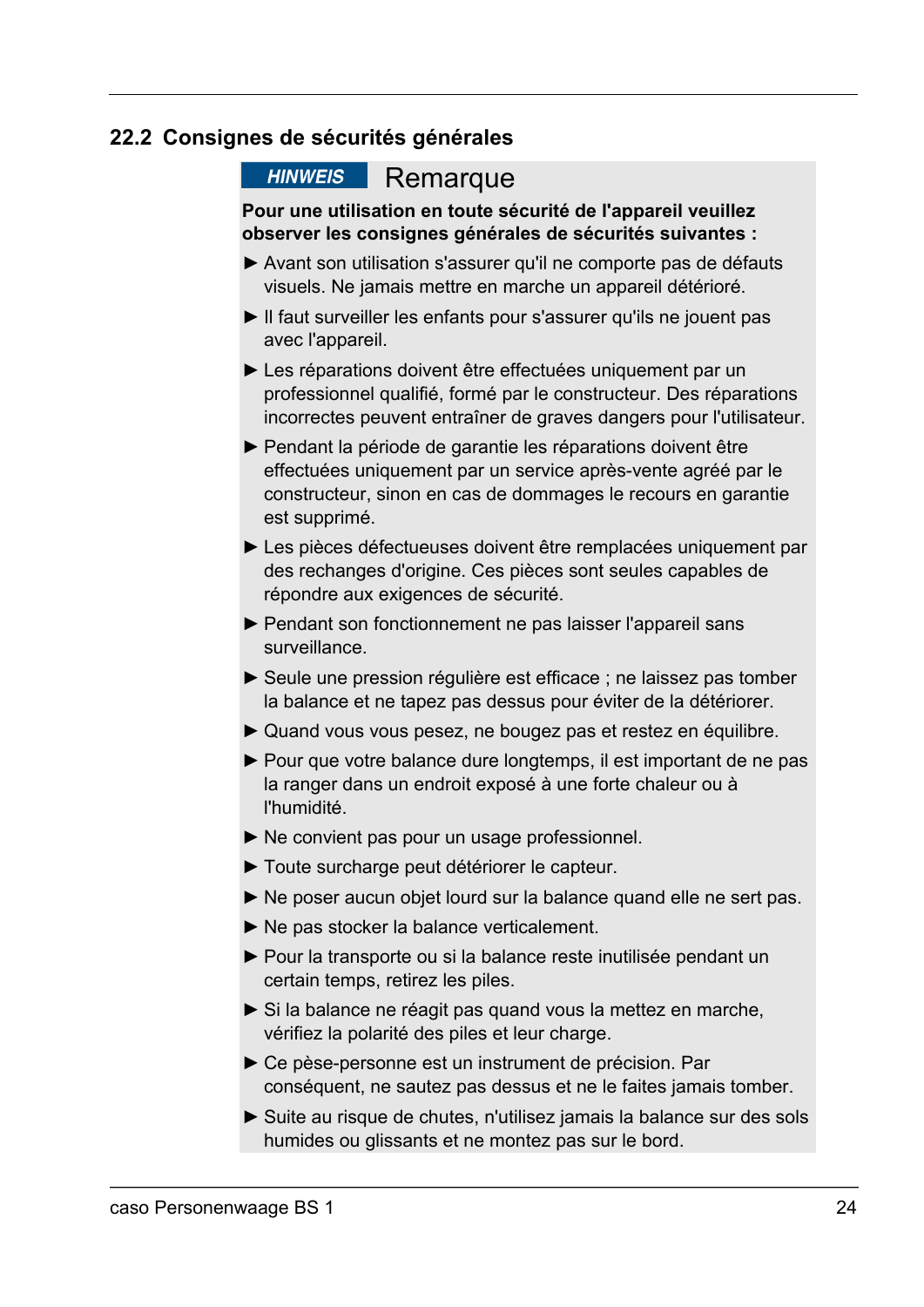## 22.2 Consignes de sécurités générales

**HINWEIS** Remarque

**Pour une utilisation en toute sécurité de l'appareil veuillez observer les consignes générales de sécurités suivantes :**

- ► Avant son utilisation s'assurer qu'il ne comporte pas de défauts visuels. Ne jamais mettre en marche un appareil détérioré.
- ► Il faut surveiller les enfants pour s'assurer qu'ils ne jouent pas avec l'appareil.
- ► Les réparations doivent être effectuées uniquement par un professionnel qualifié, formé par le constructeur. Des réparations incorrectes peuvent entraîner de graves dangers pour l'utilisateur.
- ► Pendant la période de garantie les réparations doivent être effectuées uniquement par un service après-vente agréé par le constructeur, sinon en cas de dommages le recours en garantie est supprimé.
- ► Les pièces défectueuses doivent être remplacées uniquement par des rechanges d'origine. Ces pièces sont seules capables de répondre aux exigences de sécurité.
- ► Pendant son fonctionnement ne pas laisser l'appareil sans surveillance.
- ► Seule une pression régulière est efficace ; ne laissez pas tomber la balance et ne tapez pas dessus pour éviter de la détériorer.
- ► Quand vous vous pesez, ne bougez pas et restez en équilibre.
- ► Pour que votre balance dure longtemps, il est important de ne pas la ranger dans un endroit exposé à une forte chaleur ou à l'humidité.
- ► Ne convient pas pour un usage professionnel.
- ► Toute surcharge peut détériorer le capteur.
- ► Ne poser aucun objet lourd sur la balance quand elle ne sert pas.
- ► Ne pas stocker la balance verticalement.
- ► Pour la transporte ou si la balance reste inutilisée pendant un certain temps, retirez les piles.
- ► Si la balance ne réagit pas quand vous la mettez en marche, vérifiez la polarité des piles et leur charge.
- ► Ce pèse-personne est un instrument de précision. Par conséquent, ne sautez pas dessus et ne le faites jamais tomber.
- ► Suite au risque de chutes, n'utilisez jamais la balance sur des sols humides ou glissants et ne montez pas sur le bord.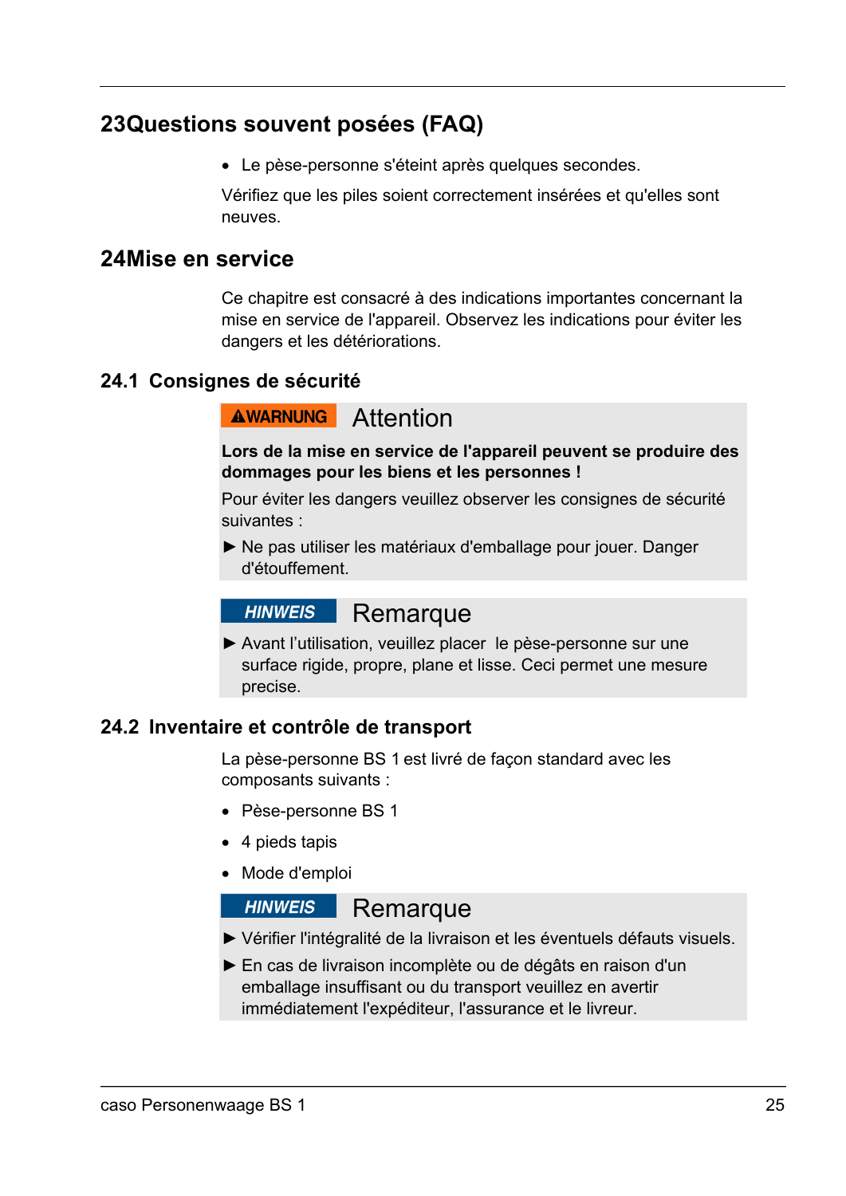# 23Questions souvent posées (FAQ)

- Le pèse-personne s'éteint après quelques secondes.

Vérifiez que les piles soient correctement insérées et qu'elles sont neuves.

# 24Mise en service

Ce chapitre est consacré à des indications importantes concernant la mise en service de l'appareil. Observez les indications pour éviter les dangers et les détériorations.

## 24.1 Consignes de sécurité

**⚠WARNUNG** Attention

**Lors de la mise en service de l'appareil peuvent se produire des dommages pour les biens et les personnes !**

Pour éviter les dangers veuillez observer les consignes de sécurité suivantes :

► Ne pas utiliser les matériaux d'emballage pour jouer. Danger d'étouffement.

***HINWEIS*** Remarque

► Avant l'utilisation, veuillez placer le pèse-personne sur une surface rigide, propre, plane et lisse. Ceci permet une mesure precise.

## 24.2 Inventaire et contrôle de transport

La pèse-personne BS 1 est livré de façon standard avec les composants suivants :

- Pèse-personne BS 1
- 4 pieds tapis
- Mode d'emploi

***HINWEIS*** Remarque

► Vérifier l'intégralité de la livraison et les éventuels défauts visuels.

► En cas de livraison incomplète ou de dégâts en raison d'un emballage insuffisant ou du transport veuillez en avertir immédiatement l'expéditeur, l'assurance et le livreur.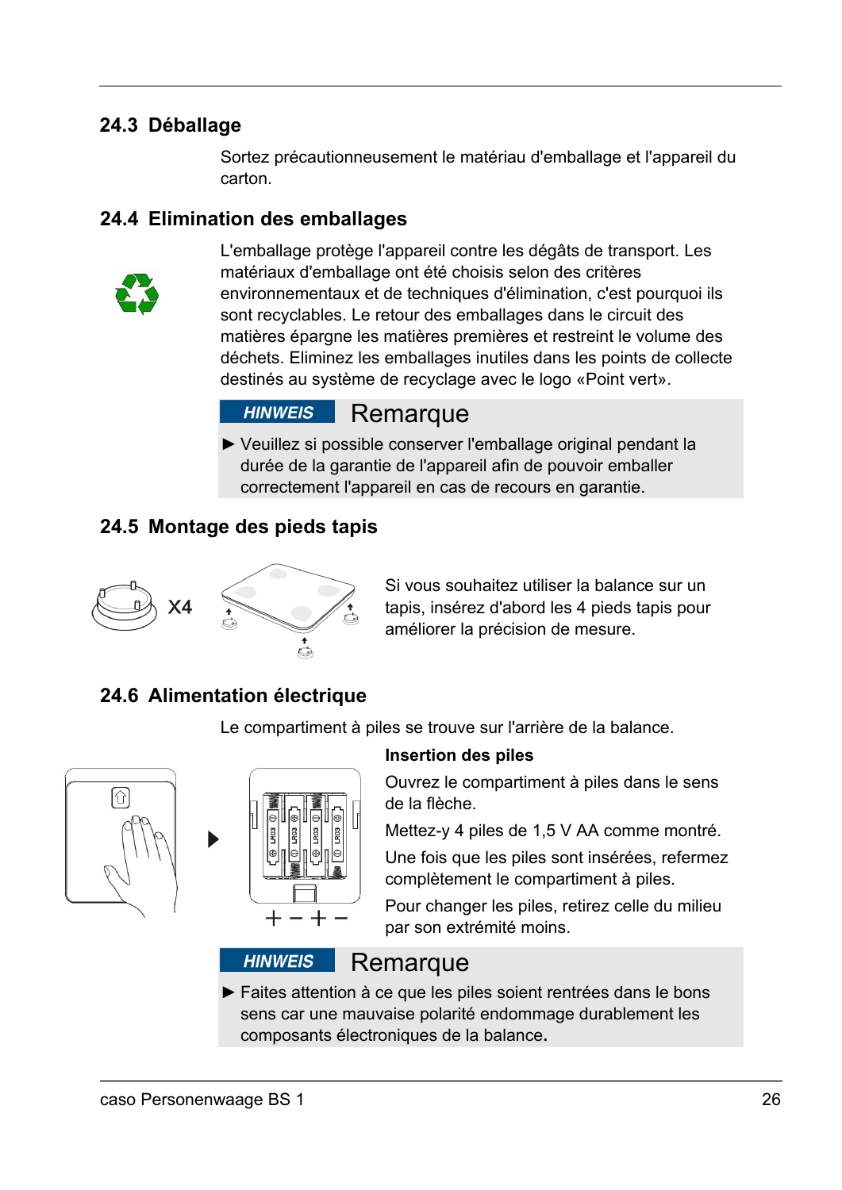## 24.3 Déballage

Sortez précautionneusement le matériau d'emballage et l'appareil du carton.

## 24.4 Elimination des emballages

L'emballage protège l'appareil contre les dégâts de transport. Les matériaux d'emballage ont été choisis selon des critères environnementaux et de techniques d'élimination, c'est pourquoi ils sont recyclables. Le retour des emballages dans le circuit des matières épargne les matières premières et restreint le volume des déchets. Eliminez les emballages inutiles dans les points de collecte destinés au système de recyclage avec le logo «Point vert».

**HINWEIS** Remarque

► Veuillez si possible conserver l'emballage original pendant la durée de la garantie de l'appareil afin de pouvoir emballer correctement l'appareil en cas de recours en garantie.

## 24.5 Montage des pieds tapis

X4

Si vous souhaitez utiliser la balance sur un tapis, insérez d'abord les 4 pieds tapis pour améliorer la précision de mesure.

## 24.6 Alimentation électrique

Le compartiment à piles se trouve sur l'arrière de la balance.

**Insertion des piles**

Ouvrez le compartiment à piles dans le sens de la flèche.

Mettez-y 4 piles de 1,5 V AA comme montré.

Une fois que les piles sont insérées, refermez complètement le compartiment à piles.

Pour changer les piles, retirez celle du milieu par son extrémité moins.

**HINWEIS** Remarque

► Faites attention à ce que les piles soient rentrées dans le bons sens car une mauvaise polarité endommage durablement les composants électroniques de la balance.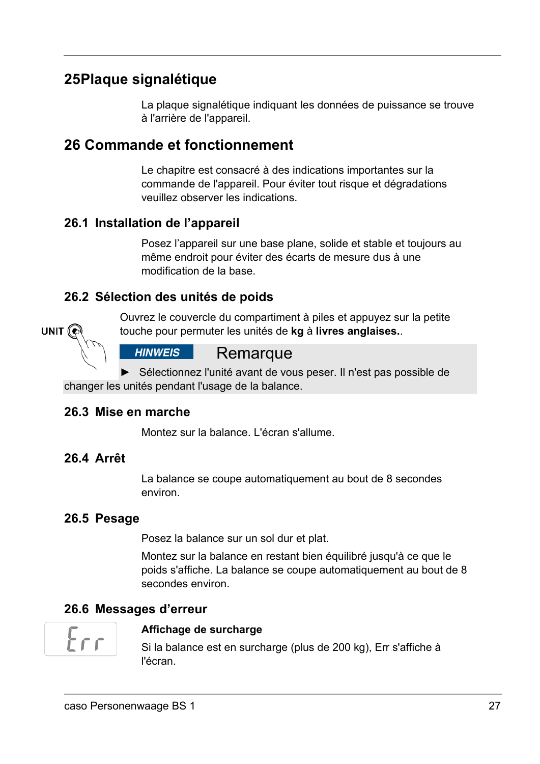## 25Plaque signalétique

La plaque signalétique indiquant les données de puissance se trouve à l'arrière de l'appareil.

## 26 Commande et fonctionnement

Le chapitre est consacré à des indications importantes sur la commande de l'appareil. Pour éviter tout risque et dégradations veuillez observer les indications.

### 26.1 Installation de l'appareil

Posez l'appareil sur une base plane, solide et stable et toujours au même endroit pour éviter des écarts de mesure dus à une modification de la base.

### 26.2 Sélection des unités de poids

UNIT

Ouvrez le couvercle du compartiment à piles et appuyez sur la petite touche pour permuter les unités de **kg** à **livres anglaises.**.

**HINWEIS** Remarque

► Sélectionnez l'unité avant de vous peser. Il n'est pas possible de changer les unités pendant l'usage de la balance.

### 26.3 Mise en marche

Montez sur la balance. L'écran s'allume.

### 26.4 Arrêt

La balance se coupe automatiquement au bout de 8 secondes environ.

### 26.5 Pesage

Posez la balance sur un sol dur et plat.

Montez sur la balance en restant bien équilibré jusqu'à ce que le poids s'affiche. La balance se coupe automatiquement au bout de 8 secondes environ.

### 26.6 Messages d'erreur

Err

**Affichage de surcharge**

Si la balance est en surcharge (plus de 200 kg), Err s'affiche à l'écran.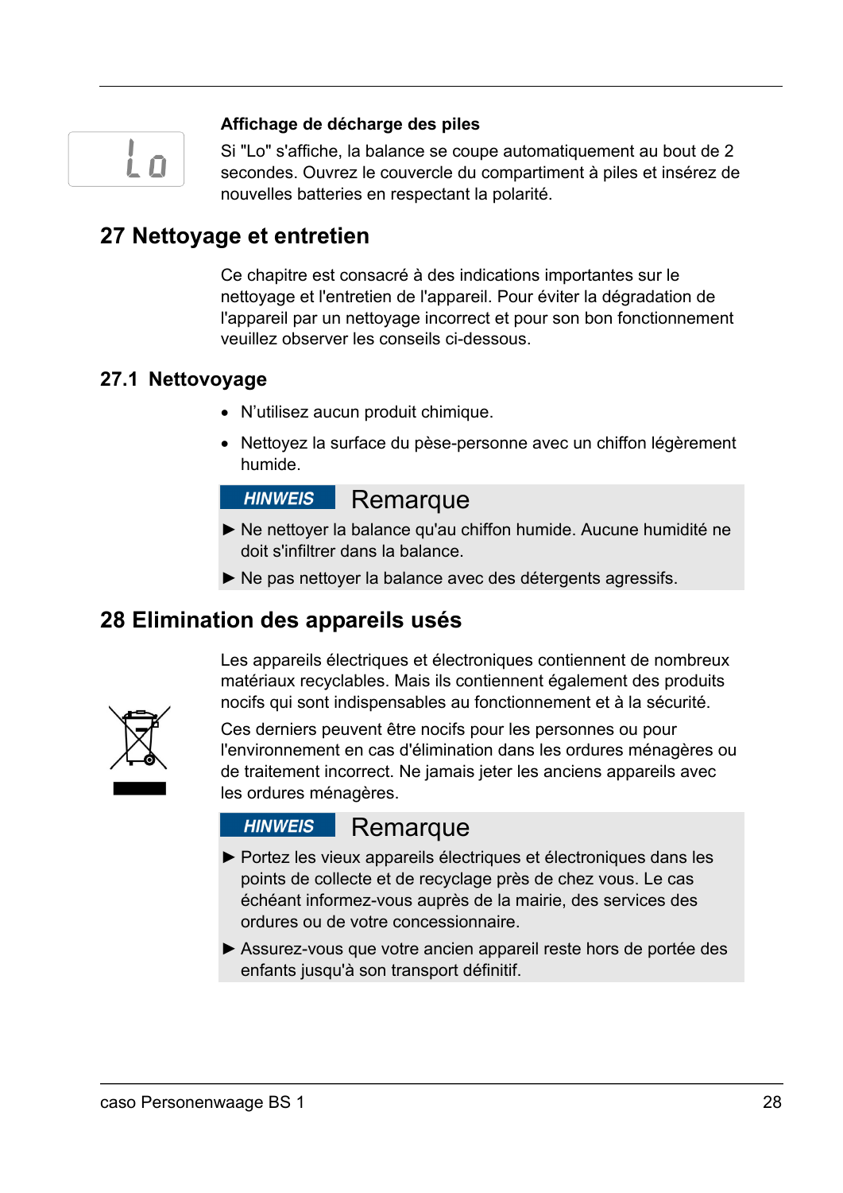**Affichage de décharge des piles**

Si "Lo" s'affiche, la balance se coupe automatiquement au bout de 2 secondes. Ouvrez le couvercle du compartiment à piles et insérez de nouvelles batteries en respectant la polarité.

## 27 Nettoyage et entretien

Ce chapitre est consacré à des indications importantes sur le nettoyage et l'entretien de l'appareil. Pour éviter la dégradation de l'appareil par un nettoyage incorrect et pour son bon fonctionnement veuillez observer les conseils ci-dessous.

### 27.1 Nettovoyage

- N'utilisez aucun produit chimique.
- Nettoyez la surface du pèse-personne avec un chiffon légèrement humide.

**HINWEIS** Remarque

► Ne nettoyer la balance qu'au chiffon humide. Aucune humidité ne doit s'infiltrer dans la balance.

► Ne pas nettoyer la balance avec des détergents agressifs.

## 28 Elimination des appareils usés

Les appareils électriques et électroniques contiennent de nombreux matériaux recyclables. Mais ils contiennent également des produits nocifs qui sont indispensables au fonctionnement et à la sécurité.

Ces derniers peuvent être nocifs pour les personnes ou pour l'environnement en cas d'élimination dans les ordures ménagères ou de traitement incorrect. Ne jamais jeter les anciens appareils avec les ordures ménagères.

**HINWEIS** Remarque

► Portez les vieux appareils électriques et électroniques dans les points de collecte et de recyclage près de chez vous. Le cas échéant informez-vous auprès de la mairie, des services des ordures ou de votre concessionnaire.

► Assurez-vous que votre ancien appareil reste hors de portée des enfants jusqu'à son transport définitif.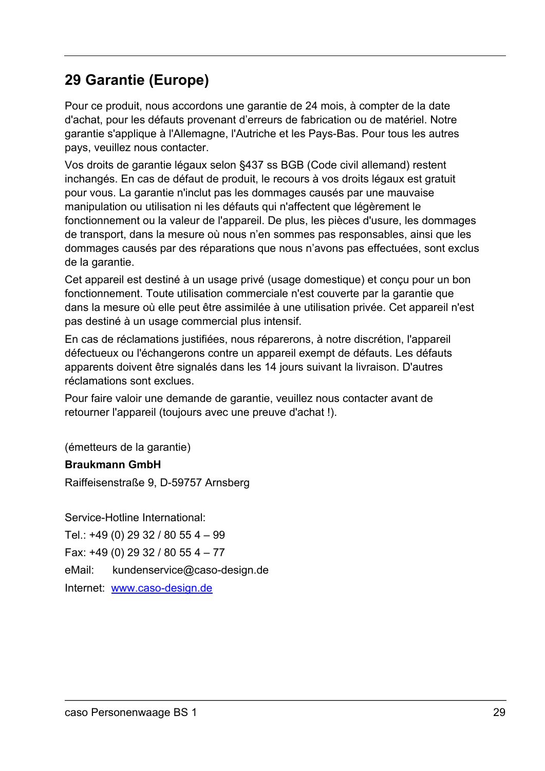## 29 Garantie (Europe)

Pour ce produit, nous accordons une garantie de 24 mois, à compter de la date d'achat, pour les défauts provenant d'erreurs de fabrication ou de matériel. Notre garantie s'applique à l'Allemagne, l'Autriche et les Pays-Bas. Pour tous les autres pays, veuillez nous contacter.

Vos droits de garantie légaux selon §437 ss BGB (Code civil allemand) restent inchangés. En cas de défaut de produit, le recours à vos droits légaux est gratuit pour vous. La garantie n'inclut pas les dommages causés par une mauvaise manipulation ou utilisation ni les défauts qui n'affectent que légèrement le fonctionnement ou la valeur de l'appareil. De plus, les pièces d'usure, les dommages de transport, dans la mesure où nous n'en sommes pas responsables, ainsi que les dommages causés par des réparations que nous n'avons pas effectuées, sont exclus de la garantie.

Cet appareil est destiné à un usage privé (usage domestique) et conçu pour un bon fonctionnement. Toute utilisation commerciale n'est couverte par la garantie que dans la mesure où elle peut être assimilée à une utilisation privée. Cet appareil n'est pas destiné à un usage commercial plus intensif.

En cas de réclamations justifiées, nous réparerons, à notre discrétion, l'appareil défectueux ou l'échangerons contre un appareil exempt de défauts. Les défauts apparents doivent être signalés dans les 14 jours suivant la livraison. D'autres réclamations sont exclues.

Pour faire valoir une demande de garantie, veuillez nous contacter avant de retourner l'appareil (toujours avec une preuve d'achat !).

(émetteurs de la garantie)

**Braukmann GmbH**

Raiffeisenstraße 9, D-59757 Arnsberg

Service-Hotline International:

Tel.: +49 (0) 29 32 / 80 55 4 – 99

Fax: +49 (0) 29 32 / 80 55 4 – 77

eMail: kundenservice@caso-design.de

Internet: www.caso-design.de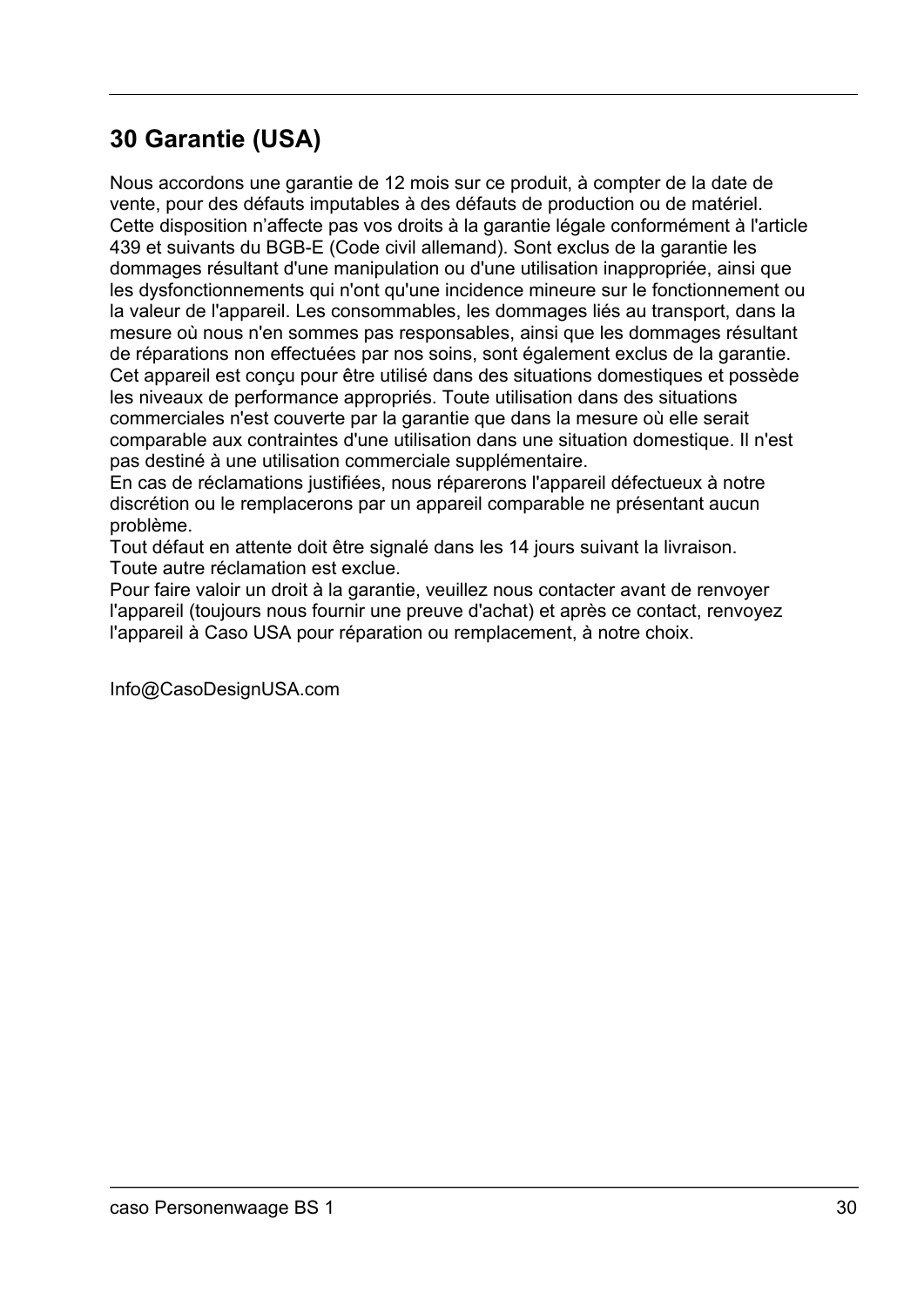## 30 Garantie (USA)

Nous accordons une garantie de 12 mois sur ce produit, à compter de la date de vente, pour des défauts imputables à des défauts de production ou de matériel. Cette disposition n'affecte pas vos droits à la garantie légale conformément à l'article 439 et suivants du BGB-E (Code civil allemand). Sont exclus de la garantie les dommages résultant d'une manipulation ou d'une utilisation inappropriée, ainsi que les dysfonctionnements qui n'ont qu'une incidence mineure sur le fonctionnement ou la valeur de l'appareil. Les consommables, les dommages liés au transport, dans la mesure où nous n'en sommes pas responsables, ainsi que les dommages résultant de réparations non effectuées par nos soins, sont également exclus de la garantie. Cet appareil est conçu pour être utilisé dans des situations domestiques et possède les niveaux de performance appropriés. Toute utilisation dans des situations commerciales n'est couverte par la garantie que dans la mesure où elle serait comparable aux contraintes d'une utilisation dans une situation domestique. Il n'est pas destiné à une utilisation commerciale supplémentaire.
En cas de réclamations justifiées, nous réparerons l'appareil défectueux à notre discrétion ou le remplacerons par un appareil comparable ne présentant aucun problème.
Tout défaut en attente doit être signalé dans les 14 jours suivant la livraison.
Toute autre réclamation est exclue.
Pour faire valoir un droit à la garantie, veuillez nous contacter avant de renvoyer l'appareil (toujours nous fournir une preuve d'achat) et après ce contact, renvoyez l'appareil à Caso USA pour réparation ou remplacement, à notre choix.

Info@CasoDesignUSA.com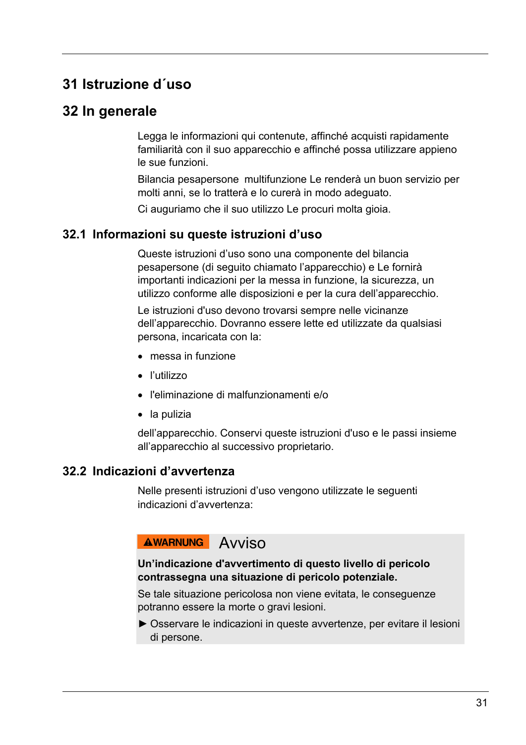# 31 Istruzione d´uso

# 32 In generale

Legga le informazioni qui contenute, affinché acquisti rapidamente familiarità con il suo apparecchio e affinché possa utilizzare appieno le sue funzioni.

Bilancia pesapersone  multifunzione Le renderà un buon servizio per molti anni, se lo tratterà e lo curerà in modo adeguato.

Ci auguriamo che il suo utilizzo Le procuri molta gioia.

## 32.1 Informazioni su queste istruzioni d’uso

Queste istruzioni d’uso sono una componente del bilancia pesapersone (di seguito chiamato l’apparecchio) e Le fornirà importanti indicazioni per la messa in funzione, la sicurezza, un utilizzo conforme alle disposizioni e per la cura dell’apparecchio.

Le istruzioni d'uso devono trovarsi sempre nelle vicinanze dell’apparecchio. Dovranno essere lette ed utilizzate da qualsiasi persona, incaricata con la:

- messa in funzione
- l’utilizzo
- l'eliminazione di malfunzionamenti e/o
- la pulizia

dell’apparecchio. Conservi queste istruzioni d'uso e le passi insieme all’apparecchio al successivo proprietario.

## 32.2 Indicazioni d’avvertenza

Nelle presenti istruzioni d’uso vengono utilizzate le seguenti indicazioni d’avvertenza:

**⚠WARNUNG** Avviso

**Un’indicazione d'avvertimento di questo livello di pericolo contrassegna una situazione di pericolo potenziale.**

Se tale situazione pericolosa non viene evitata, le conseguenze potranno essere la morte o gravi lesioni.

► Osservare le indicazioni in queste avvertenze, per evitare il lesioni di persone.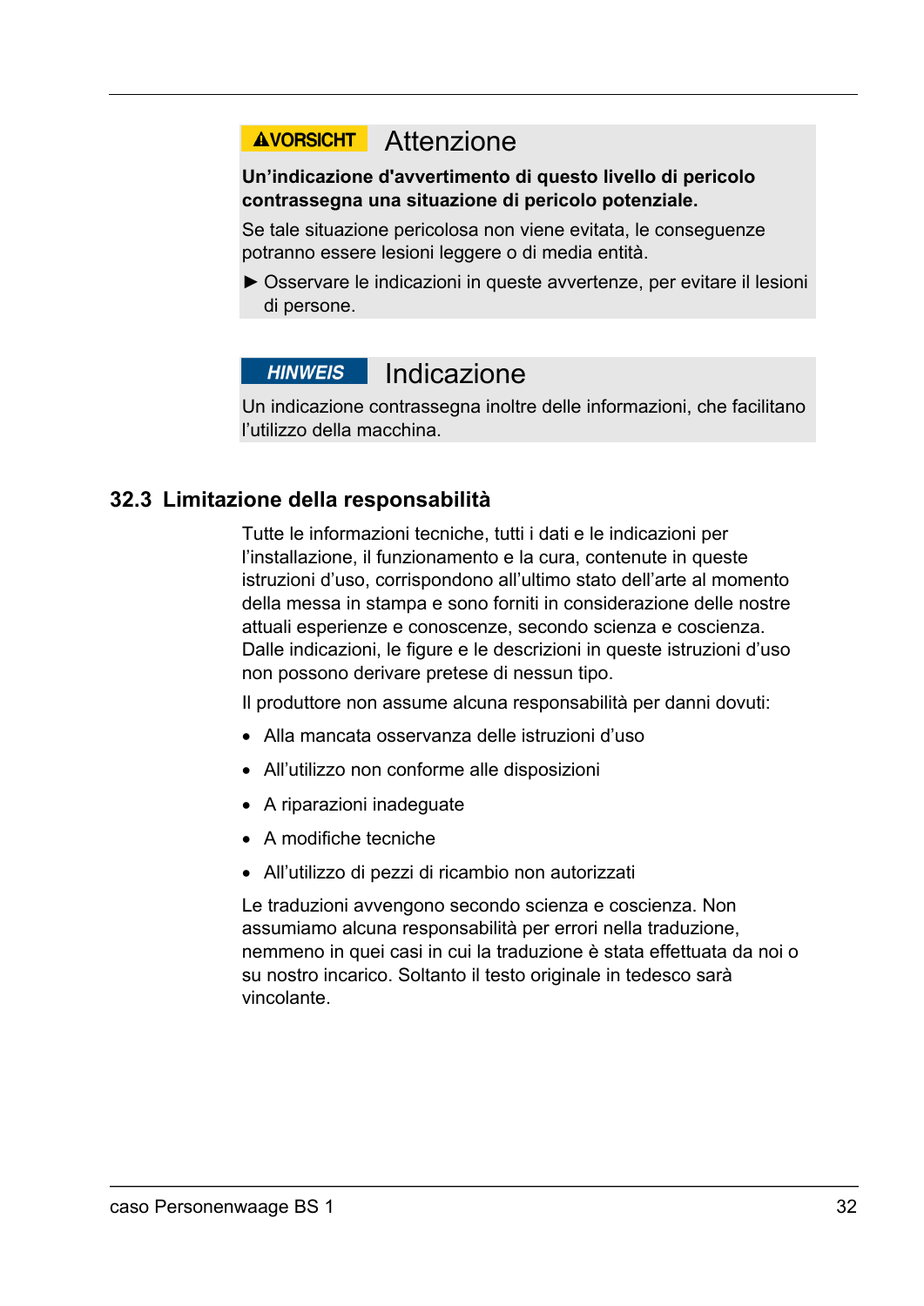**⚠VORSICHT** Attenzione

**Un'indicazione d'avvertimento di questo livello di pericolo contrassegna una situazione di pericolo potenziale.**

Se tale situazione pericolosa non viene evitata, le conseguenze potranno essere lesioni leggere o di media entità.

► Osservare le indicazioni in queste avvertenze, per evitare il lesioni di persone.

***HINWEIS*** Indicazione

Un indicazione contrassegna inoltre delle informazioni, che facilitano l'utilizzo della macchina.

## 32.3 Limitazione della responsabilità

Tutte le informazioni tecniche, tutti i dati e le indicazioni per l'installazione, il funzionamento e la cura, contenute in queste istruzioni d'uso, corrispondono all'ultimo stato dell'arte al momento della messa in stampa e sono forniti in considerazione delle nostre attuali esperienze e conoscenze, secondo scienza e coscienza. Dalle indicazioni, le figure e le descrizioni in queste istruzioni d'uso non possono derivare pretese di nessun tipo.

Il produttore non assume alcuna responsabilità per danni dovuti:

- Alla mancata osservanza delle istruzioni d'uso
- All'utilizzo non conforme alle disposizioni
- A riparazioni inadeguate
- A modifiche tecniche
- All'utilizzo di pezzi di ricambio non autorizzati

Le traduzioni avvengono secondo scienza e coscienza. Non assumiamo alcuna responsabilità per errori nella traduzione, nemmeno in quei casi in cui la traduzione è stata effettuata da noi o su nostro incarico. Soltanto il testo originale in tedesco sarà vincolante.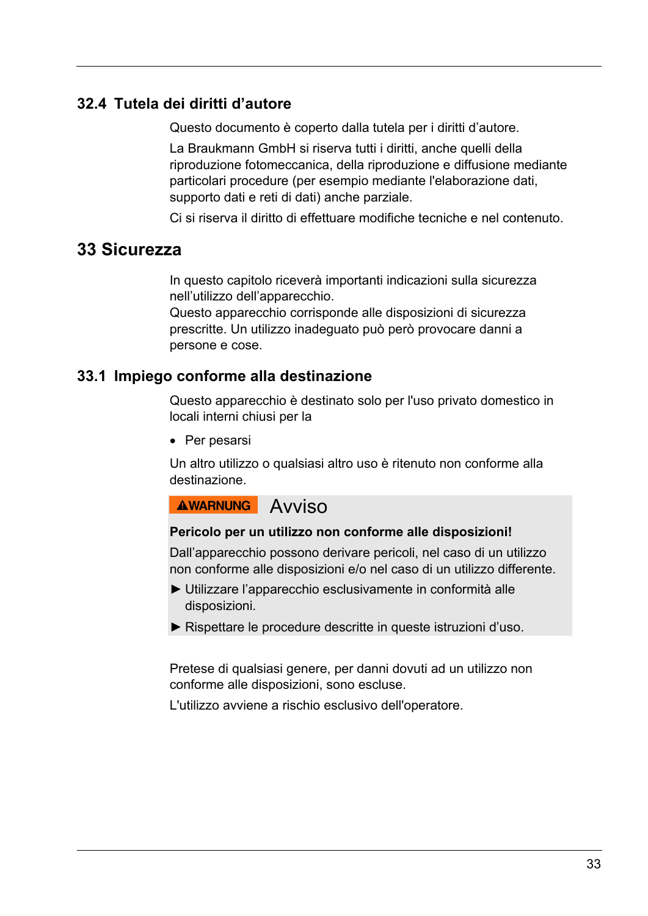## 32.4 Tutela dei diritti d'autore

Questo documento è coperto dalla tutela per i diritti d'autore.

La Braukmann GmbH si riserva tutti i diritti, anche quelli della riproduzione fotomeccanica, della riproduzione e diffusione mediante particolari procedure (per esempio mediante l'elaborazione dati, supporto dati e reti di dati) anche parziale.

Ci si riserva il diritto di effettuare modifiche tecniche e nel contenuto.

# 33 Sicurezza

In questo capitolo riceverà importanti indicazioni sulla sicurezza nell'utilizzo dell'apparecchio.
Questo apparecchio corrisponde alle disposizioni di sicurezza prescritte. Un utilizzo inadeguato può però provocare danni a persone e cose.

## 33.1 Impiego conforme alla destinazione

Questo apparecchio è destinato solo per l'uso privato domestico in locali interni chiusi per la

- Per pesarsi

Un altro utilizzo o qualsiasi altro uso è ritenuto non conforme alla destinazione.

**⚠WARNUNG** Avviso

**Pericolo per un utilizzo non conforme alle disposizioni!**

Dall'apparecchio possono derivare pericoli, nel caso di un utilizzo non conforme alle disposizioni e/o nel caso di un utilizzo differente.

► Utilizzare l'apparecchio esclusivamente in conformità alle disposizioni.

► Rispettare le procedure descritte in queste istruzioni d'uso.

Pretese di qualsiasi genere, per danni dovuti ad un utilizzo non conforme alle disposizioni, sono escluse.

L'utilizzo avviene a rischio esclusivo dell'operatore.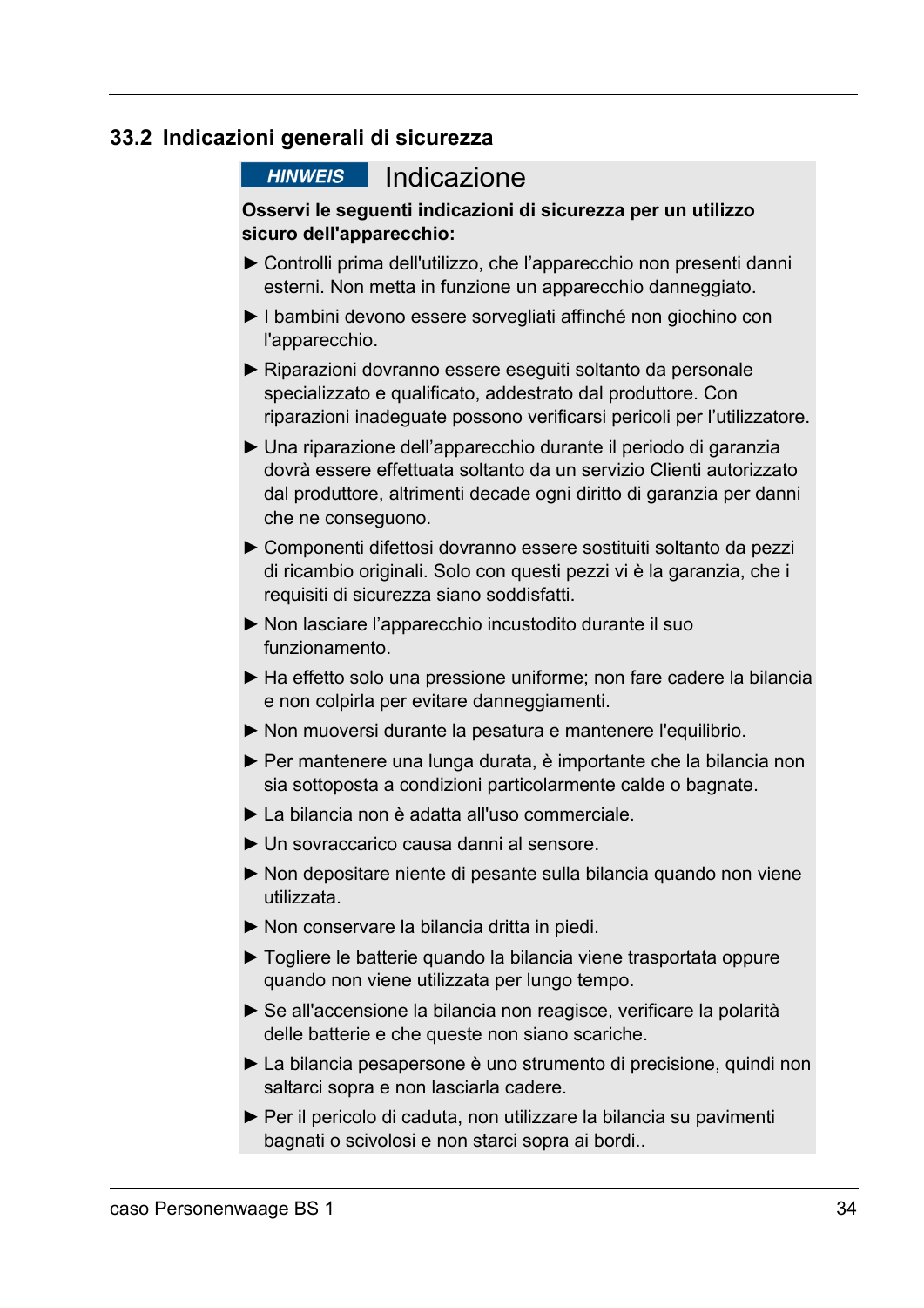## 33.2 Indicazioni generali di sicurezza

**HINWEIS** Indicazione

**Osservi le seguenti indicazioni di sicurezza per un utilizzo sicuro dell'apparecchio:**

- ► Controlli prima dell'utilizzo, che l'apparecchio non presenti danni esterni. Non metta in funzione un apparecchio danneggiato.
- ► I bambini devono essere sorvegliati affinché non giochino con l'apparecchio.
- ► Riparazioni dovranno essere eseguiti soltanto da personale specializzato e qualificato, addestrato dal produttore. Con riparazioni inadeguate possono verificarsi pericoli per l'utilizzatore.
- ► Una riparazione dell'apparecchio durante il periodo di garanzia dovrà essere effettuata soltanto da un servizio Clienti autorizzato dal produttore, altrimenti decade ogni diritto di garanzia per danni che ne conseguono.
- ► Componenti difettosi dovranno essere sostituiti soltanto da pezzi di ricambio originali. Solo con questi pezzi vi è la garanzia, che i requisiti di sicurezza siano soddisfatti.
- ► Non lasciare l'apparecchio incustodito durante il suo funzionamento.
- ► Ha effetto solo una pressione uniforme; non fare cadere la bilancia e non colpirla per evitare danneggiamenti.
- ► Non muoversi durante la pesatura e mantenere l'equilibrio.
- ► Per mantenere una lunga durata, è importante che la bilancia non sia sottoposta a condizioni particolarmente calde o bagnate.
- ► La bilancia non è adatta all'uso commerciale.
- ► Un sovraccarico causa danni al sensore.
- ► Non depositare niente di pesante sulla bilancia quando non viene utilizzata.
- ► Non conservare la bilancia dritta in piedi.
- ► Togliere le batterie quando la bilancia viene trasportata oppure quando non viene utilizzata per lungo tempo.
- ► Se all'accensione la bilancia non reagisce, verificare la polarità delle batterie e che queste non siano scariche.
- ► La bilancia pesapersone è uno strumento di precisione, quindi non saltarci sopra e non lasciarla cadere.
- ► Per il pericolo di caduta, non utilizzare la bilancia su pavimenti bagnati o scivolosi e non starci sopra ai bordi..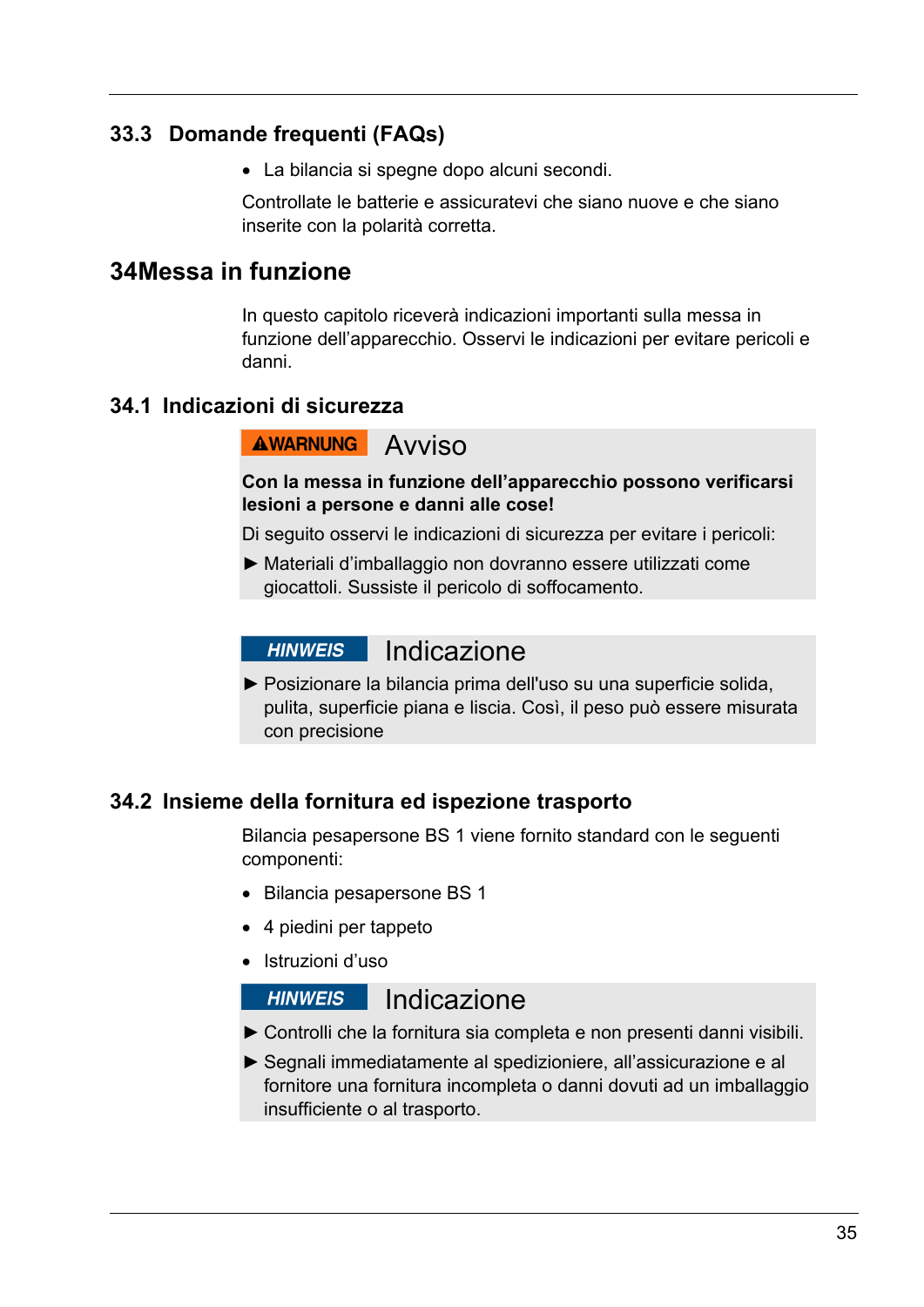### 33.3 Domande frequenti (FAQs)

- La bilancia si spegne dopo alcuni secondi.

Controllate le batterie e assicuratevi che siano nuove e che siano inserite con la polarità corretta.

## 34Messa in funzione

In questo capitolo riceverà indicazioni importanti sulla messa in funzione dell'apparecchio. Osservi le indicazioni per evitare pericoli e danni.

### 34.1 Indicazioni di sicurezza

**⚠WARNUNG** Avviso

**Con la messa in funzione dell'apparecchio possono verificarsi lesioni a persone e danni alle cose!**

Di seguito osservi le indicazioni di sicurezza per evitare i pericoli:

► Materiali d'imballaggio non dovranno essere utilizzati come giocattoli. Sussiste il pericolo di soffocamento.

**HINWEIS** Indicazione

► Posizionare la bilancia prima dell'uso su una superficie solida, pulita, superficie piana e liscia. Così, il peso può essere misurata con precisione

### 34.2 Insieme della fornitura ed ispezione trasporto

Bilancia pesapersone BS 1 viene fornito standard con le seguenti componenti:

- Bilancia pesapersone BS 1
- 4 piedini per tappeto
- Istruzioni d'uso

**HINWEIS** Indicazione

► Controlli che la fornitura sia completa e non presenti danni visibili.

► Segnali immediatamente al spedizioniere, all'assicurazione e al fornitore una fornitura incompleta o danni dovuti ad un imballaggio insufficiente o al trasporto.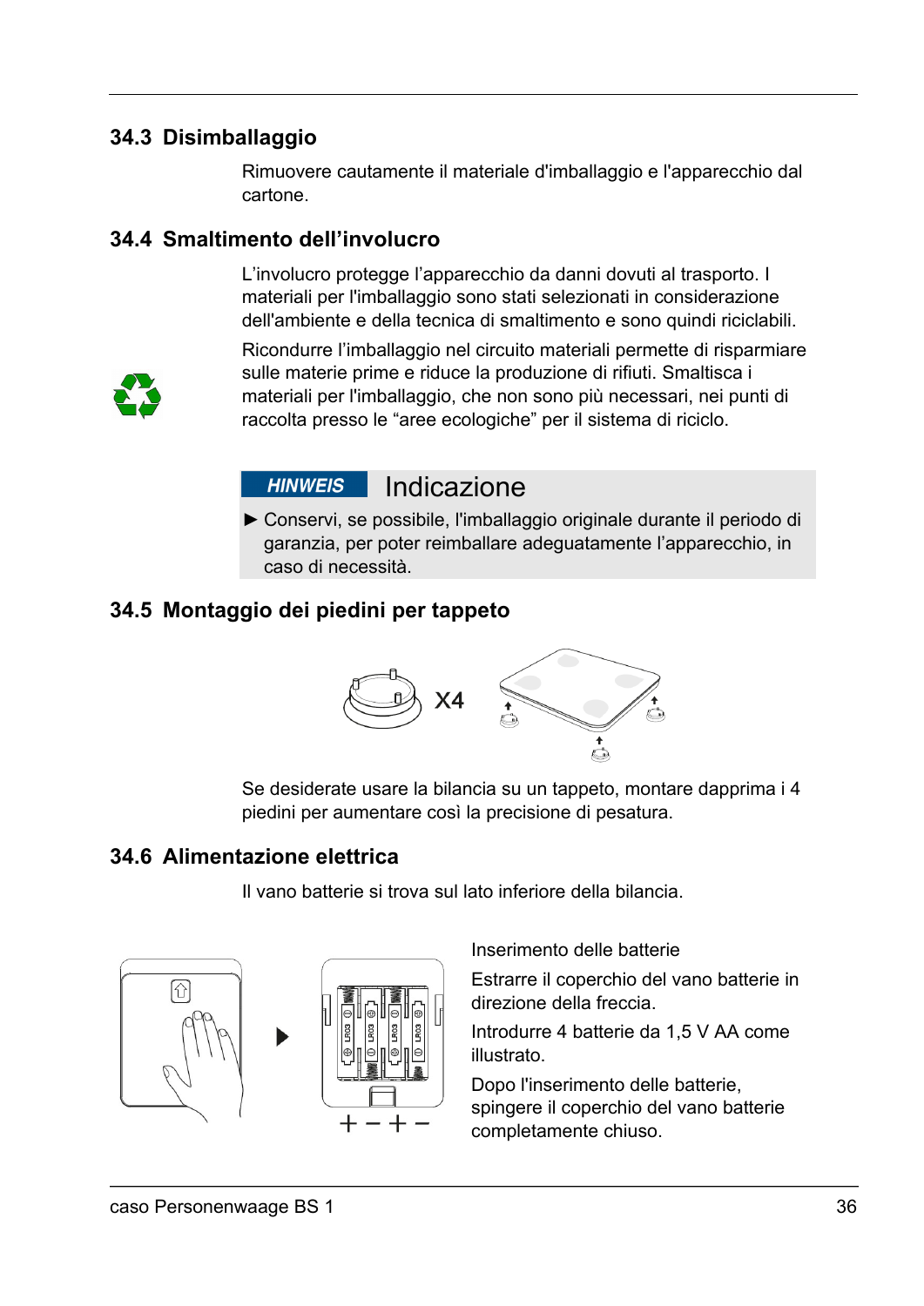### 34.3 Disimballaggio

Rimuovere cautamente il materiale d'imballaggio e l'apparecchio dal cartone.

### 34.4 Smaltimento dell’involucro

L’involucro protegge l’apparecchio da danni dovuti al trasporto. I materiali per l'imballaggio sono stati selezionati in considerazione dell'ambiente e della tecnica di smaltimento e sono quindi riciclabili.

Ricondurre l’imballaggio nel circuito materiali permette di risparmiare sulle materie prime e riduce la produzione di rifiuti. Smaltisca i materiali per l'imballaggio, che non sono più necessari, nei punti di raccolta presso le “aree ecologiche” per il sistema di riciclo.

**HINWEIS** Indicazione

► Conservi, se possibile, l'imballaggio originale durante il periodo di garanzia, per poter reimballare adeguatamente l’apparecchio, in caso di necessità.

### 34.5 Montaggio dei piedini per tappeto

X4

Se desiderate usare la bilancia su un tappeto, montare dapprima i 4 piedini per aumentare così la precisione di pesatura.

### 34.6 Alimentazione elettrica

Il vano batterie si trova sul lato inferiore della bilancia.

Inserimento delle batterie

Estrarre il coperchio del vano batterie in direzione della freccia.

Introdurre 4 batterie da 1,5 V AA come illustrato.

Dopo l'inserimento delle batterie, spingere il coperchio del vano batterie completamente chiuso.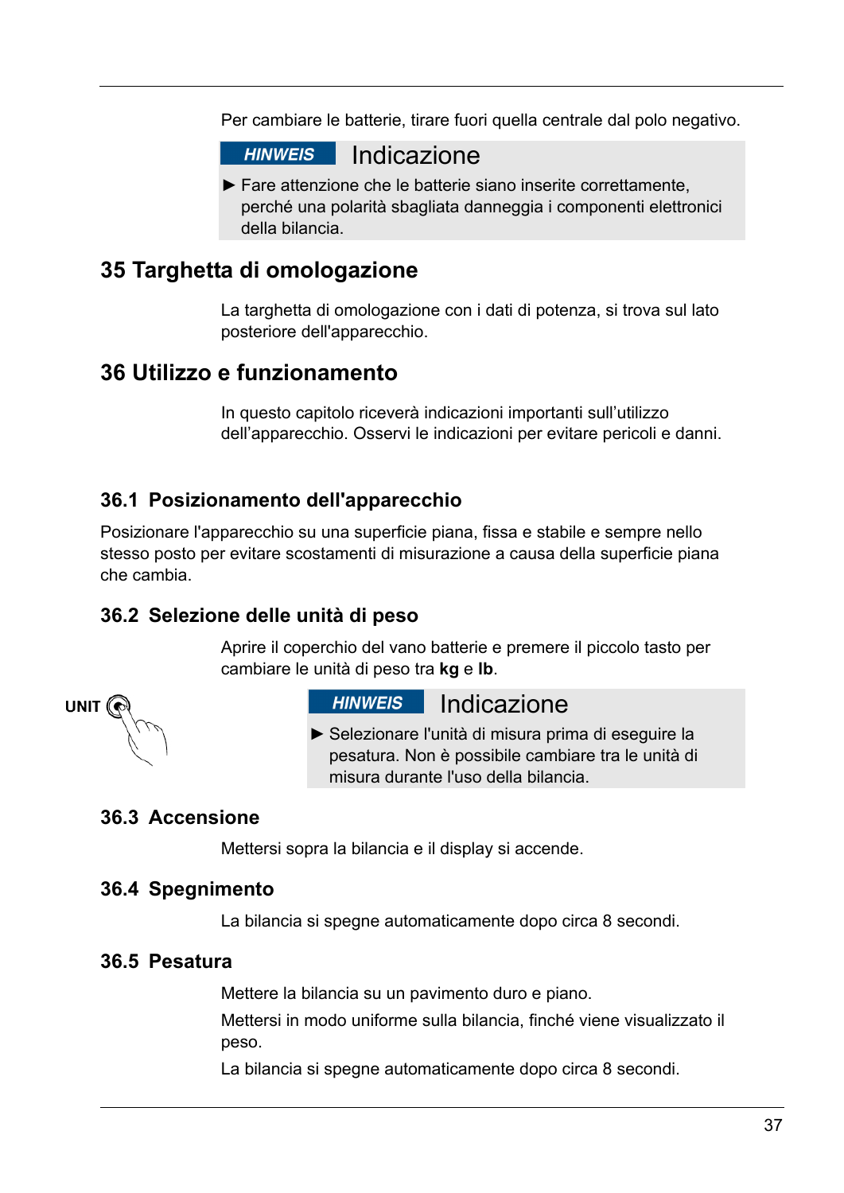Per cambiare le batterie, tirare fuori quella centrale dal polo negativo.

> **HINWEIS** Indicazione
>
> ► Fare attenzione che le batterie siano inserite correttamente, perché una polarità sbagliata danneggia i componenti elettronici della bilancia.

# 35 Targhetta di omologazione

La targhetta di omologazione con i dati di potenza, si trova sul lato posteriore dell'apparecchio.

# 36 Utilizzo e funzionamento

In questo capitolo riceverà indicazioni importanti sull'utilizzo dell'apparecchio. Osservi le indicazioni per evitare pericoli e danni.

## 36.1 Posizionamento dell'apparecchio

Posizionare l'apparecchio su una superficie piana, fissa e stabile e sempre nello stesso posto per evitare scostamenti di misurazione a causa della superficie piana che cambia.

## 36.2 Selezione delle unità di peso

Aprire il coperchio del vano batterie e premere il piccolo tasto per cambiare le unità di peso tra **kg** e **lb**.

UNIT

> **HINWEIS** Indicazione
>
> ► Selezionare l'unità di misura prima di eseguire la pesatura. Non è possibile cambiare tra le unità di misura durante l'uso della bilancia.

## 36.3 Accensione

Mettersi sopra la bilancia e il display si accende.

## 36.4 Spegnimento

La bilancia si spegne automaticamente dopo circa 8 secondi.

## 36.5 Pesatura

Mettere la bilancia su un pavimento duro e piano.

Mettersi in modo uniforme sulla bilancia, finché viene visualizzato il peso.

La bilancia si spegne automaticamente dopo circa 8 secondi.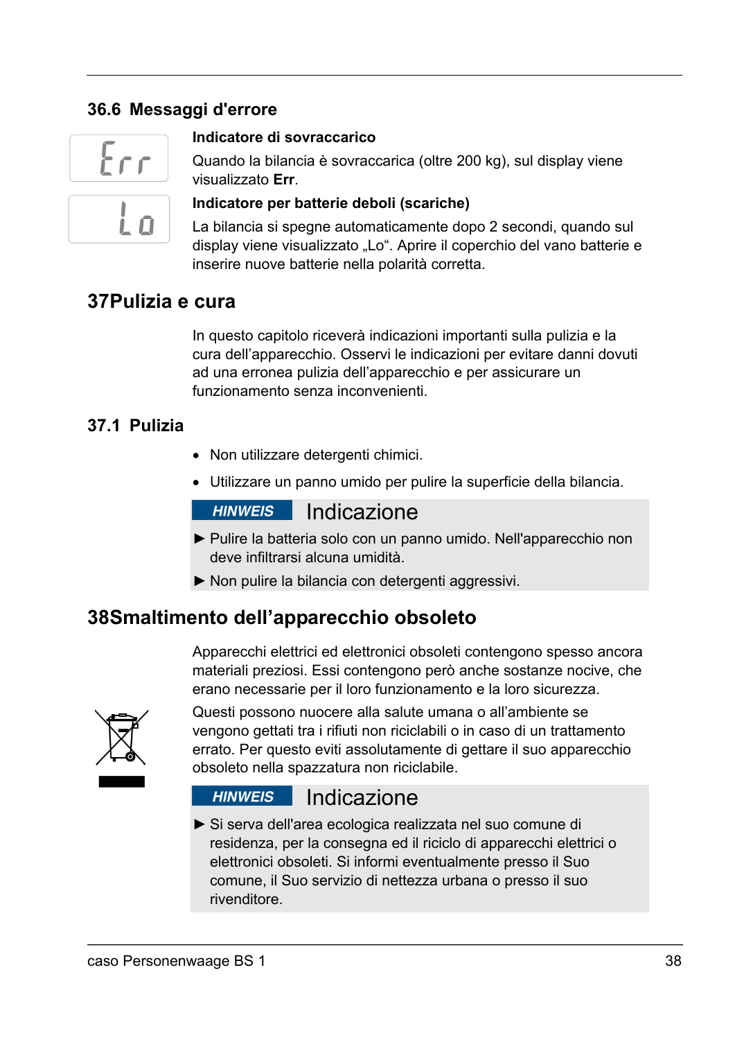### 36.6 Messaggi d'errore

**Indicatore di sovraccarico**

Quando la bilancia è sovraccarica (oltre 200 kg), sul display viene visualizzato **Err**.

**Indicatore per batterie deboli (scariche)**

La bilancia si spegne automaticamente dopo 2 secondi, quando sul display viene visualizzato „Lo“. Aprire il coperchio del vano batterie e inserire nuove batterie nella polarità corretta.

## 37 Pulizia e cura

In questo capitolo riceverà indicazioni importanti sulla pulizia e la cura dell’apparecchio. Osservi le indicazioni per evitare danni dovuti ad una erronea pulizia dell’apparecchio e per assicurare un funzionamento senza inconvenienti.

### 37.1 Pulizia

- Non utilizzare detergenti chimici.
- Utilizzare un panno umido per pulire la superficie della bilancia.

**HINWEIS** Indicazione

► Pulire la batteria solo con un panno umido. Nell'apparecchio non deve infiltrarsi alcuna umidità.

► Non pulire la bilancia con detergenti aggressivi.

## 38 Smaltimento dell’apparecchio obsoleto

Apparecchi elettrici ed elettronici obsoleti contengono spesso ancora materiali preziosi. Essi contengono però anche sostanze nocive, che erano necessarie per il loro funzionamento e la loro sicurezza.

Questi possono nuocere alla salute umana o all’ambiente se vengono gettati tra i rifiuti non riciclabili o in caso di un trattamento errato. Per questo eviti assolutamente di gettare il suo apparecchio obsoleto nella spazzatura non riciclabile.

**HINWEIS** Indicazione

► Si serva dell'area ecologica realizzata nel suo comune di residenza, per la consegna ed il riciclo di apparecchi elettrici o elettronici obsoleti. Si informi eventualmente presso il Suo comune, il Suo servizio di nettezza urbana o presso il suo rivenditore.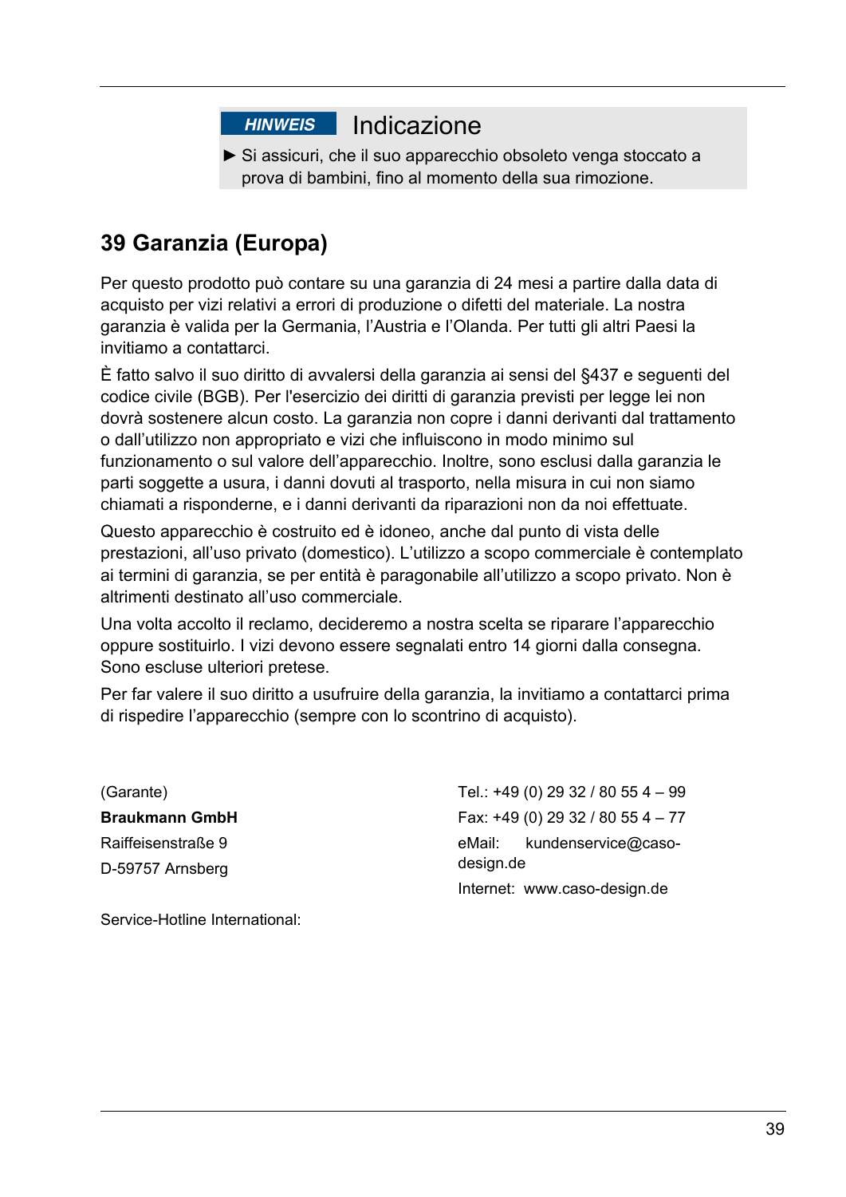**HINWEIS** Indicazione

► Si assicuri, che il suo apparecchio obsoleto venga stoccato a prova di bambini, fino al momento della sua rimozione.

## 39 Garanzia (Europa)

Per questo prodotto può contare su una garanzia di 24 mesi a partire dalla data di acquisto per vizi relativi a errori di produzione o difetti del materiale. La nostra garanzia è valida per la Germania, l'Austria e l'Olanda. Per tutti gli altri Paesi la invitiamo a contattarci.

È fatto salvo il suo diritto di avvalersi della garanzia ai sensi del §437 e seguenti del codice civile (BGB). Per l'esercizio dei diritti di garanzia previsti per legge lei non dovrà sostenere alcun costo. La garanzia non copre i danni derivanti dal trattamento o dall'utilizzo non appropriato e vizi che influiscono in modo minimo sul funzionamento o sul valore dell'apparecchio. Inoltre, sono esclusi dalla garanzia le parti soggette a usura, i danni dovuti al trasporto, nella misura in cui non siamo chiamati a risponderne, e i danni derivanti da riparazioni non da noi effettuate.

Questo apparecchio è costruito ed è idoneo, anche dal punto di vista delle prestazioni, all'uso privato (domestico). L'utilizzo a scopo commerciale è contemplato ai termini di garanzia, se per entità è paragonabile all'utilizzo a scopo privato. Non è altrimenti destinato all'uso commerciale.

Una volta accolto il reclamo, decideremo a nostra scelta se riparare l'apparecchio oppure sostituirlo. I vizi devono essere segnalati entro 14 giorni dalla consegna. Sono escluse ulteriori pretese.

Per far valere il suo diritto a usufruire della garanzia, la invitiamo a contattarci prima di rispedire l'apparecchio (sempre con lo scontrino di acquisto).

(Garante)

**Braukmann GmbH**

Raiffeisenstraße 9

D-59757 Arnsberg

Tel.: +49 (0) 29 32 / 80 55 4 – 99

Fax: +49 (0) 29 32 / 80 55 4 – 77

eMail: kundenservice@caso-design.de

Internet: www.caso-design.de

Service-Hotline International: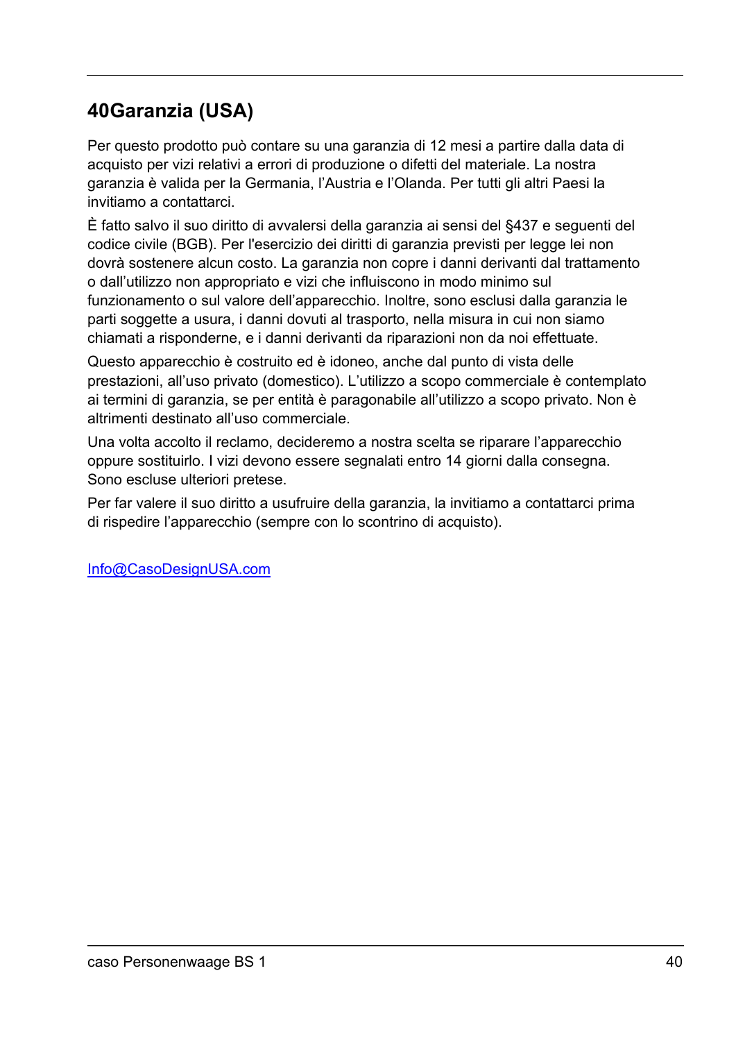## 40Garanzia (USA)

Per questo prodotto può contare su una garanzia di 12 mesi a partire dalla data di acquisto per vizi relativi a errori di produzione o difetti del materiale. La nostra garanzia è valida per la Germania, l'Austria e l'Olanda. Per tutti gli altri Paesi la invitiamo a contattarci.

È fatto salvo il suo diritto di avvalersi della garanzia ai sensi del §437 e seguenti del codice civile (BGB). Per l'esercizio dei diritti di garanzia previsti per legge lei non dovrà sostenere alcun costo. La garanzia non copre i danni derivanti dal trattamento o dall'utilizzo non appropriato e vizi che influiscono in modo minimo sul funzionamento o sul valore dell'apparecchio. Inoltre, sono esclusi dalla garanzia le parti soggette a usura, i danni dovuti al trasporto, nella misura in cui non siamo chiamati a risponderne, e i danni derivanti da riparazioni non da noi effettuate.

Questo apparecchio è costruito ed è idoneo, anche dal punto di vista delle prestazioni, all'uso privato (domestico). L'utilizzo a scopo commerciale è contemplato ai termini di garanzia, se per entità è paragonabile all'utilizzo a scopo privato. Non è altrimenti destinato all'uso commerciale.

Una volta accolto il reclamo, decideremo a nostra scelta se riparare l'apparecchio oppure sostituirlo. I vizi devono essere segnalati entro 14 giorni dalla consegna. Sono escluse ulteriori pretese.

Per far valere il suo diritto a usufruire della garanzia, la invitiamo a contattarci prima di rispedire l'apparecchio (sempre con lo scontrino di acquisto).

Info@CasoDesignUSA.com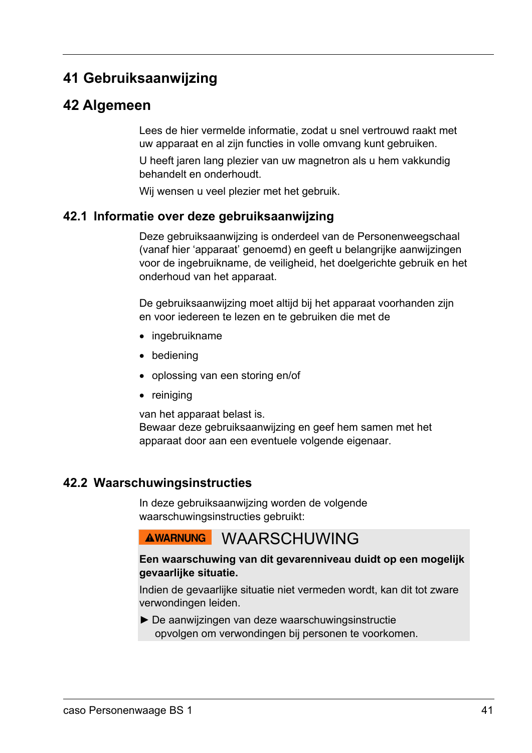# 41 Gebruiksaanwijzing

# 42 Algemeen

Lees de hier vermelde informatie, zodat u snel vertrouwd raakt met uw apparaat en al zijn functies in volle omvang kunt gebruiken.

U heeft jaren lang plezier van uw magnetron als u hem vakkundig behandelt en onderhoudt.

Wij wensen u veel plezier met het gebruik.

## 42.1 Informatie over deze gebruiksaanwijzing

Deze gebruiksaanwijzing is onderdeel van de Personenweegschaal (vanaf hier ‘apparaat’ genoemd) en geeft u belangrijke aanwijzingen voor de ingebruikname, de veiligheid, het doelgerichte gebruik en het onderhoud van het apparaat.

De gebruiksaanwijzing moet altijd bij het apparaat voorhanden zijn en voor iedereen te lezen en te gebruiken die met de

- ingebruikname
- bediening
- oplossing van een storing en/of
- reiniging

van het apparaat belast is.
Bewaar deze gebruiksaanwijzing en geef hem samen met het apparaat door aan een eventuele volgende eigenaar.

## 42.2 Waarschuwingsinstructies

In deze gebruiksaanwijzing worden de volgende waarschuwingsinstructies gebruikt:

**⚠WARNUNG** WAARSCHUWING

**Een waarschuwing van dit gevarenniveau duidt op een mogelijk gevaarlijke situatie.**

Indien de gevaarlijke situatie niet vermeden wordt, kan dit tot zware verwondingen leiden.

► De aanwijzingen van deze waarschuwingsinstructie opvolgen om verwondingen bij personen te voorkomen.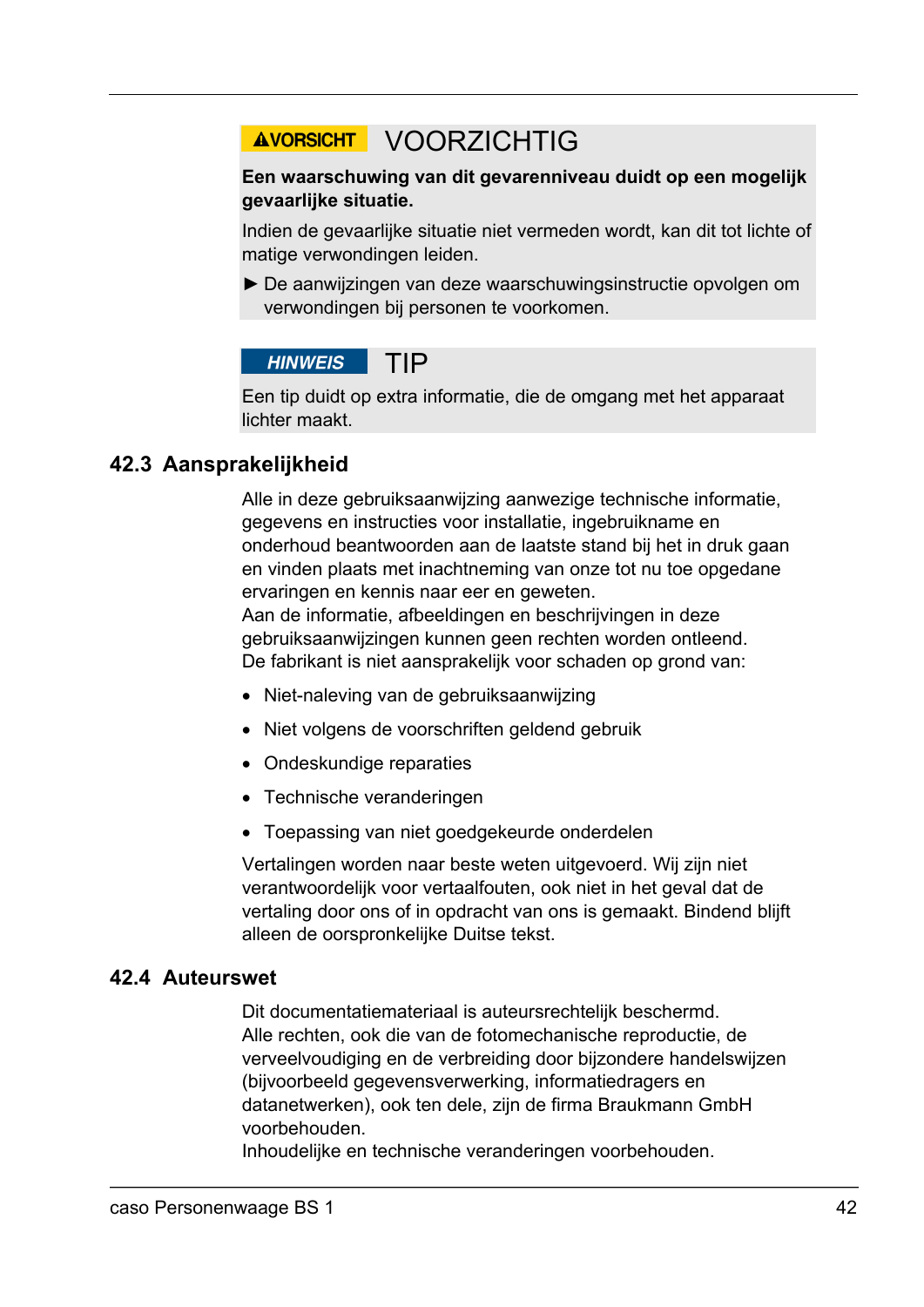**⚠VORSICHT** VOORZICHTIG

**Een waarschuwing van dit gevarenniveau duidt op een mogelijk gevaarlijke situatie.**

Indien de gevaarlijke situatie niet vermeden wordt, kan dit tot lichte of matige verwondingen leiden.

► De aanwijzingen van deze waarschuwingsinstructie opvolgen om verwondingen bij personen te voorkomen.

***HINWEIS*** TIP

Een tip duidt op extra informatie, die de omgang met het apparaat lichter maakt.

## 42.3 Aansprakelijkheid

Alle in deze gebruiksaanwijzing aanwezige technische informatie, gegevens en instructies voor installatie, ingebruikname en onderhoud beantwoorden aan de laatste stand bij het in druk gaan en vinden plaats met inachtneming van onze tot nu toe opgedane ervaringen en kennis naar eer en geweten.
Aan de informatie, afbeeldingen en beschrijvingen in deze gebruiksaanwijzingen kunnen geen rechten worden ontleend.
De fabrikant is niet aansprakelijk voor schaden op grond van:

- Niet-naleving van de gebruiksaanwijzing
- Niet volgens de voorschriften geldend gebruik
- Ondeskundige reparaties
- Technische veranderingen
- Toepassing van niet goedgekeurde onderdelen

Vertalingen worden naar beste weten uitgevoerd. Wij zijn niet verantwoordelijk voor vertaalfouten, ook niet in het geval dat de vertaling door ons of in opdracht van ons is gemaakt. Bindend blijft alleen de oorspronkelijke Duitse tekst.

## 42.4 Auteurswet

Dit documentatiemateriaal is auteursrechtelijk beschermd.
Alle rechten, ook die van de fotomechanische reproductie, de verveelvoudiging en de verbreiding door bijzondere handelswijzen (bijvoorbeeld gegevensverwerking, informatiedragers en datanetwerken), ook ten dele, zijn de firma Braukmann GmbH voorbehouden.
Inhoudelijke en technische veranderingen voorbehouden.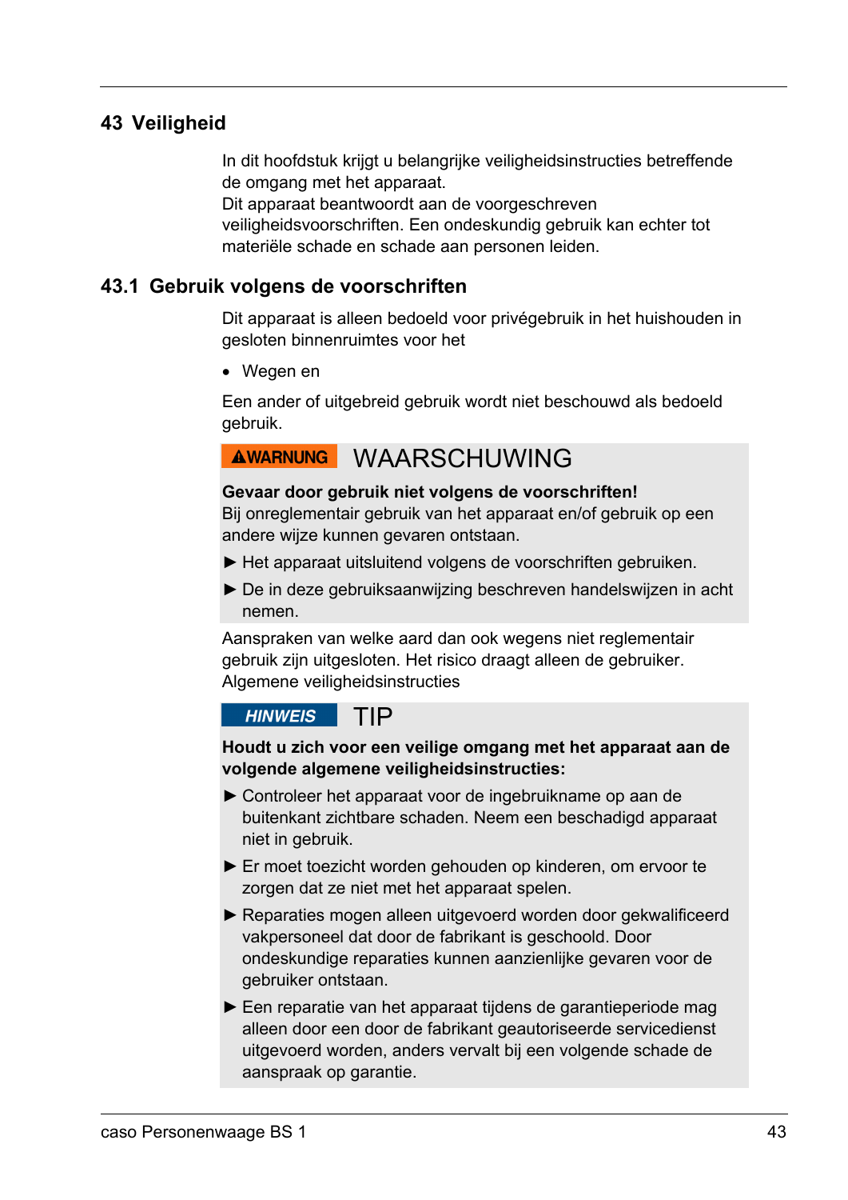## 43 Veiligheid

In dit hoofdstuk krijgt u belangrijke veiligheidsinstructies betreffende de omgang met het apparaat.
Dit apparaat beantwoordt aan de voorgeschreven veiligheidsvoorschriften. Een ondeskundig gebruik kan echter tot materiële schade en schade aan personen leiden.

### 43.1 Gebruik volgens de voorschriften

Dit apparaat is alleen bedoeld voor privégebruik in het huishouden in gesloten binnenruimtes voor het

- Wegen en

Een ander of uitgebreid gebruik wordt niet beschouwd als bedoeld gebruik.

**⚠WARNUNG** WAARSCHUWING

**Gevaar door gebruik niet volgens de voorschriften!**
Bij onreglementair gebruik van het apparaat en/of gebruik op een andere wijze kunnen gevaren ontstaan.

► Het apparaat uitsluitend volgens de voorschriften gebruiken.

► De in deze gebruiksaanwijzing beschreven handelswijzen in acht nemen.

Aanspraken van welke aard dan ook wegens niet reglementair gebruik zijn uitgesloten. Het risico draagt alleen de gebruiker.
Algemene veiligheidsinstructies

***HINWEIS*** TIP

**Houdt u zich voor een veilige omgang met het apparaat aan de volgende algemene veiligheidsinstructies:**

► Controleer het apparaat voor de ingebruikname op aan de buitenkant zichtbare schaden. Neem een beschadigd apparaat niet in gebruik.

► Er moet toezicht worden gehouden op kinderen, om ervoor te zorgen dat ze niet met het apparaat spelen.

► Reparaties mogen alleen uitgevoerd worden door gekwalificeerd vakpersoneel dat door de fabrikant is geschoold. Door ondeskundige reparaties kunnen aanzienlijke gevaren voor de gebruiker ontstaan.

► Een reparatie van het apparaat tijdens de garantieperiode mag alleen door een door de fabrikant geautoriseerde servicedienst uitgevoerd worden, anders vervalt bij een volgende schade de aanspraak op garantie.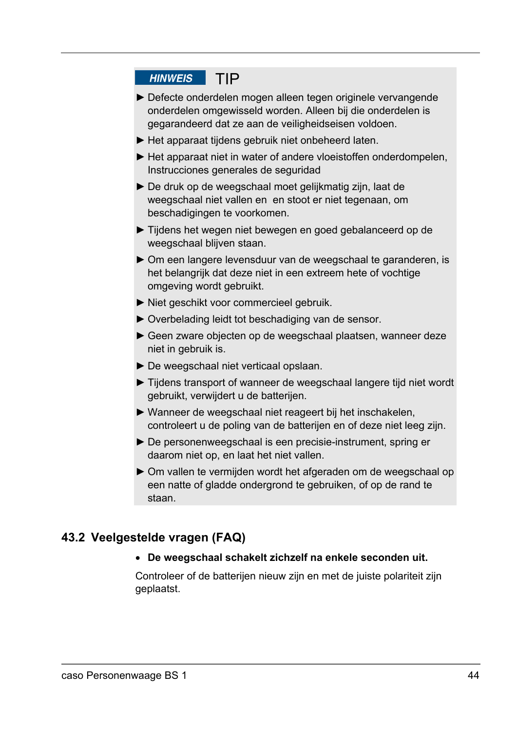**HINWEIS** TIP

- ► Defecte onderdelen mogen alleen tegen originele vervangende onderdelen omgewisseld worden. Alleen bij die onderdelen is gegarandeerd dat ze aan de veiligheidseisen voldoen.
- ► Het apparaat tijdens gebruik niet onbeheerd laten.
- ► Het apparaat niet in water of andere vloeistoffen onderdompelen, Instrucciones generales de seguridad
- ► De druk op de weegschaal moet gelijkmatig zijn, laat de weegschaal niet vallen en  en stoot er niet tegenaan, om beschadigingen te voorkomen.
- ► Tijdens het wegen niet bewegen en goed gebalanceerd op de weegschaal blijven staan.
- ► Om een langere levensduur van de weegschaal te garanderen, is het belangrijk dat deze niet in een extreem hete of vochtige omgeving wordt gebruikt.
- ► Niet geschikt voor commercieel gebruik.
- ► Overbelading leidt tot beschadiging van de sensor.
- ► Geen zware objecten op de weegschaal plaatsen, wanneer deze niet in gebruik is.
- ► De weegschaal niet verticaal opslaan.
- ► Tijdens transport of wanneer de weegschaal langere tijd niet wordt gebruikt, verwijdert u de batterijen.
- ► Wanneer de weegschaal niet reageert bij het inschakelen, controleert u de poling van de batterijen en of deze niet leeg zijn.
- ► De personenweegschaal is een precisie-instrument, spring er daarom niet op, en laat het niet vallen.
- ► Om vallen te vermijden wordt het afgeraden om de weegschaal op een natte of gladde ondergrond te gebruiken, of op de rand te staan.

## 43.2 Veelgestelde vragen (FAQ)

- **De weegschaal schakelt zichzelf na enkele seconden uit.**

Controleer of de batterijen nieuw zijn en met de juiste polariteit zijn geplaatst.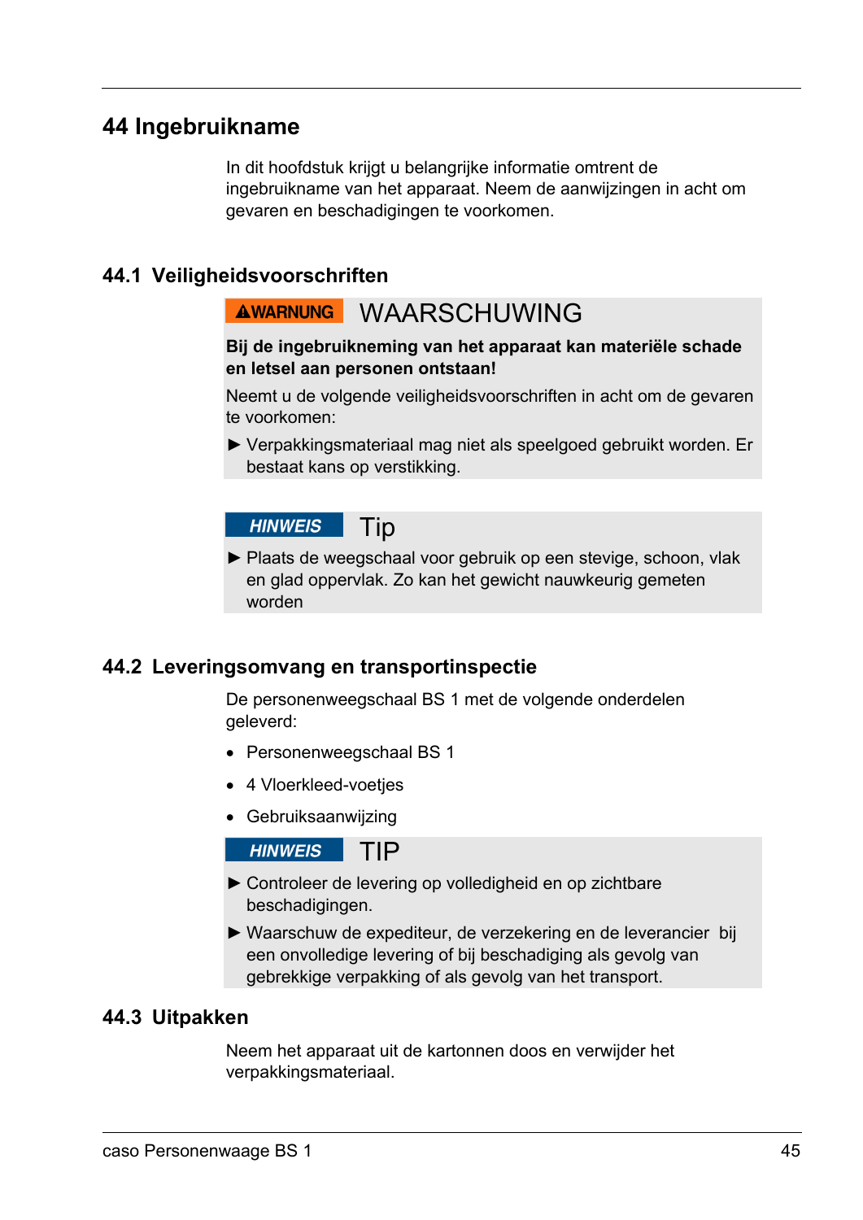# 44 Ingebruikname

In dit hoofdstuk krijgt u belangrijke informatie omtrent de ingebruikname van het apparaat. Neem de aanwijzingen in acht om gevaren en beschadigingen te voorkomen.

## 44.1 Veiligheidsvoorschriften

**⚠WARNUNG** WAARSCHUWING

**Bij de ingebruikneming van het apparaat kan materiële schade en letsel aan personen ontstaan!**

Neemt u de volgende veiligheidsvoorschriften in acht om de gevaren te voorkomen:

► Verpakkingsmateriaal mag niet als speelgoed gebruikt worden. Er bestaat kans op verstikking.

***HINWEIS*** Tip

► Plaats de weegschaal voor gebruik op een stevige, schoon, vlak en glad oppervlak. Zo kan het gewicht nauwkeurig gemeten worden

## 44.2 Leveringsomvang en transportinspectie

De personenweegschaal BS 1 met de volgende onderdelen geleverd:

- Personenweegschaal BS 1
- 4 Vloerkleed-voetjes
- Gebruiksaanwijzing

***HINWEIS*** TIP

► Controleer de levering op volledigheid en op zichtbare beschadigingen.

► Waarschuw de expediteur, de verzekering en de leverancier bij een onvolledige levering of bij beschadiging als gevolg van gebrekkige verpakking of als gevolg van het transport.

## 44.3 Uitpakken

Neem het apparaat uit de kartonnen doos en verwijder het verpakkingsmateriaal.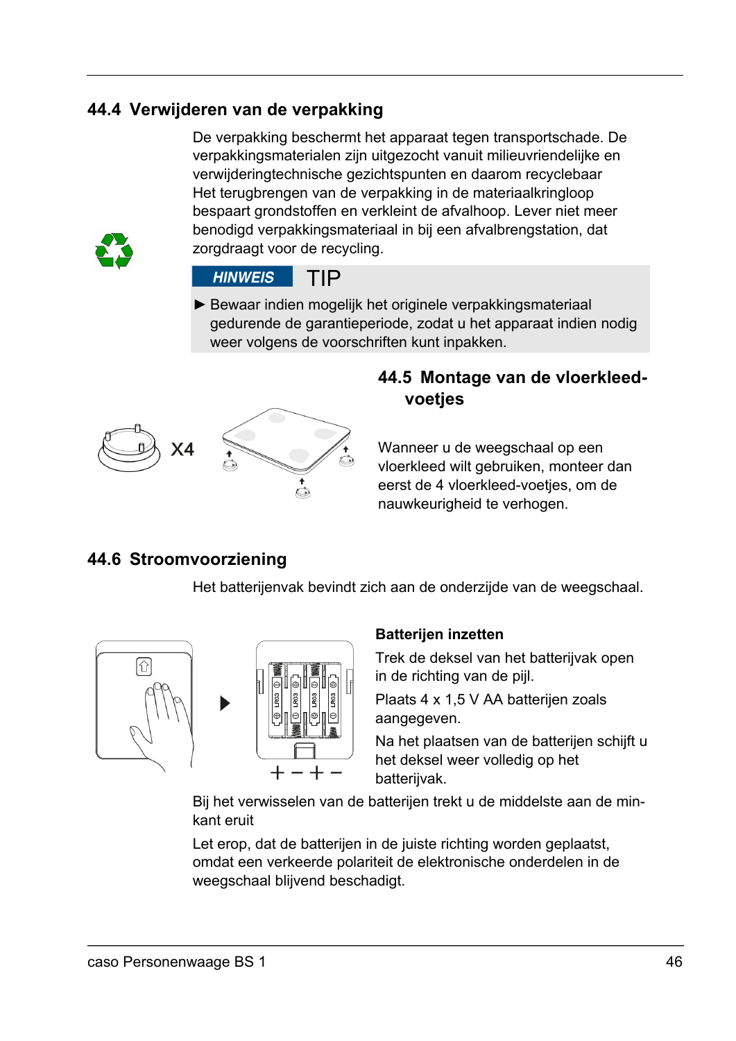## 44.4 Verwijderen van de verpakking

De verpakking beschermt het apparaat tegen transportschade. De verpakkingsmaterialen zijn uitgezocht vanuit milieuvriendelijke en verwijderingtechnische gezichtspunten en daarom recyclebaar Het terugbrengen van de verpakking in de materiaalkringloop bespaart grondstoffen en verkleint de afvalhoop. Lever niet meer benodigd verpakkingsmateriaal in bij een afvalbrengstation, dat zorgdraagt voor de recycling.

**HINWEIS** TIP

► Bewaar indien mogelijk het originele verpakkingsmateriaal gedurende de garantieperiode, zodat u het apparaat indien nodig weer volgens de voorschriften kunt inpakken.

## 44.5 Montage van de vloerkleed-voetjes

X4

Wanneer u de weegschaal op een vloerkleed wilt gebruiken, monteer dan eerst de 4 vloerkleed-voetjes, om de nauwkeurigheid te verhogen.

## 44.6 Stroomvoorziening

Het batterijenvak bevindt zich aan de onderzijde van de weegschaal.

**Batterijen inzetten**

Trek de deksel van het batterijvak open in de richting van de pijl.

Plaats 4 x 1,5 V AA batterijen zoals aangegeven.

Na het plaatsen van de batterijen schijft u het deksel weer volledig op het batterijvak.

Bij het verwisselen van de batterijen trekt u de middelste aan de min-kant eruit

Let erop, dat de batterijen in de juiste richting worden geplaatst, omdat een verkeerde polariteit de elektronische onderdelen in de weegschaal blijvend beschadigt.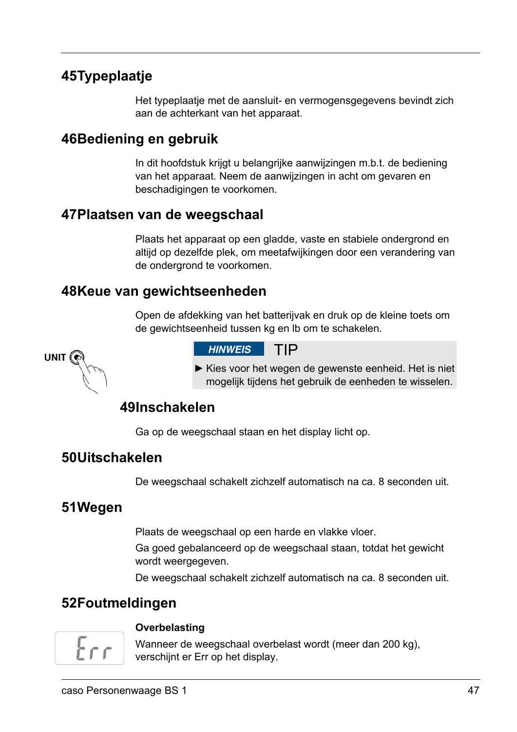## 45Typeplaatje

Het typeplaatje met de aansluit- en vermogensgegevens bevindt zich aan de achterkant van het apparaat.

## 46Bediening en gebruik

In dit hoofdstuk krijgt u belangrijke aanwijzingen m.b.t. de bediening van het apparaat. Neem de aanwijzingen in acht om gevaren en beschadigingen te voorkomen.

## 47Plaatsen van de weegschaal

Plaats het apparaat op een gladde, vaste en stabiele ondergrond en altijd op dezelfde plek, om meetafwijkingen door een verandering van de ondergrond te voorkomen.

## 48Keue van gewichtseenheden

Open de afdekking van het batterijvak en druk op de kleine toets om de gewichtseenheid tussen kg en lb om te schakelen.

UNIT

**HINWEIS** TIP

► Kies voor het wegen de gewenste eenheid. Het is niet mogelijk tijdens het gebruik de eenheden te wisselen.

## 49Inschakelen

Ga op de weegschaal staan en het display licht op.

## 50Uitschakelen

De weegschaal schakelt zichzelf automatisch na ca. 8 seconden uit.

## 51Wegen

Plaats de weegschaal op een harde en vlakke vloer.

Ga goed gebalanceerd op de weegschaal staan, totdat het gewicht wordt weergegeven.

De weegschaal schakelt zichzelf automatisch na ca. 8 seconden uit.

## 52Foutmeldingen

Err

**Overbelasting**

Wanneer de weegschaal overbelast wordt (meer dan 200 kg), verschijnt er Err op het display.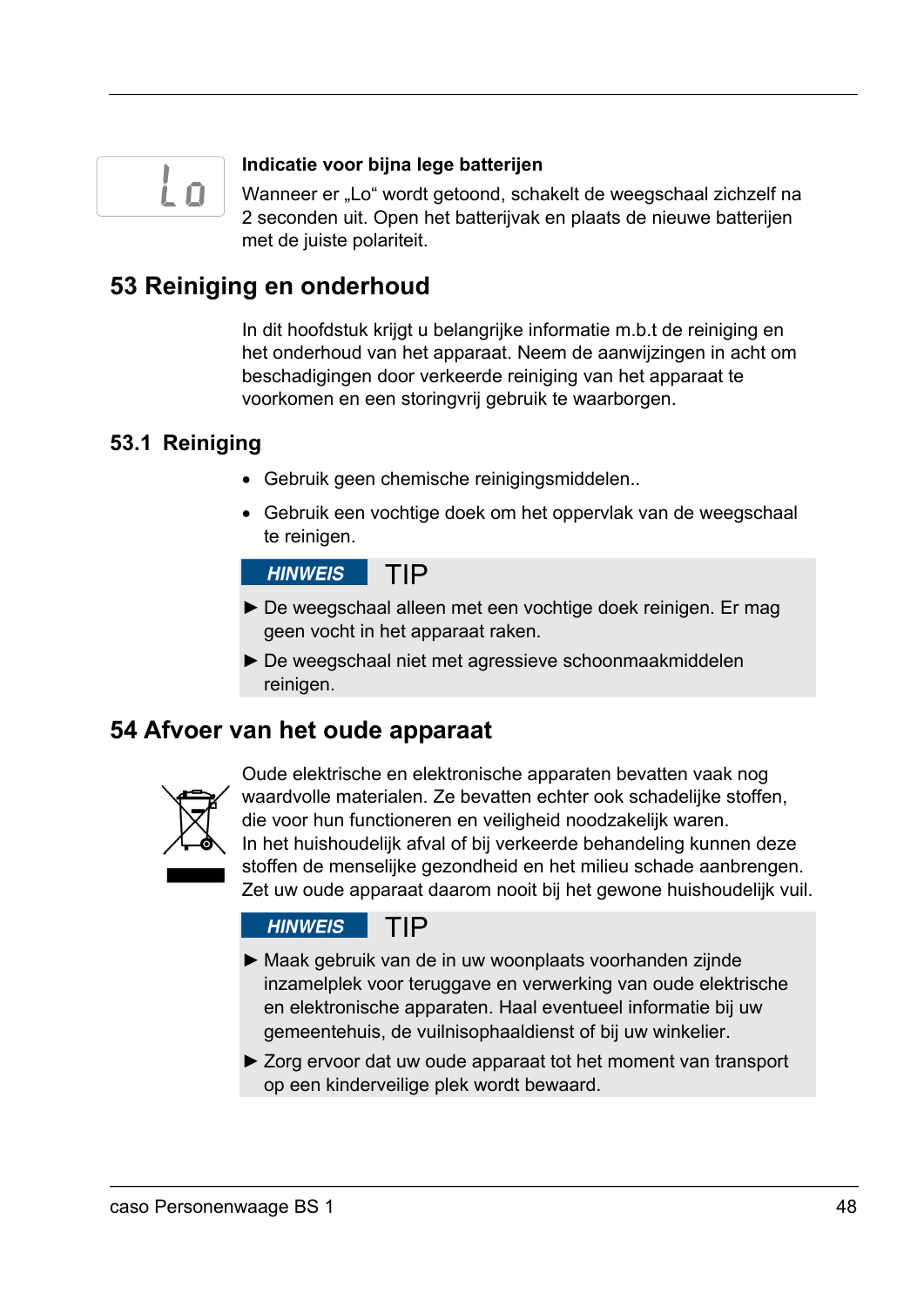**Indicatie voor bijna lege batterijen**

Wanneer er „Lo“ wordt getoond, schakelt de weegschaal zichzelf na 2 seconden uit. Open het batterijvak en plaats de nieuwe batterijen met de juiste polariteit.

# 53 Reiniging en onderhoud

In dit hoofdstuk krijgt u belangrijke informatie m.b.t de reiniging en het onderhoud van het apparaat. Neem de aanwijzingen in acht om beschadigingen door verkeerde reiniging van het apparaat te voorkomen en een storingvrij gebruik te waarborgen.

## 53.1 Reiniging

- Gebruik geen chemische reinigingsmiddelen..
- Gebruik een vochtige doek om het oppervlak van de weegschaal te reinigen.

**HINWEIS** TIP

► De weegschaal alleen met een vochtige doek reinigen. Er mag geen vocht in het apparaat raken.

► De weegschaal niet met agressieve schoonmaakmiddelen reinigen.

# 54 Afvoer van het oude apparaat

Oude elektrische en elektronische apparaten bevatten vaak nog waardvolle materialen. Ze bevatten echter ook schadelijke stoffen, die voor hun functioneren en veiligheid noodzakelijk waren.
In het huishoudelijk afval of bij verkeerde behandeling kunnen deze stoffen de menselijke gezondheid en het milieu schade aanbrengen. Zet uw oude apparaat daarom nooit bij het gewone huishoudelijk vuil.

**HINWEIS** TIP

► Maak gebruik van de in uw woonplaats voorhanden zijnde inzamelplek voor teruggave en verwerking van oude elektrische en elektronische apparaten. Haal eventueel informatie bij uw gemeentehuis, de vuilnisophaaldienst of bij uw winkelier.

► Zorg ervoor dat uw oude apparaat tot het moment van transport op een kinderveilige plek wordt bewaard.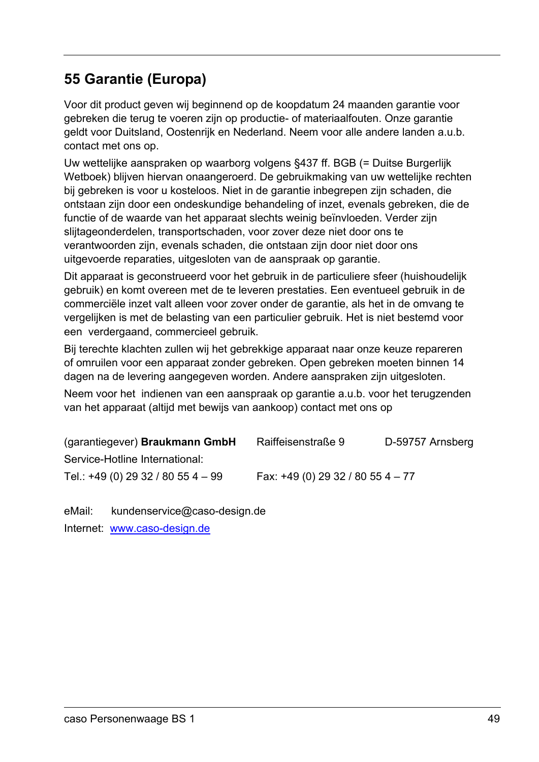## 55 Garantie (Europa)

Voor dit product geven wij beginnend op de koopdatum 24 maanden garantie voor gebreken die terug te voeren zijn op productie- of materiaalfouten. Onze garantie geldt voor Duitsland, Oostenrijk en Nederland. Neem voor alle andere landen a.u.b. contact met ons op.

Uw wettelijke aanspraken op waarborg volgens §437 ff. BGB (= Duitse Burgerlijk Wetboek) blijven hiervan onaangeroerd. De gebruikmaking van uw wettelijke rechten bij gebreken is voor u kosteloos. Niet in de garantie inbegrepen zijn schaden, die ontstaan zijn door een ondeskundige behandeling of inzet, evenals gebreken, die de functie of de waarde van het apparaat slechts weinig beïnvloeden. Verder zijn slijtageonderdelen, transportschaden, voor zover deze niet door ons te verantwoorden zijn, evenals schaden, die ontstaan zijn door niet door ons uitgevoerde reparaties, uitgesloten van de aanspraak op garantie.

Dit apparaat is geconstrueerd voor het gebruik in de particuliere sfeer (huishoudelijk gebruik) en komt overeen met de te leveren prestaties. Een eventueel gebruik in de commerciële inzet valt alleen voor zover onder de garantie, als het in de omvang te vergelijken is met de belasting van een particulier gebruik. Het is niet bestemd voor een verdergaand, commercieel gebruik.

Bij terechte klachten zullen wij het gebrekkige apparaat naar onze keuze repareren of omruilen voor een apparaat zonder gebreken. Open gebreken moeten binnen 14 dagen na de levering aangegeven worden. Andere aanspraken zijn uitgesloten.

Neem voor het indienen van een aanspraak op garantie a.u.b. voor het terugzenden van het apparaat (altijd met bewijs van aankoop) contact met ons op

(garantiegever) **Braukmann GmbH** Raiffeisenstraße 9 D-59757 Arnsberg

Service-Hotline International:

Tel.: +49 (0) 29 32 / 80 55 4 – 99 Fax: +49 (0) 29 32 / 80 55 4 – 77

eMail: kundenservice@caso-design.de

Internet: www.caso-design.de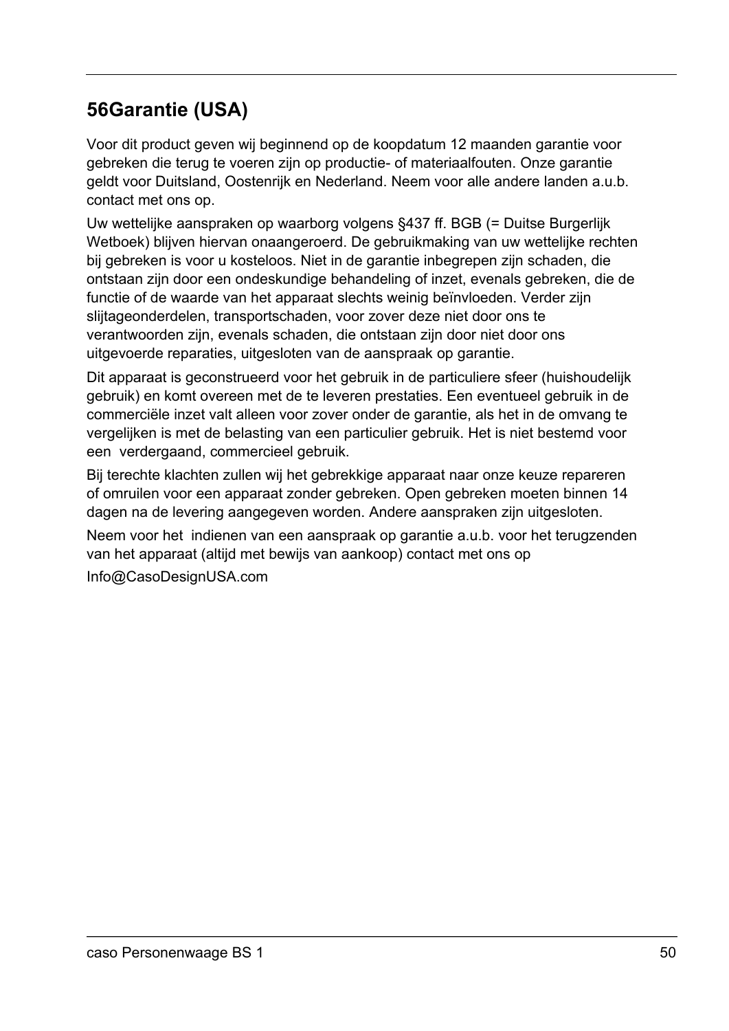## 56Garantie (USA)

Voor dit product geven wij beginnend op de koopdatum 12 maanden garantie voor gebreken die terug te voeren zijn op productie- of materiaalfouten. Onze garantie geldt voor Duitsland, Oostenrijk en Nederland. Neem voor alle andere landen a.u.b. contact met ons op.

Uw wettelijke aanspraken op waarborg volgens §437 ff. BGB (= Duitse Burgerlijk Wetboek) blijven hiervan onaangeroerd. De gebruikmaking van uw wettelijke rechten bij gebreken is voor u kosteloos. Niet in de garantie inbegrepen zijn schaden, die ontstaan zijn door een ondeskundige behandeling of inzet, evenals gebreken, die de functie of de waarde van het apparaat slechts weinig beïnvloeden. Verder zijn slijtageonderdelen, transportschaden, voor zover deze niet door ons te verantwoorden zijn, evenals schaden, die ontstaan zijn door niet door ons uitgevoerde reparaties, uitgesloten van de aanspraak op garantie.

Dit apparaat is geconstrueerd voor het gebruik in de particuliere sfeer (huishoudelijk gebruik) en komt overeen met de te leveren prestaties. Een eventueel gebruik in de commerciële inzet valt alleen voor zover onder de garantie, als het in de omvang te vergelijken is met de belasting van een particulier gebruik. Het is niet bestemd voor een verdergaand, commercieel gebruik.

Bij terechte klachten zullen wij het gebrekkige apparaat naar onze keuze repareren of omruilen voor een apparaat zonder gebreken. Open gebreken moeten binnen 14 dagen na de levering aangegeven worden. Andere aanspraken zijn uitgesloten.

Neem voor het indienen van een aanspraak op garantie a.u.b. voor het terugzenden van het apparaat (altijd met bewijs van aankoop) contact met ons op

Info@CasoDesignUSA.com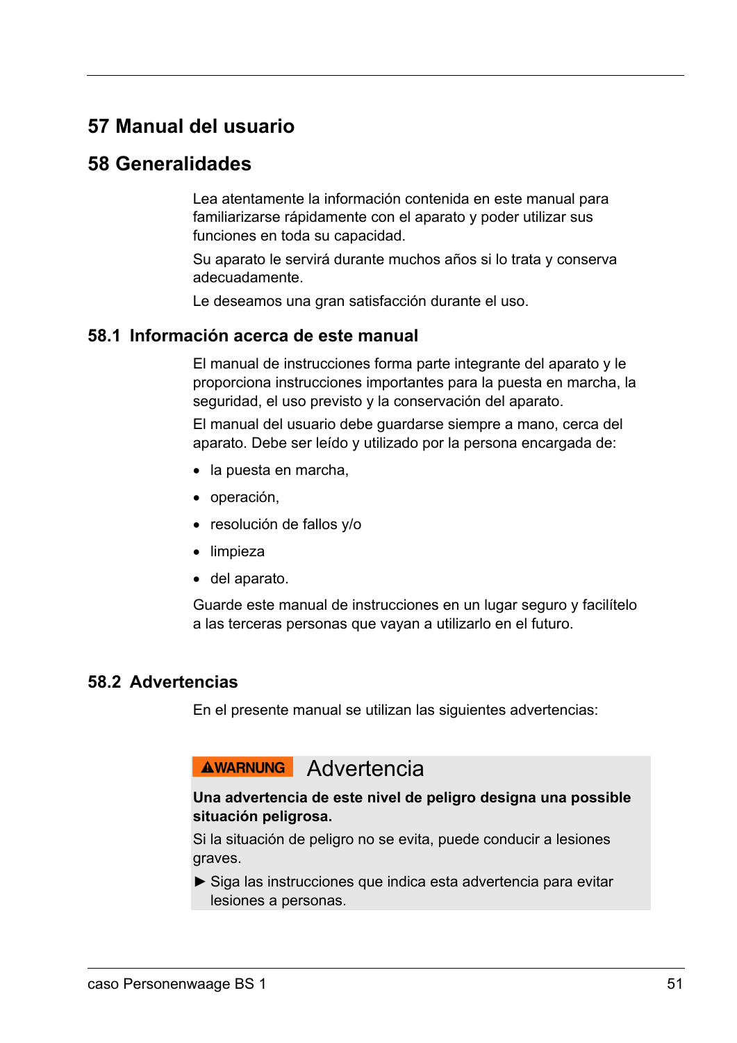# 57 Manual del usuario

# 58 Generalidades

Lea atentamente la información contenida en este manual para familiarizarse rápidamente con el aparato y poder utilizar sus funciones en toda su capacidad.

Su aparato le servirá durante muchos años si lo trata y conserva adecuadamente.

Le deseamos una gran satisfacción durante el uso.

## 58.1 Información acerca de este manual

El manual de instrucciones forma parte integrante del aparato y le proporciona instrucciones importantes para la puesta en marcha, la seguridad, el uso previsto y la conservación del aparato.

El manual del usuario debe guardarse siempre a mano, cerca del aparato. Debe ser leído y utilizado por la persona encargada de:

- la puesta en marcha,
- operación,
- resolución de fallos y/o
- limpieza
- del aparato.

Guarde este manual de instrucciones en un lugar seguro y facilítelo a las terceras personas que vayan a utilizarlo en el futuro.

## 58.2 Advertencias

En el presente manual se utilizan las siguientes advertencias:

**⚠WARNUNG** Advertencia

**Una advertencia de este nivel de peligro designa una possible situación peligrosa.**

Si la situación de peligro no se evita, puede conducir a lesiones graves.

► Siga las instrucciones que indica esta advertencia para evitar lesiones a personas.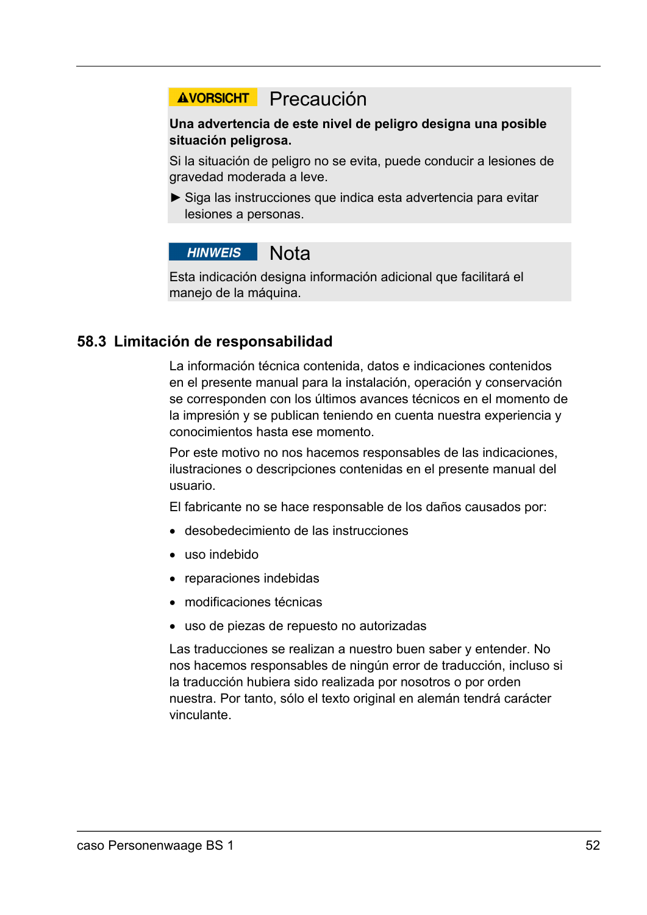**⚠VORSICHT** Precaución

**Una advertencia de este nivel de peligro designa una posible situación peligrosa.**

Si la situación de peligro no se evita, puede conducir a lesiones de gravedad moderada a leve.

► Siga las instrucciones que indica esta advertencia para evitar lesiones a personas.

***HINWEIS*** Nota

Esta indicación designa información adicional que facilitará el manejo de la máquina.

## 58.3 Limitación de responsabilidad

La información técnica contenida, datos e indicaciones contenidos en el presente manual para la instalación, operación y conservación se corresponden con los últimos avances técnicos en el momento de la impresión y se publican teniendo en cuenta nuestra experiencia y conocimientos hasta ese momento.

Por este motivo no nos hacemos responsables de las indicaciones, ilustraciones o descripciones contenidas en el presente manual del usuario.

El fabricante no se hace responsable de los daños causados por:

- desobedecimiento de las instrucciones
- uso indebido
- reparaciones indebidas
- modificaciones técnicas
- uso de piezas de repuesto no autorizadas

Las traducciones se realizan a nuestro buen saber y entender. No nos hacemos responsables de ningún error de traducción, incluso si la traducción hubiera sido realizada por nosotros o por orden nuestra. Por tanto, sólo el texto original en alemán tendrá carácter vinculante.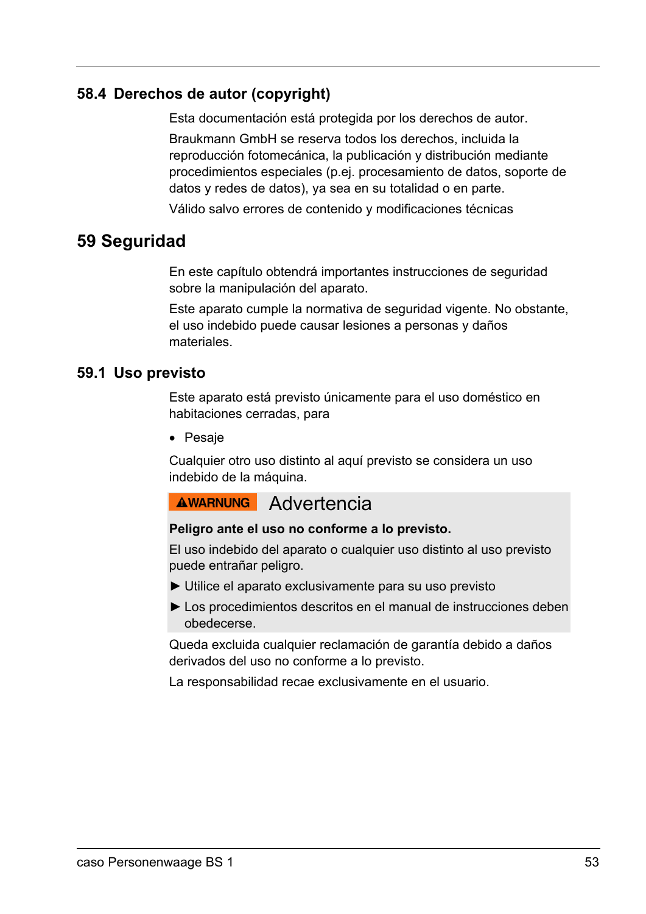### 58.4 Derechos de autor (copyright)

Esta documentación está protegida por los derechos de autor.

Braukmann GmbH se reserva todos los derechos, incluida la reproducción fotomecánica, la publicación y distribución mediante procedimientos especiales (p.ej. procesamiento de datos, soporte de datos y redes de datos), ya sea en su totalidad o en parte.

Válido salvo errores de contenido y modificaciones técnicas

## 59 Seguridad

En este capítulo obtendrá importantes instrucciones de seguridad sobre la manipulación del aparato.

Este aparato cumple la normativa de seguridad vigente. No obstante, el uso indebido puede causar lesiones a personas y daños materiales.

### 59.1 Uso previsto

Este aparato está previsto únicamente para el uso doméstico en habitaciones cerradas, para

- Pesaje

Cualquier otro uso distinto al aquí previsto se considera un uso indebido de la máquina.

**⚠WARNUNG** Advertencia

**Peligro ante el uso no conforme a lo previsto.**

El uso indebido del aparato o cualquier uso distinto al uso previsto puede entrañar peligro.

► Utilice el aparato exclusivamente para su uso previsto

► Los procedimientos descritos en el manual de instrucciones deben obedecerse.

Queda excluida cualquier reclamación de garantía debido a daños derivados del uso no conforme a lo previsto.

La responsabilidad recae exclusivamente en el usuario.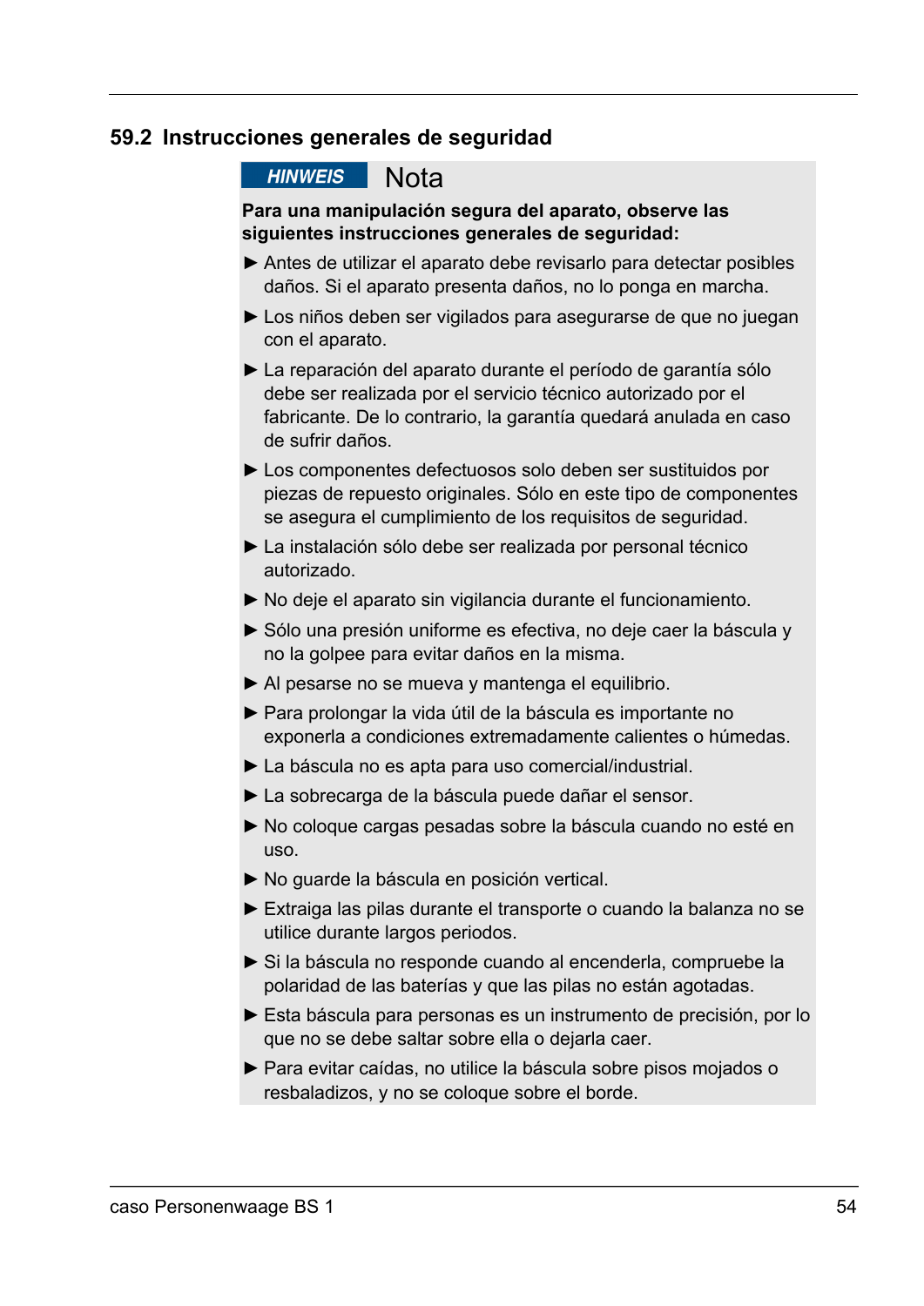## 59.2 Instrucciones generales de seguridad

**HINWEIS** Nota

**Para una manipulación segura del aparato, observe las siguientes instrucciones generales de seguridad:**

- ► Antes de utilizar el aparato debe revisarlo para detectar posibles daños. Si el aparato presenta daños, no lo ponga en marcha.
- ► Los niños deben ser vigilados para asegurarse de que no juegan con el aparato.
- ► La reparación del aparato durante el período de garantía sólo debe ser realizada por el servicio técnico autorizado por el fabricante. De lo contrario, la garantía quedará anulada en caso de sufrir daños.
- ► Los componentes defectuosos solo deben ser sustituidos por piezas de repuesto originales. Sólo en este tipo de componentes se asegura el cumplimiento de los requisitos de seguridad.
- ► La instalación sólo debe ser realizada por personal técnico autorizado.
- ► No deje el aparato sin vigilancia durante el funcionamiento.
- ► Sólo una presión uniforme es efectiva, no deje caer la báscula y no la golpee para evitar daños en la misma.
- ► Al pesarse no se mueva y mantenga el equilibrio.
- ► Para prolongar la vida útil de la báscula es importante no exponerla a condiciones extremadamente calientes o húmedas.
- ► La báscula no es apta para uso comercial/industrial.
- ► La sobrecarga de la báscula puede dañar el sensor.
- ► No coloque cargas pesadas sobre la báscula cuando no esté en uso.
- ► No guarde la báscula en posición vertical.
- ► Extraiga las pilas durante el transporte o cuando la balanza no se utilice durante largos periodos.
- ► Si la báscula no responde cuando al encenderla, compruebe la polaridad de las baterías y que las pilas no están agotadas.
- ► Esta báscula para personas es un instrumento de precisión, por lo que no se debe saltar sobre ella o dejarla caer.
- ► Para evitar caídas, no utilice la báscula sobre pisos mojados o resbaladizos, y no se coloque sobre el borde.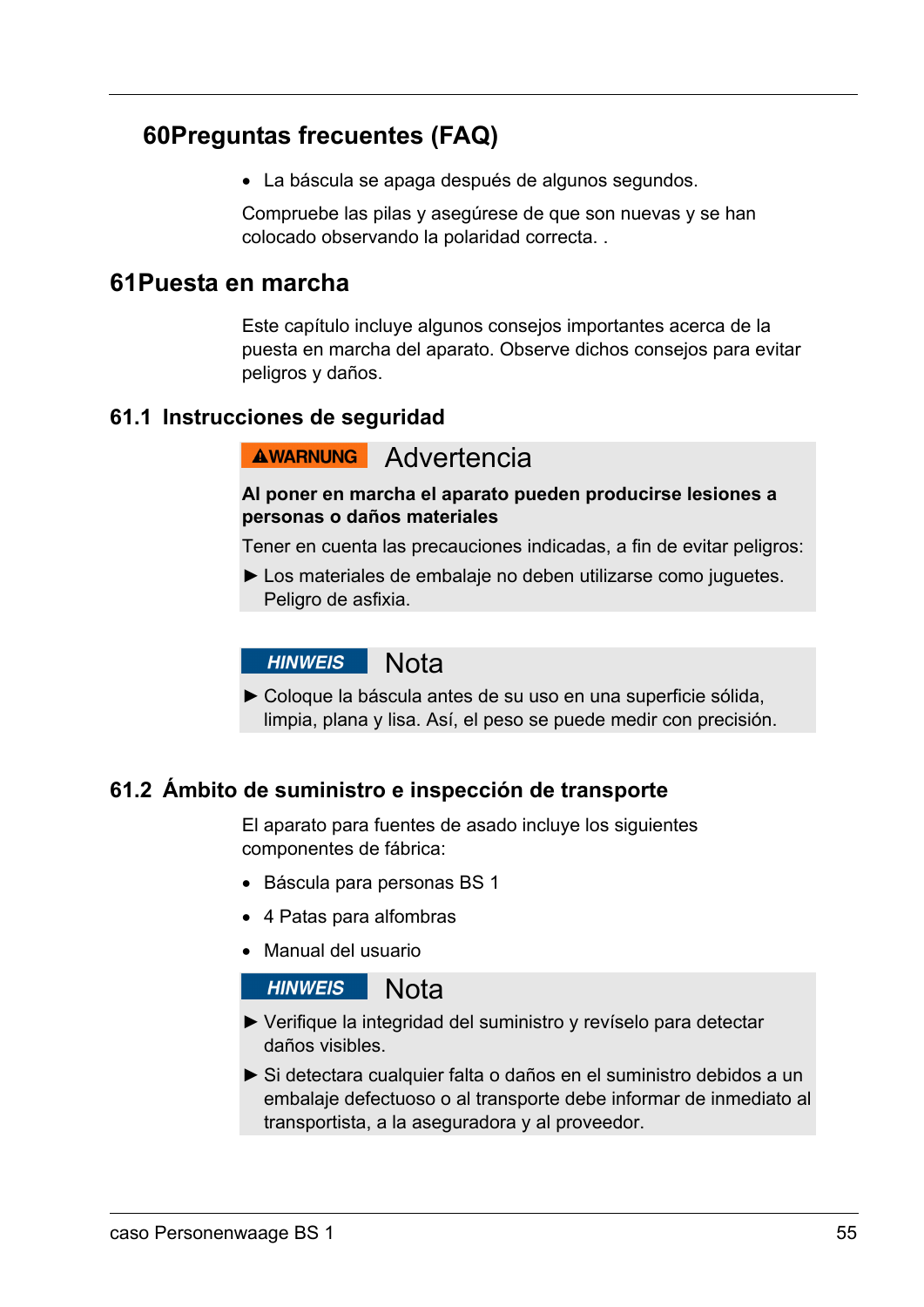## 60Preguntas frecuentes (FAQ)

- La báscula se apaga después de algunos segundos.

Compruebe las pilas y asegúrese de que son nuevas y se han colocado observando la polaridad correcta. .

## 61Puesta en marcha

Este capítulo incluye algunos consejos importantes acerca de la puesta en marcha del aparato. Observe dichos consejos para evitar peligros y daños.

### 61.1 Instrucciones de seguridad

**⚠WARNUNG** Advertencia

**Al poner en marcha el aparato pueden producirse lesiones a personas o daños materiales**

Tener en cuenta las precauciones indicadas, a fin de evitar peligros:

► Los materiales de embalaje no deben utilizarse como juguetes. Peligro de asfixia.

***HINWEIS*** Nota

► Coloque la báscula antes de su uso en una superficie sólida, limpia, plana y lisa. Así, el peso se puede medir con precisión.

### 61.2 Ámbito de suministro e inspección de transporte

El aparato para fuentes de asado incluye los siguientes componentes de fábrica:

- Báscula para personas BS 1
- 4 Patas para alfombras
- Manual del usuario

***HINWEIS*** Nota

► Verifique la integridad del suministro y revíselo para detectar daños visibles.

► Si detectara cualquier falta o daños en el suministro debidos a un embalaje defectuoso o al transporte debe informar de inmediato al transportista, a la aseguradora y al proveedor.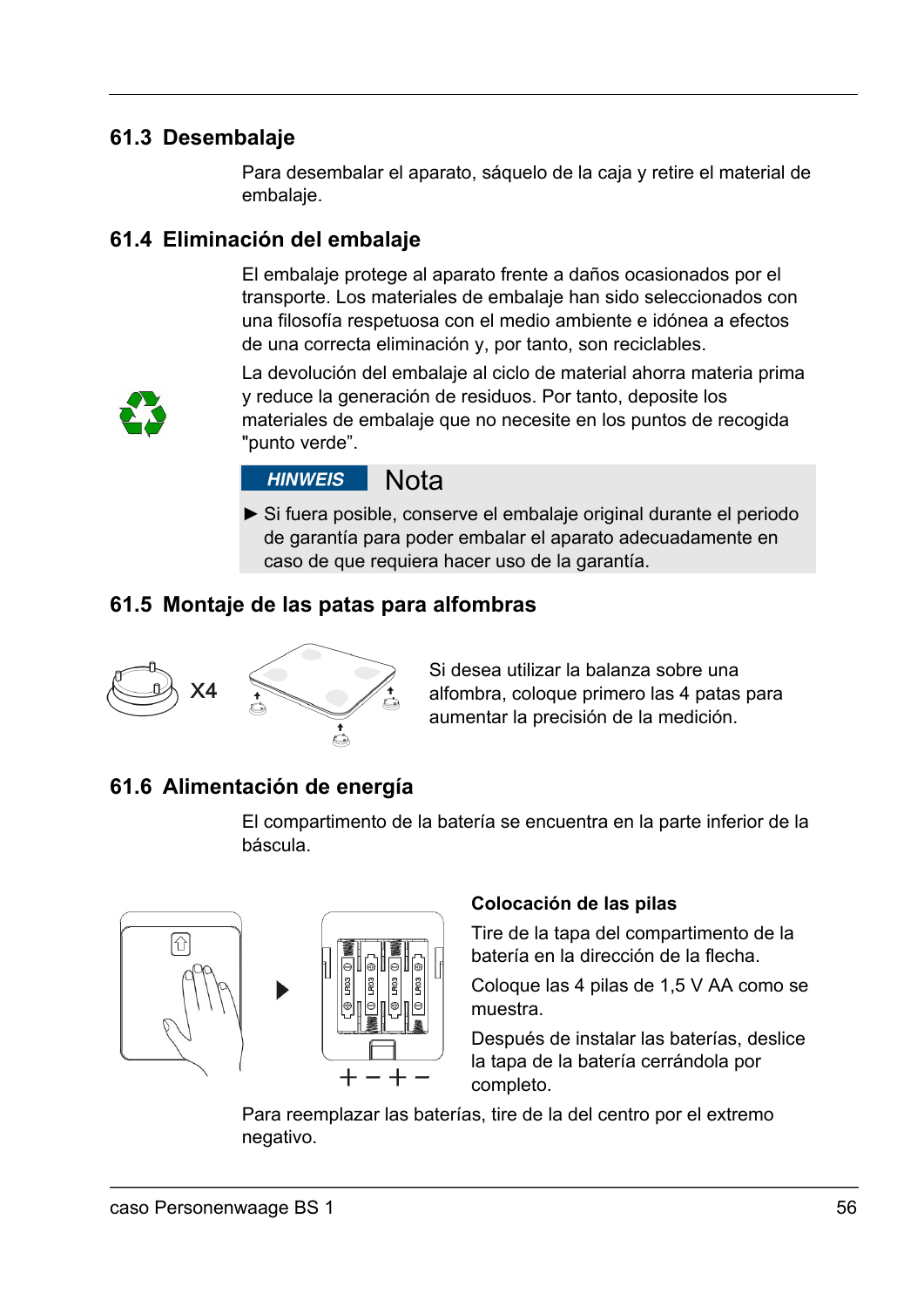## 61.3 Desembalaje

Para desembalar el aparato, sáquelo de la caja y retire el material de embalaje.

## 61.4 Eliminación del embalaje

El embalaje protege al aparato frente a daños ocasionados por el transporte. Los materiales de embalaje han sido seleccionados con una filosofía respetuosa con el medio ambiente e idónea a efectos de una correcta eliminación y, por tanto, son reciclables.

La devolución del embalaje al ciclo de material ahorra materia prima y reduce la generación de residuos. Por tanto, deposite los materiales de embalaje que no necesite en los puntos de recogida "punto verde”.

**HINWEIS** Nota

► Si fuera posible, conserve el embalaje original durante el periodo de garantía para poder embalar el aparato adecuadamente en caso de que requiera hacer uso de la garantía.

## 61.5 Montaje de las patas para alfombras

X4

Si desea utilizar la balanza sobre una alfombra, coloque primero las 4 patas para aumentar la precisión de la medición.

## 61.6 Alimentación de energía

El compartimento de la batería se encuentra en la parte inferior de la báscula.

**Colocación de las pilas**

Tire de la tapa del compartimento de la batería en la dirección de la flecha.

Coloque las 4 pilas de 1,5 V AA como se muestra.

Después de instalar las baterías, deslice la tapa de la batería cerrándola por completo.

Para reemplazar las baterías, tire de la del centro por el extremo negativo.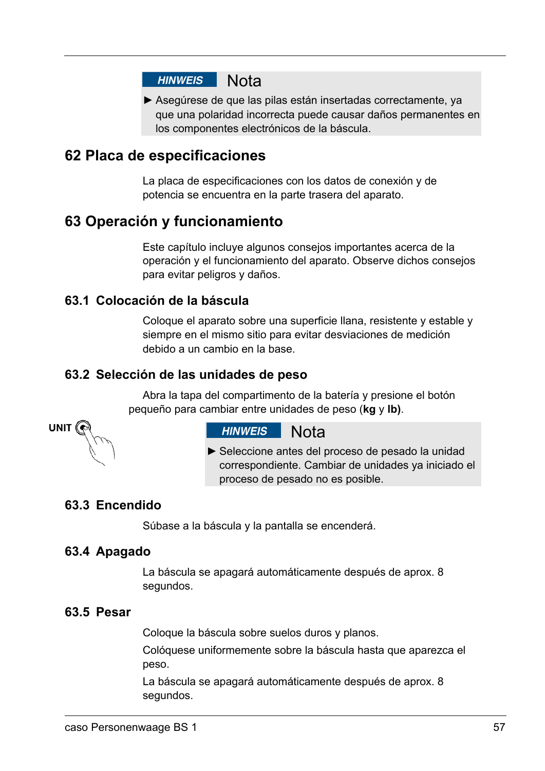**HINWEIS** Nota

► Asegúrese de que las pilas están insertadas correctamente, ya que una polaridad incorrecta puede causar daños permanentes en los componentes electrónicos de la báscula.

# 62 Placa de especificaciones

La placa de especificaciones con los datos de conexión y de potencia se encuentra en la parte trasera del aparato.

# 63 Operación y funcionamiento

Este capítulo incluye algunos consejos importantes acerca de la operación y el funcionamiento del aparato. Observe dichos consejos para evitar peligros y daños.

## 63.1 Colocación de la báscula

Coloque el aparato sobre una superficie llana, resistente y estable y siempre en el mismo sitio para evitar desviaciones de medición debido a un cambio en la base.

## 63.2 Selección de las unidades de peso

Abra la tapa del compartimento de la batería y presione el botón pequeño para cambiar entre unidades de peso (**kg** y **lb**).

UNIT

**HINWEIS** Nota

► Seleccione antes del proceso de pesado la unidad correspondiente. Cambiar de unidades ya iniciado el proceso de pesado no es posible.

## 63.3 Encendido

Súbase a la báscula y la pantalla se encenderá.

## 63.4 Apagado

La báscula se apagará automáticamente después de aprox. 8 segundos.

## 63.5 Pesar

Coloque la báscula sobre suelos duros y planos.

Colóquese uniformemente sobre la báscula hasta que aparezca el peso.

La báscula se apagará automáticamente después de aprox. 8 segundos.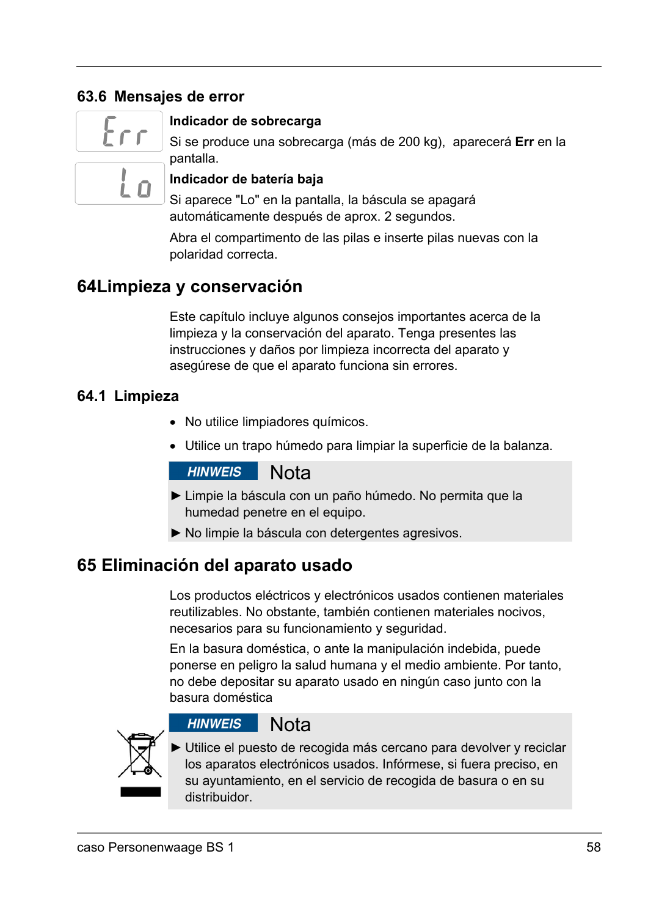### 63.6 Mensajes de error

**Indicador de sobrecarga**

Si se produce una sobrecarga (más de 200 kg), aparecerá **Err** en la pantalla.

**Indicador de batería baja**

Si aparece "Lo" en la pantalla, la báscula se apagará automáticamente después de aprox. 2 segundos.

Abra el compartimento de las pilas e inserte pilas nuevas con la polaridad correcta.

## 64 Limpieza y conservación

Este capítulo incluye algunos consejos importantes acerca de la limpieza y la conservación del aparato. Tenga presentes las instrucciones y daños por limpieza incorrecta del aparato y asegúrese de que el aparato funciona sin errores.

### 64.1 Limpieza

- No utilice limpiadores químicos.
- Utilice un trapo húmedo para limpiar la superficie de la balanza.

**HINWEIS** Nota

► Limpie la báscula con un paño húmedo. No permita que la humedad penetre en el equipo.

► No limpie la báscula con detergentes agresivos.

## 65 Eliminación del aparato usado

Los productos eléctricos y electrónicos usados contienen materiales reutilizables. No obstante, también contienen materiales nocivos, necesarios para su funcionamiento y seguridad.

En la basura doméstica, o ante la manipulación indebida, puede ponerse en peligro la salud humana y el medio ambiente. Por tanto, no debe depositar su aparato usado en ningún caso junto con la basura doméstica

**HINWEIS** Nota

► Utilice el puesto de recogida más cercano para devolver y reciclar los aparatos electrónicos usados. Infórmese, si fuera preciso, en su ayuntamiento, en el servicio de recogida de basura o en su distribuidor.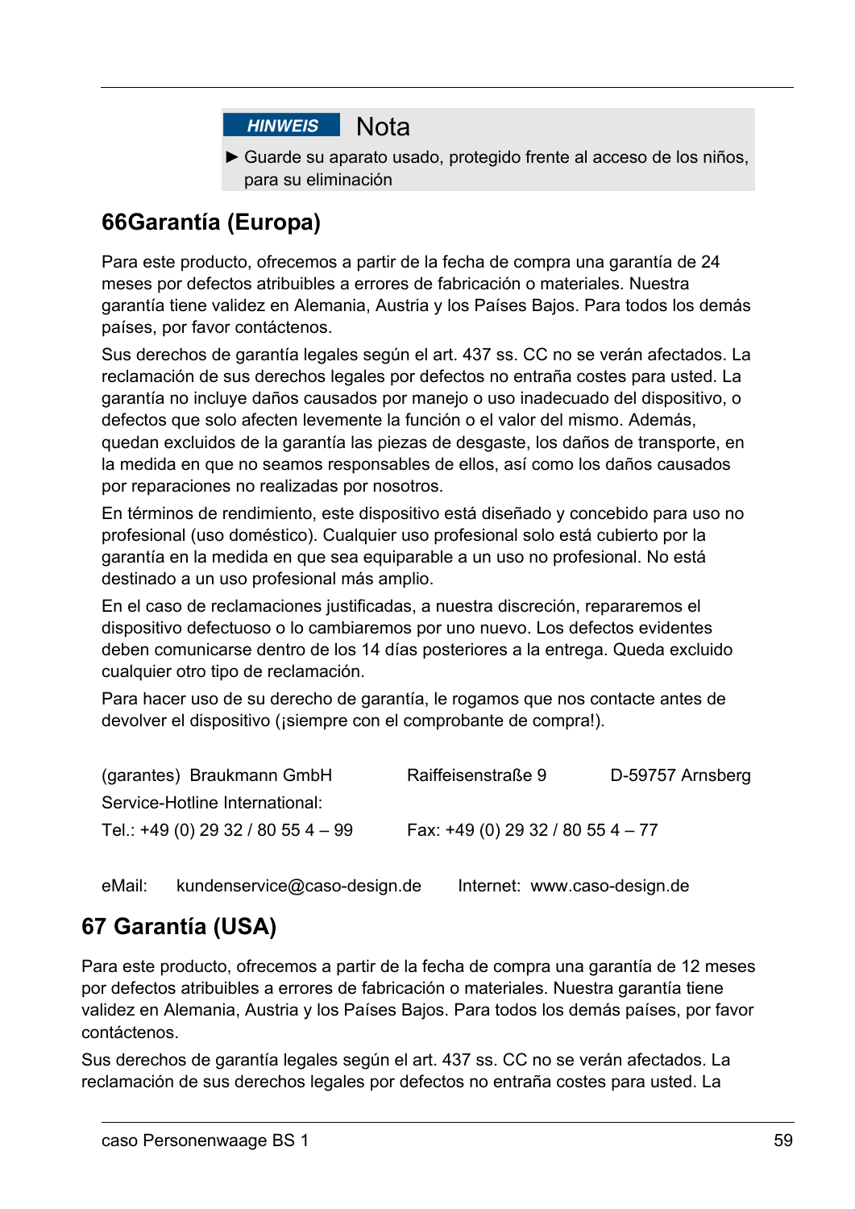**HINWEIS** Nota

► Guarde su aparato usado, protegido frente al acceso de los niños, para su eliminación

## 66Garantía (Europa)

Para este producto, ofrecemos a partir de la fecha de compra una garantía de 24 meses por defectos atribuibles a errores de fabricación o materiales. Nuestra garantía tiene validez en Alemania, Austria y los Países Bajos. Para todos los demás países, por favor contáctenos.

Sus derechos de garantía legales según el art. 437 ss. CC no se verán afectados. La reclamación de sus derechos legales por defectos no entraña costes para usted. La garantía no incluye daños causados por manejo o uso inadecuado del dispositivo, o defectos que solo afecten levemente la función o el valor del mismo. Además, quedan excluidos de la garantía las piezas de desgaste, los daños de transporte, en la medida en que no seamos responsables de ellos, así como los daños causados por reparaciones no realizadas por nosotros.

En términos de rendimiento, este dispositivo está diseñado y concebido para uso no profesional (uso doméstico). Cualquier uso profesional solo está cubierto por la garantía en la medida en que sea equiparable a un uso no profesional. No está destinado a un uso profesional más amplio.

En el caso de reclamaciones justificadas, a nuestra discreción, repararemos el dispositivo defectuoso o lo cambiaremos por uno nuevo. Los defectos evidentes deben comunicarse dentro de los 14 días posteriores a la entrega. Queda excluido cualquier otro tipo de reclamación.

Para hacer uso de su derecho de garantía, le rogamos que nos contacte antes de devolver el dispositivo (¡siempre con el comprobante de compra!).

(garantes) Braukmann GmbH Raiffeisenstraße 9 D-59757 Arnsberg

Service-Hotline International:

Tel.: +49 (0) 29 32 / 80 55 4 – 99 Fax: +49 (0) 29 32 / 80 55 4 – 77

eMail: kundenservice@caso-design.de Internet: www.caso-design.de

## 67 Garantía (USA)

Para este producto, ofrecemos a partir de la fecha de compra una garantía de 12 meses por defectos atribuibles a errores de fabricación o materiales. Nuestra garantía tiene validez en Alemania, Austria y los Países Bajos. Para todos los demás países, por favor contáctenos.

Sus derechos de garantía legales según el art. 437 ss. CC no se verán afectados. La reclamación de sus derechos legales por defectos no entraña costes para usted. La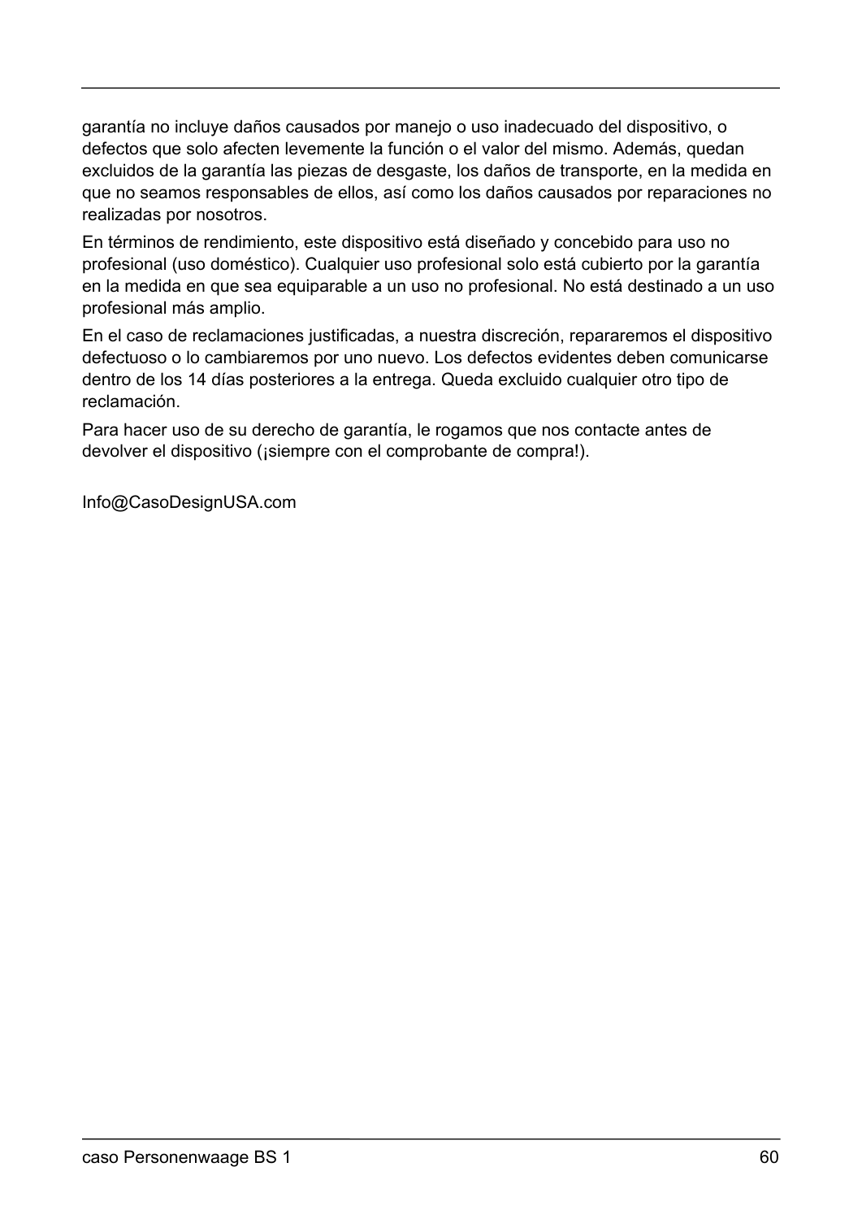garantía no incluye daños causados por manejo o uso inadecuado del dispositivo, o defectos que solo afecten levemente la función o el valor del mismo. Además, quedan excluidos de la garantía las piezas de desgaste, los daños de transporte, en la medida en que no seamos responsables de ellos, así como los daños causados por reparaciones no realizadas por nosotros.

En términos de rendimiento, este dispositivo está diseñado y concebido para uso no profesional (uso doméstico). Cualquier uso profesional solo está cubierto por la garantía en la medida en que sea equiparable a un uso no profesional. No está destinado a un uso profesional más amplio.

En el caso de reclamaciones justificadas, a nuestra discreción, repararemos el dispositivo defectuoso o lo cambiaremos por uno nuevo. Los defectos evidentes deben comunicarse dentro de los 14 días posteriores a la entrega. Queda excluido cualquier otro tipo de reclamación.

Para hacer uso de su derecho de garantía, le rogamos que nos contacte antes de devolver el dispositivo (¡siempre con el comprobante de compra!).

Info@CasoDesignUSA.com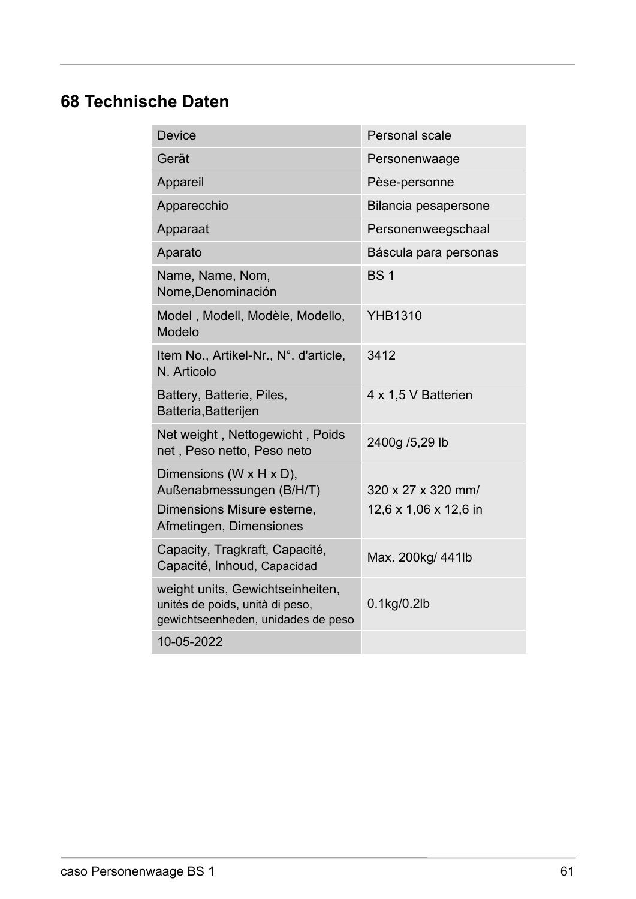## 68 Technische Daten

| | |
|---|---|
| Device | Personal scale |
| Gerät | Personenwaage |
| Appareil | Pèse-personne |
| Apparecchio | Bilancia pesapersone |
| Apparaat | Personenweegschaal |
| Aparato | Báscula para personas |
| Name, Name, Nom, Nome,Denominación | BS 1 |
| Model , Modell, Modèle, Modello, Modelo | YHB1310 |
| Item No., Artikel-Nr., N°. d'article, N. Articolo | 3412 |
| Battery, Batterie, Piles, Batteria,Batterijen | 4 x 1,5 V Batterien |
| Net weight , Nettogewicht , Poids net , Peso netto, Peso neto | 2400g /5,29 lb |
| Dimensions (W x H x D), Außenabmessungen (B/H/T) Dimensions Misure esterne, Afmetingen, Dimensiones | 320 x 27 x 320 mm/ 12,6 x 1,06 x 12,6 in |
| Capacity, Tragkraft, Capacité, Capacité, Inhoud, Capacidad | Max. 200kg/ 441lb |
| weight units, Gewichtseinheiten, unités de poids, unità di peso, gewichtseenheden, unidades de peso | 0.1kg/0.2lb |
| 10-05-2022 | |